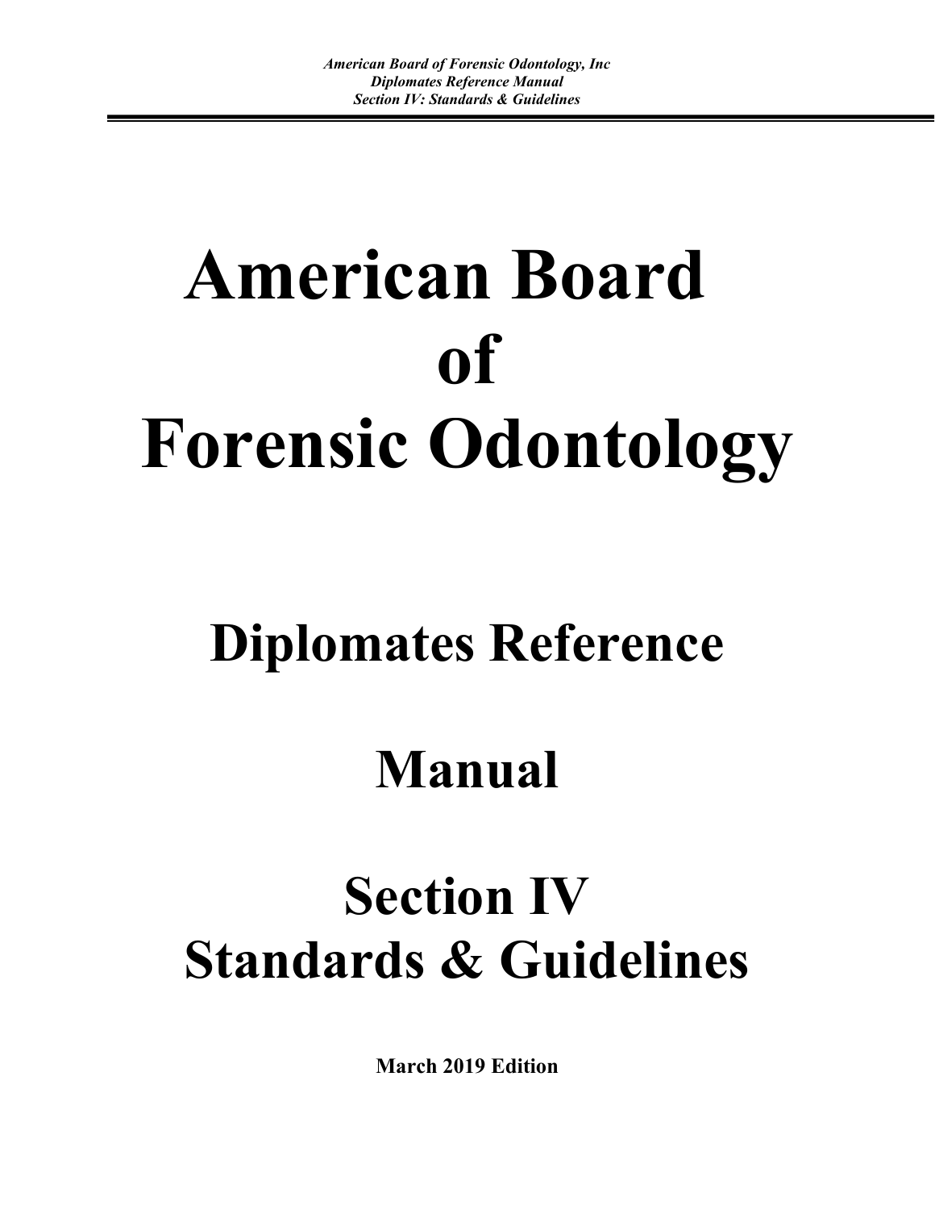# American Board of Forensic Odontology

## Diplomates Reference Manual

## Section IV
## Standards & Guidelines

**March 2019 Edition**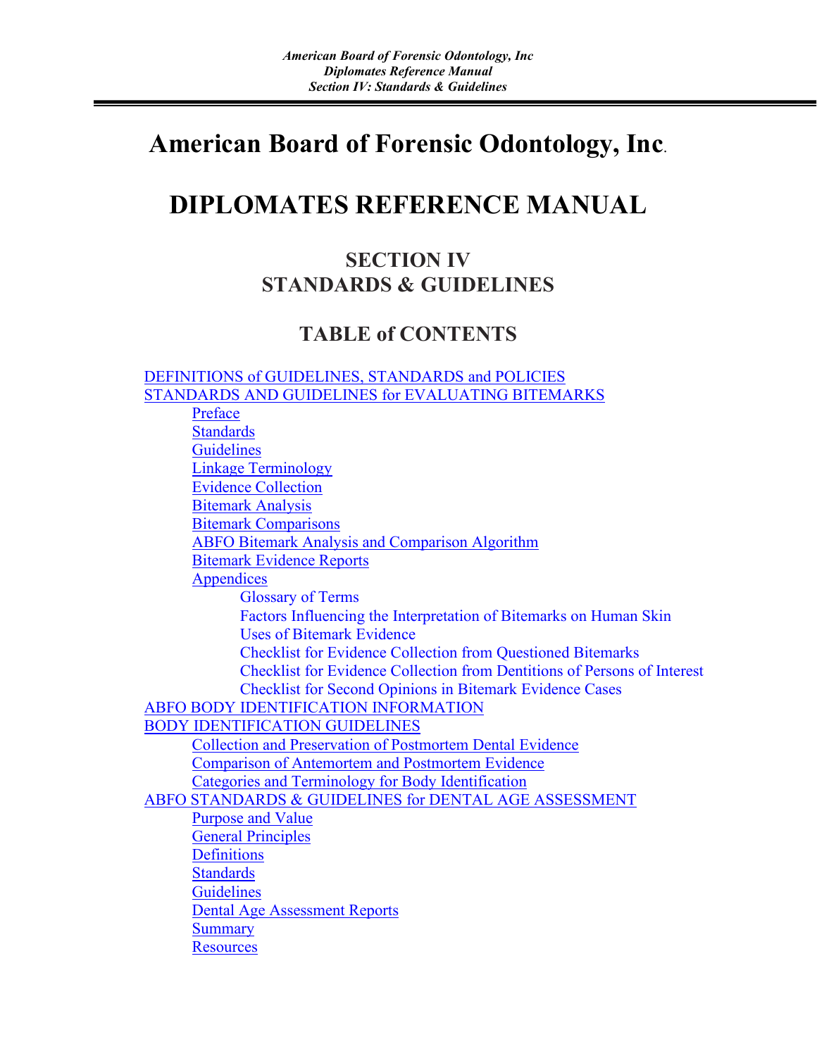# American Board of Forensic Odontology, Inc.

# DIPLOMATES REFERENCE MANUAL

## SECTION IV
## STANDARDS & GUIDELINES

## TABLE of CONTENTS

- DEFINITIONS of GUIDELINES, STANDARDS and POLICIES
- STANDARDS AND GUIDELINES for EVALUATING BITEMARKS
  - Preface
  - Standards
  - Guidelines
  - Linkage Terminology
  - Evidence Collection
  - Bitemark Analysis
  - Bitemark Comparisons
  - ABFO Bitemark Analysis and Comparison Algorithm
  - Bitemark Evidence Reports
  - Appendices
    - Glossary of Terms
    - Factors Influencing the Interpretation of Bitemarks on Human Skin
    - Uses of Bitemark Evidence
    - Checklist for Evidence Collection from Questioned Bitemarks
    - Checklist for Evidence Collection from Dentitions of Persons of Interest
    - Checklist for Second Opinions in Bitemark Evidence Cases
- ABFO BODY IDENTIFICATION INFORMATION
- BODY IDENTIFICATION GUIDELINES
  - Collection and Preservation of Postmortem Dental Evidence
  - Comparison of Antemortem and Postmortem Evidence
  - Categories and Terminology for Body Identification
- ABFO STANDARDS & GUIDELINES for DENTAL AGE ASSESSMENT
  - Purpose and Value
  - General Principles
  - Definitions
  - Standards
  - Guidelines
  - Dental Age Assessment Reports
  - Summary
  - Resources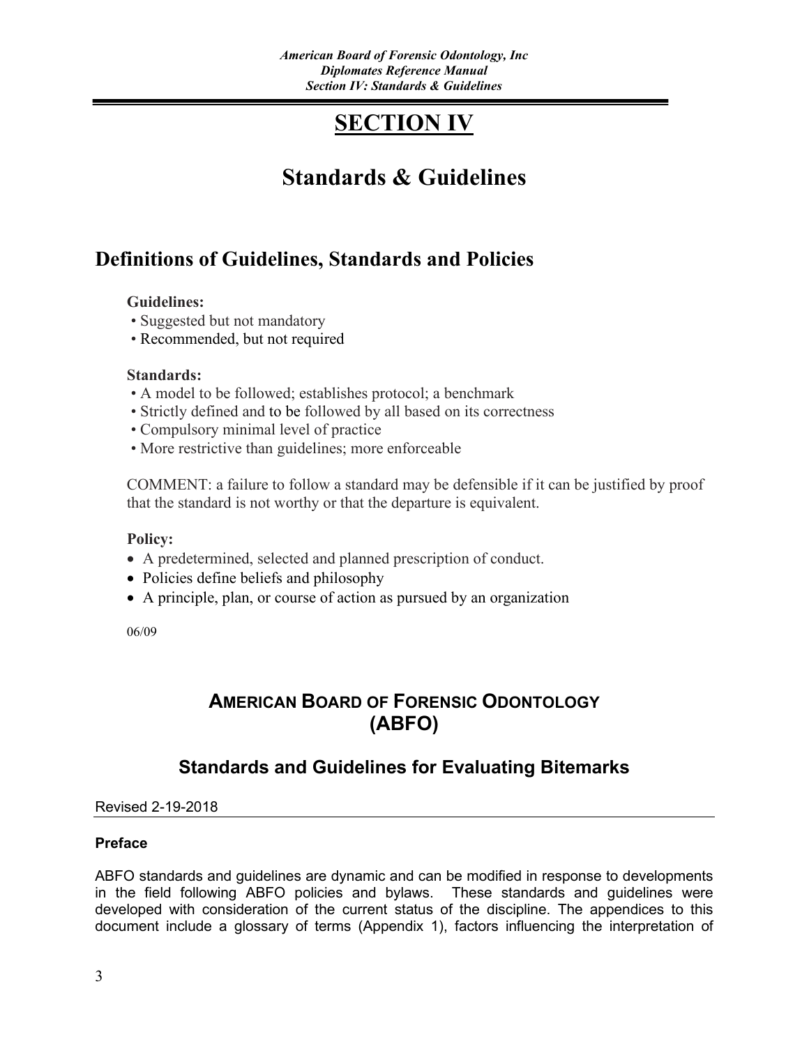# SECTION IV

# Standards & Guidelines

## Definitions of Guidelines, Standards and Policies

**Guidelines:**

- Suggested but not mandatory
- Recommended, but not required

**Standards:**

- A model to be followed; establishes protocol; a benchmark
- Strictly defined and to be followed by all based on its correctness
- Compulsory minimal level of practice
- More restrictive than guidelines; more enforceable

COMMENT: a failure to follow a standard may be defensible if it can be justified by proof that the standard is not worthy or that the departure is equivalent.

**Policy:**

- A predetermined, selected and planned prescription of conduct.
- Policies define beliefs and philosophy
- A principle, plan, or course of action as pursued by an organization

06/09

## AMERICAN BOARD OF FORENSIC ODONTOLOGY (ABFO)

### Standards and Guidelines for Evaluating Bitemarks

Revised 2-19-2018

**Preface**

ABFO standards and guidelines are dynamic and can be modified in response to developments in the field following ABFO policies and bylaws. These standards and guidelines were developed with consideration of the current status of the discipline. The appendices to this document include a glossary of terms (Appendix 1), factors influencing the interpretation of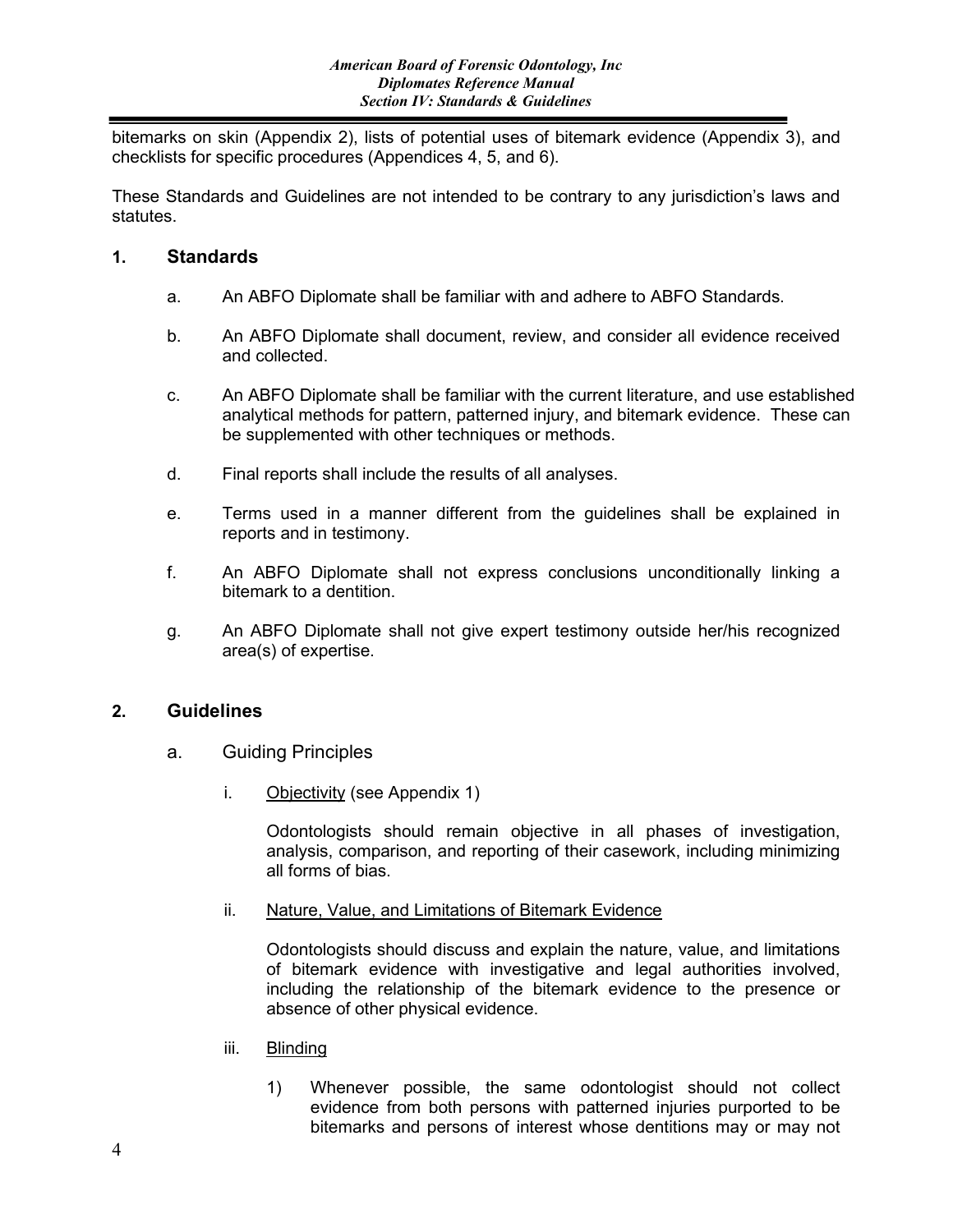bitemarks on skin (Appendix 2), lists of potential uses of bitemark evidence (Appendix 3), and checklists for specific procedures (Appendices 4, 5, and 6).

These Standards and Guidelines are not intended to be contrary to any jurisdiction's laws and statutes.

## 1. Standards

a. An ABFO Diplomate shall be familiar with and adhere to ABFO Standards.

b. An ABFO Diplomate shall document, review, and consider all evidence received and collected.

c. An ABFO Diplomate shall be familiar with the current literature, and use established analytical methods for pattern, patterned injury, and bitemark evidence. These can be supplemented with other techniques or methods.

d. Final reports shall include the results of all analyses.

e. Terms used in a manner different from the guidelines shall be explained in reports and in testimony.

f. An ABFO Diplomate shall not express conclusions unconditionally linking a bitemark to a dentition.

g. An ABFO Diplomate shall not give expert testimony outside her/his recognized area(s) of expertise.

## 2. Guidelines

### a. Guiding Principles

i. Objectivity (see Appendix 1)

Odontologists should remain objective in all phases of investigation, analysis, comparison, and reporting of their casework, including minimizing all forms of bias.

ii. Nature, Value, and Limitations of Bitemark Evidence

Odontologists should discuss and explain the nature, value, and limitations of bitemark evidence with investigative and legal authorities involved, including the relationship of the bitemark evidence to the presence or absence of other physical evidence.

iii. Blinding

1) Whenever possible, the same odontologist should not collect evidence from both persons with patterned injuries purported to be bitemarks and persons of interest whose dentitions may or may not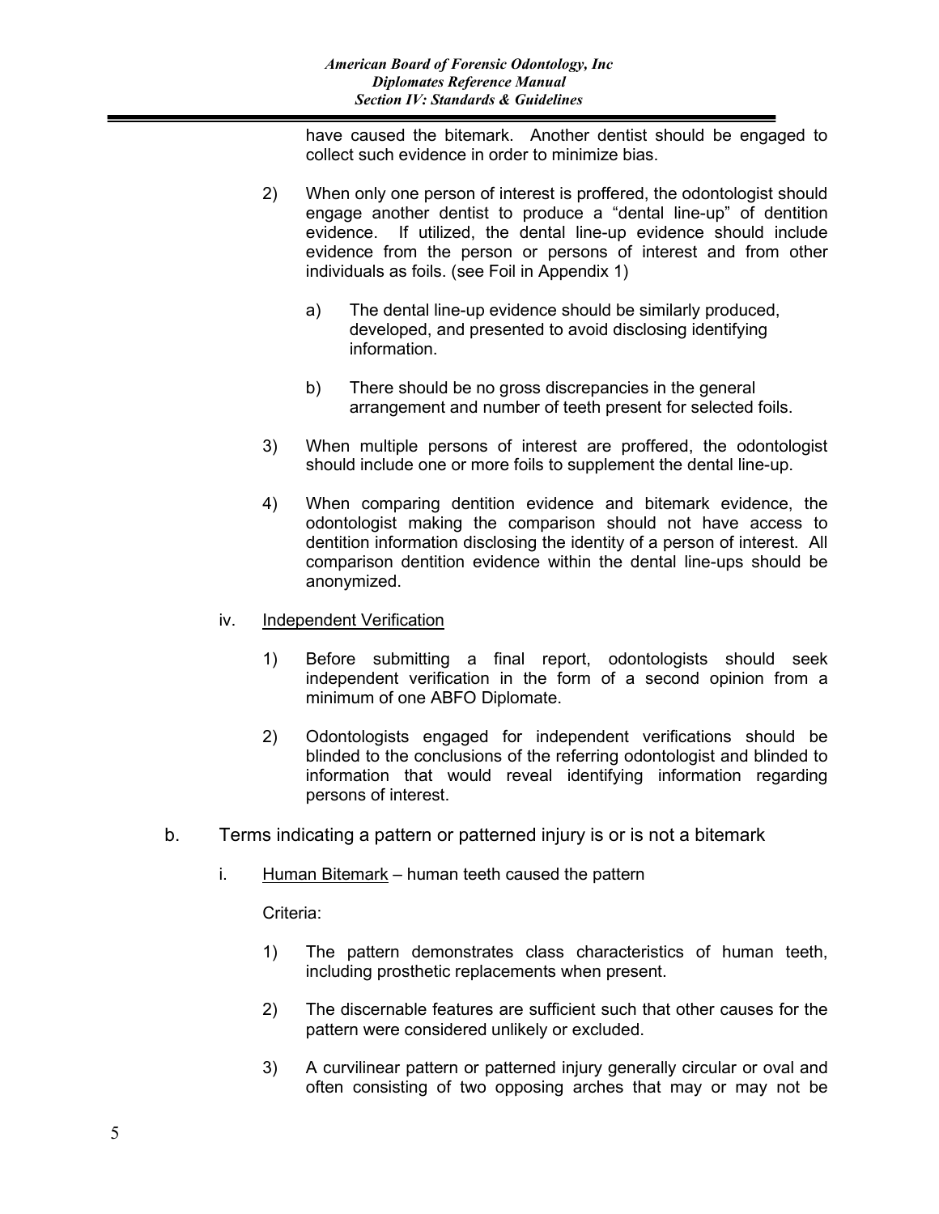have caused the bitemark. Another dentist should be engaged to collect such evidence in order to minimize bias.

2) When only one person of interest is proffered, the odontologist should engage another dentist to produce a "dental line-up" of dentition evidence. If utilized, the dental line-up evidence should include evidence from the person or persons of interest and from other individuals as foils. (see Foil in Appendix 1)

   a) The dental line-up evidence should be similarly produced, developed, and presented to avoid disclosing identifying information.

   b) There should be no gross discrepancies in the general arrangement and number of teeth present for selected foils.

3) When multiple persons of interest are proffered, the odontologist should include one or more foils to supplement the dental line-up.

4) When comparing dentition evidence and bitemark evidence, the odontologist making the comparison should not have access to dentition information disclosing the identity of a person of interest. All comparison dentition evidence within the dental line-ups should be anonymized.

iv. <u>Independent Verification</u>

1) Before submitting a final report, odontologists should seek independent verification in the form of a second opinion from a minimum of one ABFO Diplomate.

2) Odontologists engaged for independent verifications should be blinded to the conclusions of the referring odontologist and blinded to information that would reveal identifying information regarding persons of interest.

b. Terms indicating a pattern or patterned injury is or is not a bitemark

i. <u>Human Bitemark</u> – human teeth caused the pattern

Criteria:

1) The pattern demonstrates class characteristics of human teeth, including prosthetic replacements when present.

2) The discernable features are sufficient such that other causes for the pattern were considered unlikely or excluded.

3) A curvilinear pattern or patterned injury generally circular or oval and often consisting of two opposing arches that may or may not be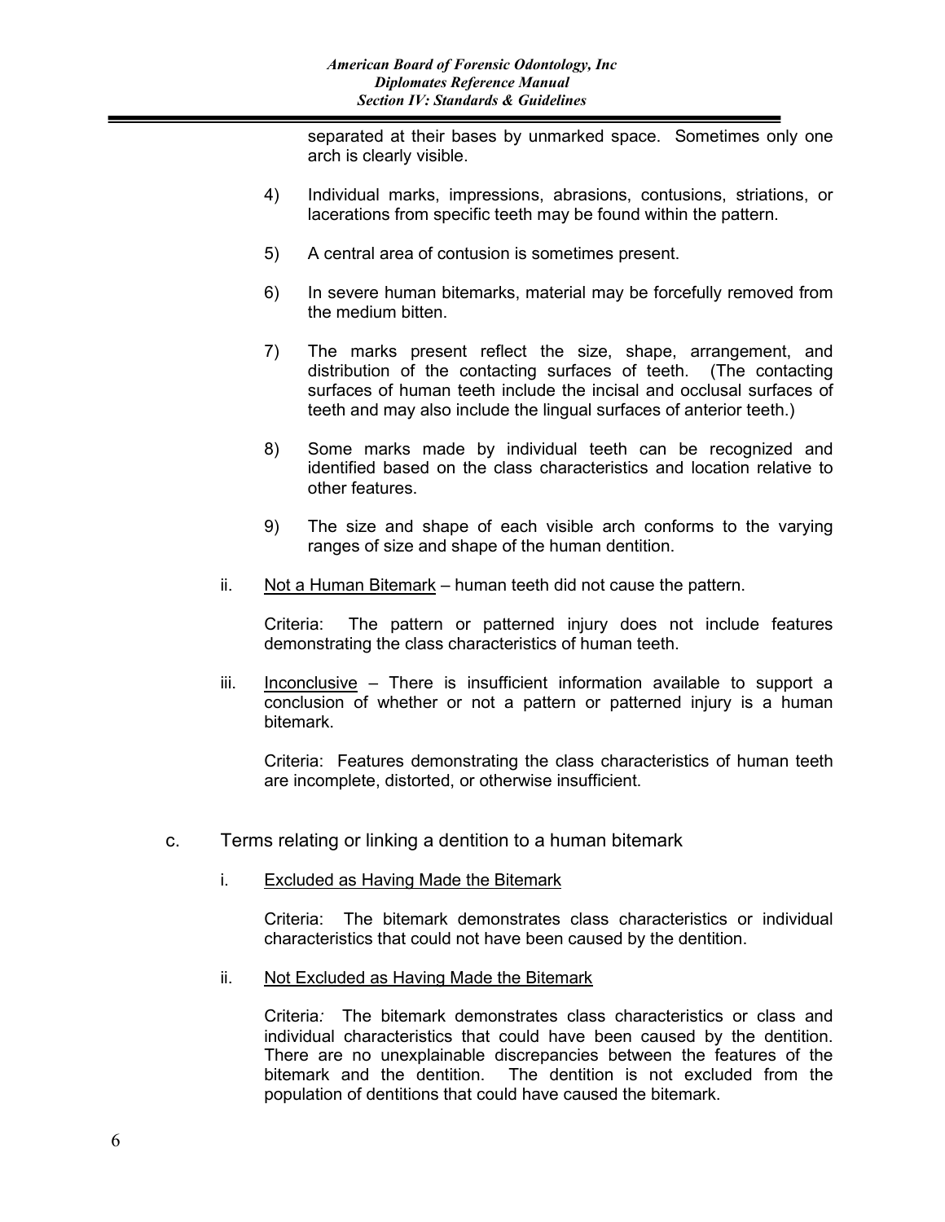separated at their bases by unmarked space. Sometimes only one arch is clearly visible.

4) Individual marks, impressions, abrasions, contusions, striations, or lacerations from specific teeth may be found within the pattern.

5) A central area of contusion is sometimes present.

6) In severe human bitemarks, material may be forcefully removed from the medium bitten.

7) The marks present reflect the size, shape, arrangement, and distribution of the contacting surfaces of teeth. (The contacting surfaces of human teeth include the incisal and occlusal surfaces of teeth and may also include the lingual surfaces of anterior teeth.)

8) Some marks made by individual teeth can be recognized and identified based on the class characteristics and location relative to other features.

9) The size and shape of each visible arch conforms to the varying ranges of size and shape of the human dentition.

ii. <u>Not a Human Bitemark</u> – human teeth did not cause the pattern.

Criteria: The pattern or patterned injury does not include features demonstrating the class characteristics of human teeth.

iii. <u>Inconclusive</u> – There is insufficient information available to support a conclusion of whether or not a pattern or patterned injury is a human bitemark.

Criteria: Features demonstrating the class characteristics of human teeth are incomplete, distorted, or otherwise insufficient.

c. Terms relating or linking a dentition to a human bitemark

i. <u>Excluded as Having Made the Bitemark</u>

Criteria: The bitemark demonstrates class characteristics or individual characteristics that could not have been caused by the dentition.

ii. <u>Not Excluded as Having Made the Bitemark</u>

Criteria*:* The bitemark demonstrates class characteristics or class and individual characteristics that could have been caused by the dentition. There are no unexplainable discrepancies between the features of the bitemark and the dentition. The dentition is not excluded from the population of dentitions that could have caused the bitemark.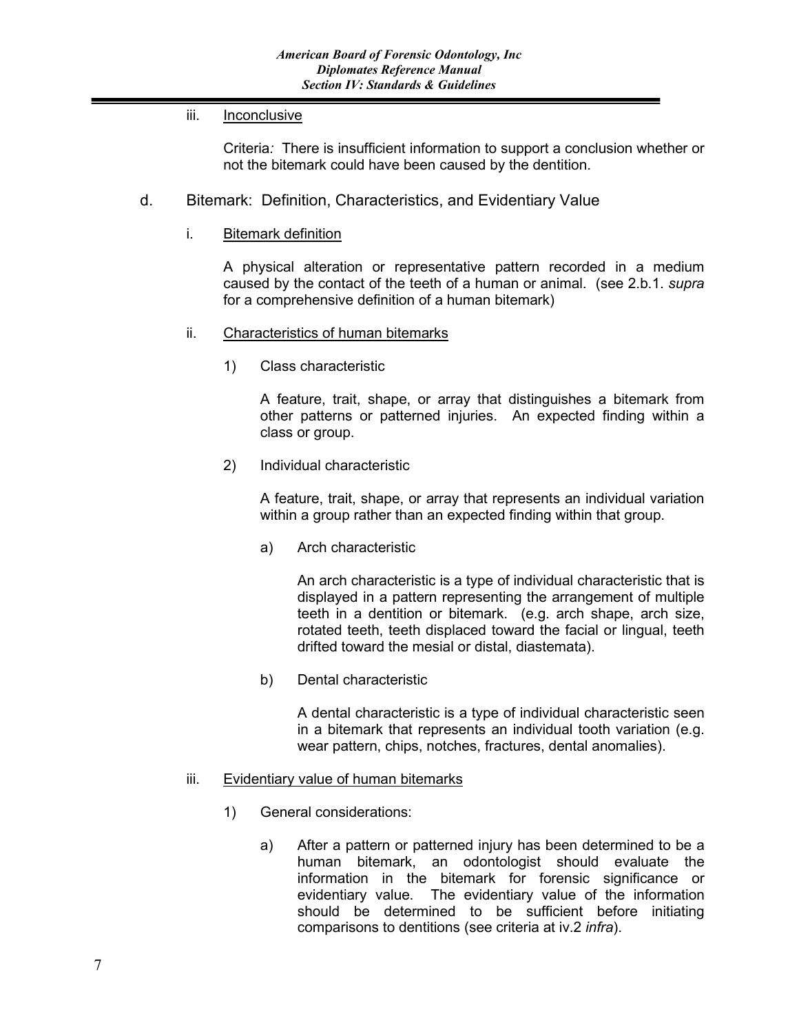iii. Inconclusive

Criteria*:* There is insufficient information to support a conclusion whether or not the bitemark could have been caused by the dentition.

d. Bitemark: Definition, Characteristics, and Evidentiary Value

i. Bitemark definition

A physical alteration or representative pattern recorded in a medium caused by the contact of the teeth of a human or animal. (see 2.b.1. *supra* for a comprehensive definition of a human bitemark)

ii. Characteristics of human bitemarks

1) Class characteristic

A feature, trait, shape, or array that distinguishes a bitemark from other patterns or patterned injuries. An expected finding within a class or group.

2) Individual characteristic

A feature, trait, shape, or array that represents an individual variation within a group rather than an expected finding within that group.

a) Arch characteristic

An arch characteristic is a type of individual characteristic that is displayed in a pattern representing the arrangement of multiple teeth in a dentition or bitemark. (e.g. arch shape, arch size, rotated teeth, teeth displaced toward the facial or lingual, teeth drifted toward the mesial or distal, diastemata).

b) Dental characteristic

A dental characteristic is a type of individual characteristic seen in a bitemark that represents an individual tooth variation (e.g. wear pattern, chips, notches, fractures, dental anomalies).

iii. Evidentiary value of human bitemarks

1) General considerations:

a) After a pattern or patterned injury has been determined to be a human bitemark, an odontologist should evaluate the information in the bitemark for forensic significance or evidentiary value. The evidentiary value of the information should be determined to be sufficient before initiating comparisons to dentitions (see criteria at iv.2 *infra*).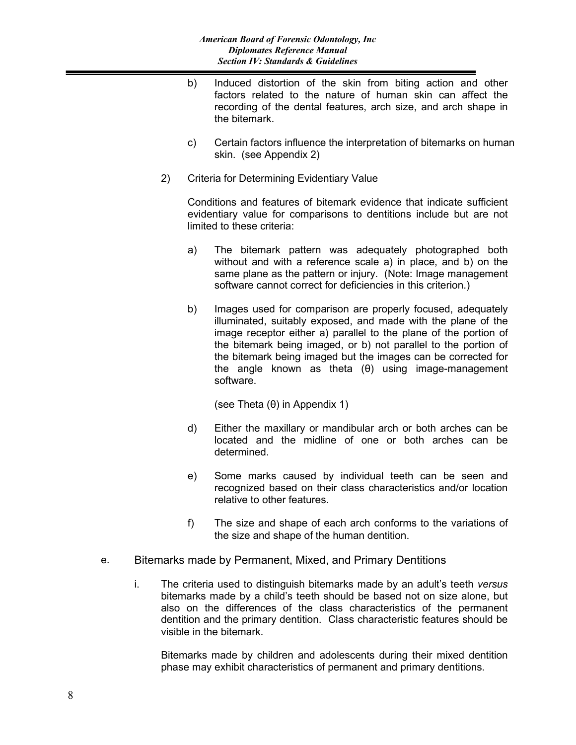b) Induced distortion of the skin from biting action and other factors related to the nature of human skin can affect the recording of the dental features, arch size, and arch shape in the bitemark.

c) Certain factors influence the interpretation of bitemarks on human skin. (see Appendix 2)

2) Criteria for Determining Evidentiary Value

Conditions and features of bitemark evidence that indicate sufficient evidentiary value for comparisons to dentitions include but are not limited to these criteria:

a) The bitemark pattern was adequately photographed both without and with a reference scale a) in place, and b) on the same plane as the pattern or injury. (Note: Image management software cannot correct for deficiencies in this criterion.)

b) Images used for comparison are properly focused, adequately illuminated, suitably exposed, and made with the plane of the image receptor either a) parallel to the plane of the portion of the bitemark being imaged, or b) not parallel to the portion of the bitemark being imaged but the images can be corrected for the angle known as theta (θ) using image-management software.

(see Theta (θ) in Appendix 1)

d) Either the maxillary or mandibular arch or both arches can be located and the midline of one or both arches can be determined.

e) Some marks caused by individual teeth can be seen and recognized based on their class characteristics and/or location relative to other features.

f) The size and shape of each arch conforms to the variations of the size and shape of the human dentition.

e. Bitemarks made by Permanent, Mixed, and Primary Dentitions

i. The criteria used to distinguish bitemarks made by an adult's teeth *versus* bitemarks made by a child's teeth should be based not on size alone, but also on the differences of the class characteristics of the permanent dentition and the primary dentition. Class characteristic features should be visible in the bitemark.

Bitemarks made by children and adolescents during their mixed dentition phase may exhibit characteristics of permanent and primary dentitions.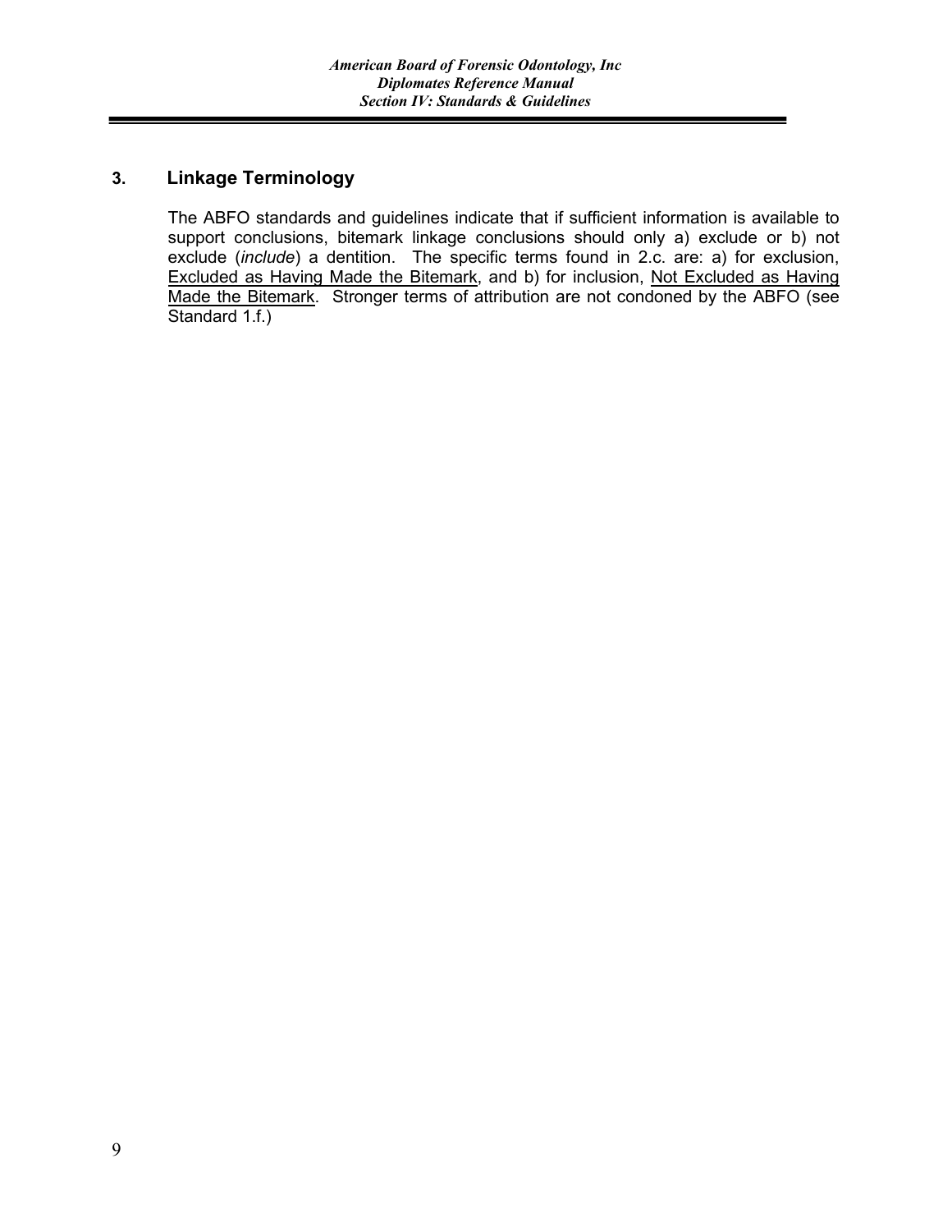## 3. Linkage Terminology

The ABFO standards and guidelines indicate that if sufficient information is available to support conclusions, bitemark linkage conclusions should only a) exclude or b) not exclude (*include*) a dentition. The specific terms found in 2.c. are: a) for exclusion, Excluded as Having Made the Bitemark, and b) for inclusion, Not Excluded as Having Made the Bitemark. Stronger terms of attribution are not condoned by the ABFO (see Standard 1.f.)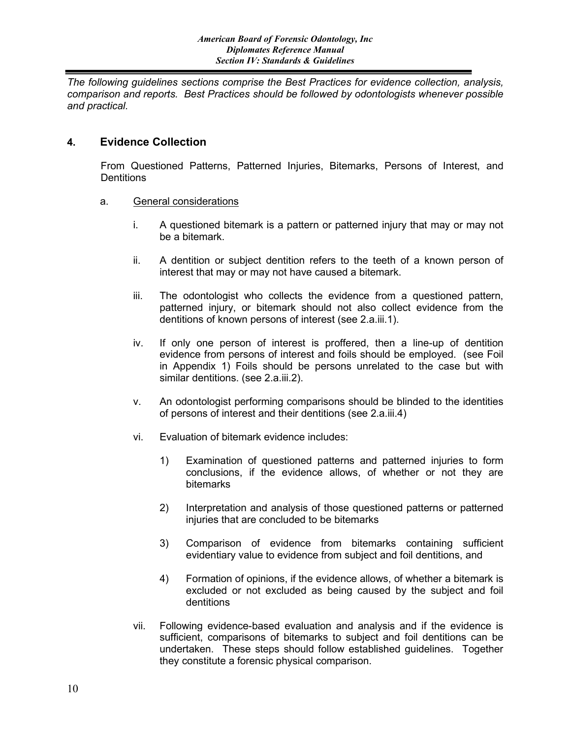*The following guidelines sections comprise the Best Practices for evidence collection, analysis, comparison and reports. Best Practices should be followed by odontologists whenever possible and practical.*

## 4. Evidence Collection

From Questioned Patterns, Patterned Injuries, Bitemarks, Persons of Interest, and Dentitions

a. General considerations

i. A questioned bitemark is a pattern or patterned injury that may or may not be a bitemark.

ii. A dentition or subject dentition refers to the teeth of a known person of interest that may or may not have caused a bitemark.

iii. The odontologist who collects the evidence from a questioned pattern, patterned injury, or bitemark should not also collect evidence from the dentitions of known persons of interest (see 2.a.iii.1).

iv. If only one person of interest is proffered, then a line-up of dentition evidence from persons of interest and foils should be employed. (see Foil in Appendix 1) Foils should be persons unrelated to the case but with similar dentitions. (see 2.a.iii.2).

v. An odontologist performing comparisons should be blinded to the identities of persons of interest and their dentitions (see 2.a.iii.4)

vi. Evaluation of bitemark evidence includes:

1) Examination of questioned patterns and patterned injuries to form conclusions, if the evidence allows, of whether or not they are bitemarks

2) Interpretation and analysis of those questioned patterns or patterned injuries that are concluded to be bitemarks

3) Comparison of evidence from bitemarks containing sufficient evidentiary value to evidence from subject and foil dentitions, and

4) Formation of opinions, if the evidence allows, of whether a bitemark is excluded or not excluded as being caused by the subject and foil dentitions

vii. Following evidence-based evaluation and analysis and if the evidence is sufficient, comparisons of bitemarks to subject and foil dentitions can be undertaken. These steps should follow established guidelines. Together they constitute a forensic physical comparison.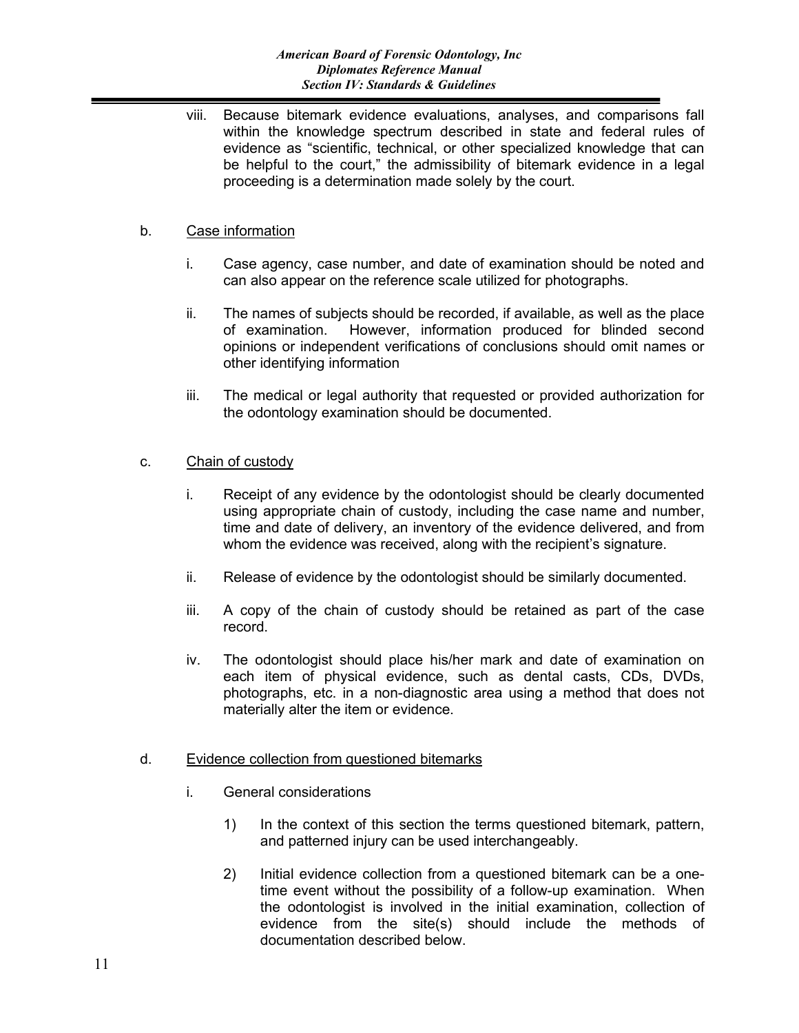viii. Because bitemark evidence evaluations, analyses, and comparisons fall within the knowledge spectrum described in state and federal rules of evidence as "scientific, technical, or other specialized knowledge that can be helpful to the court," the admissibility of bitemark evidence in a legal proceeding is a determination made solely by the court.

b. Case information

i. Case agency, case number, and date of examination should be noted and can also appear on the reference scale utilized for photographs.

ii. The names of subjects should be recorded, if available, as well as the place of examination. However, information produced for blinded second opinions or independent verifications of conclusions should omit names or other identifying information

iii. The medical or legal authority that requested or provided authorization for the odontology examination should be documented.

c. Chain of custody

i. Receipt of any evidence by the odontologist should be clearly documented using appropriate chain of custody, including the case name and number, time and date of delivery, an inventory of the evidence delivered, and from whom the evidence was received, along with the recipient's signature.

ii. Release of evidence by the odontologist should be similarly documented.

iii. A copy of the chain of custody should be retained as part of the case record.

iv. The odontologist should place his/her mark and date of examination on each item of physical evidence, such as dental casts, CDs, DVDs, photographs, etc. in a non-diagnostic area using a method that does not materially alter the item or evidence.

d. Evidence collection from questioned bitemarks

i. General considerations

1) In the context of this section the terms questioned bitemark, pattern, and patterned injury can be used interchangeably.

2) Initial evidence collection from a questioned bitemark can be a one-time event without the possibility of a follow-up examination. When the odontologist is involved in the initial examination, collection of evidence from the site(s) should include the methods of documentation described below.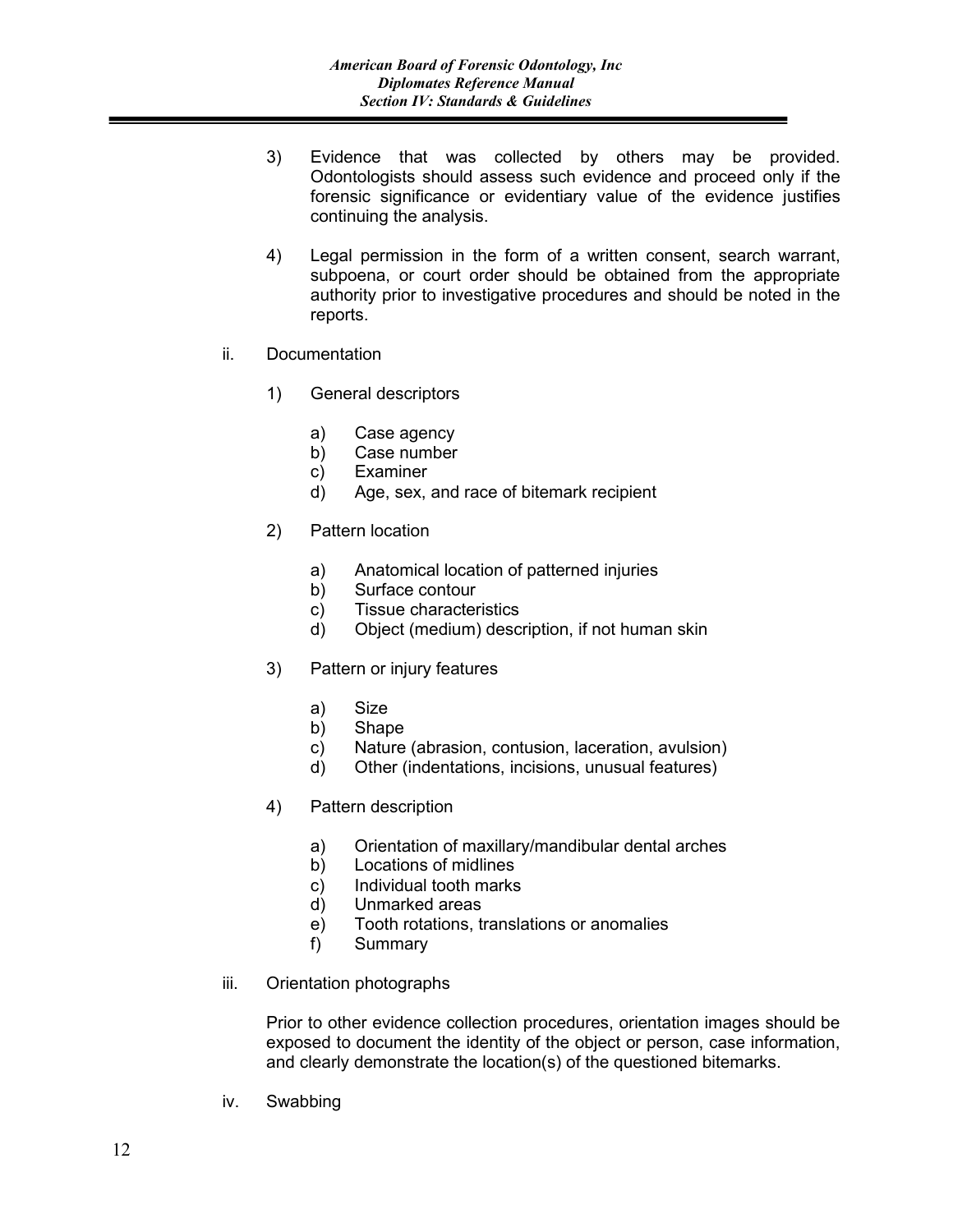3) Evidence that was collected by others may be provided. Odontologists should assess such evidence and proceed only if the forensic significance or evidentiary value of the evidence justifies continuing the analysis.

4) Legal permission in the form of a written consent, search warrant, subpoena, or court order should be obtained from the appropriate authority prior to investigative procedures and should be noted in the reports.

ii. Documentation

1) General descriptors

a) Case agency
b) Case number
c) Examiner
d) Age, sex, and race of bitemark recipient

2) Pattern location

a) Anatomical location of patterned injuries
b) Surface contour
c) Tissue characteristics
d) Object (medium) description, if not human skin

3) Pattern or injury features

a) Size
b) Shape
c) Nature (abrasion, contusion, laceration, avulsion)
d) Other (indentations, incisions, unusual features)

4) Pattern description

a) Orientation of maxillary/mandibular dental arches
b) Locations of midlines
c) Individual tooth marks
d) Unmarked areas
e) Tooth rotations, translations or anomalies
f) Summary

iii. Orientation photographs

Prior to other evidence collection procedures, orientation images should be exposed to document the identity of the object or person, case information, and clearly demonstrate the location(s) of the questioned bitemarks.

iv. Swabbing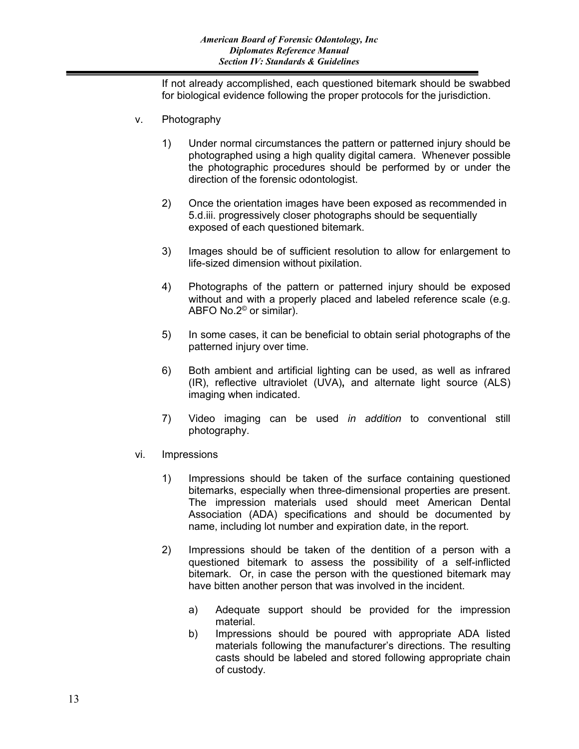If not already accomplished, each questioned bitemark should be swabbed for biological evidence following the proper protocols for the jurisdiction.

v. Photography

1) Under normal circumstances the pattern or patterned injury should be photographed using a high quality digital camera. Whenever possible the photographic procedures should be performed by or under the direction of the forensic odontologist.

2) Once the orientation images have been exposed as recommended in 5.d.iii. progressively closer photographs should be sequentially exposed of each questioned bitemark.

3) Images should be of sufficient resolution to allow for enlargement to life-sized dimension without pixilation.

4) Photographs of the pattern or patterned injury should be exposed without and with a properly placed and labeled reference scale (e.g. ABFO No.2© or similar).

5) In some cases, it can be beneficial to obtain serial photographs of the patterned injury over time.

6) Both ambient and artificial lighting can be used, as well as infrared (IR), reflective ultraviolet (UVA), and alternate light source (ALS) imaging when indicated.

7) Video imaging can be used *in addition* to conventional still photography.

vi. Impressions

1) Impressions should be taken of the surface containing questioned bitemarks, especially when three-dimensional properties are present. The impression materials used should meet American Dental Association (ADA) specifications and should be documented by name, including lot number and expiration date, in the report.

2) Impressions should be taken of the dentition of a person with a questioned bitemark to assess the possibility of a self-inflicted bitemark. Or, in case the person with the questioned bitemark may have bitten another person that was involved in the incident.

   a) Adequate support should be provided for the impression material.
   
   b) Impressions should be poured with appropriate ADA listed materials following the manufacturer's directions. The resulting casts should be labeled and stored following appropriate chain of custody.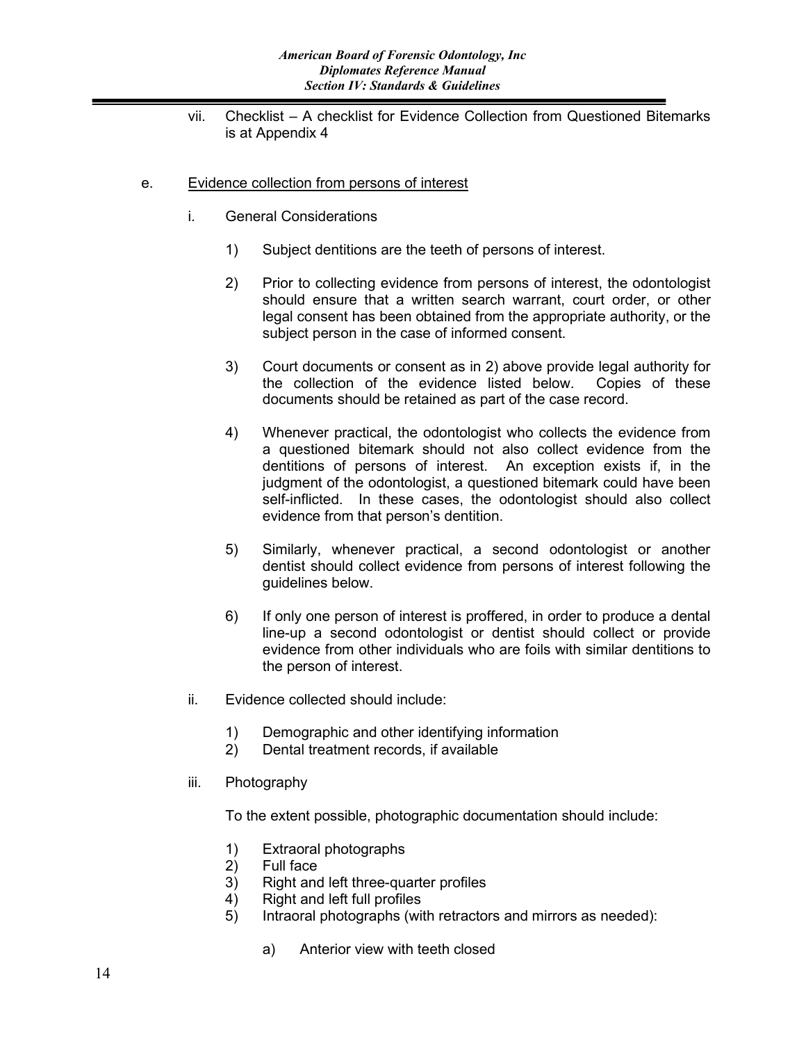vii. Checklist – A checklist for Evidence Collection from Questioned Bitemarks is at Appendix 4

e. <u>Evidence collection from persons of interest</u>

i. General Considerations

1) Subject dentitions are the teeth of persons of interest.

2) Prior to collecting evidence from persons of interest, the odontologist should ensure that a written search warrant, court order, or other legal consent has been obtained from the appropriate authority, or the subject person in the case of informed consent.

3) Court documents or consent as in 2) above provide legal authority for the collection of the evidence listed below. Copies of these documents should be retained as part of the case record.

4) Whenever practical, the odontologist who collects the evidence from a questioned bitemark should not also collect evidence from the dentitions of persons of interest. An exception exists if, in the judgment of the odontologist, a questioned bitemark could have been self-inflicted. In these cases, the odontologist should also collect evidence from that person's dentition.

5) Similarly, whenever practical, a second odontologist or another dentist should collect evidence from persons of interest following the guidelines below.

6) If only one person of interest is proffered, in order to produce a dental line-up a second odontologist or dentist should collect or provide evidence from other individuals who are foils with similar dentitions to the person of interest.

ii. Evidence collected should include:

1) Demographic and other identifying information
2) Dental treatment records, if available

iii. Photography

To the extent possible, photographic documentation should include:

1) Extraoral photographs
2) Full face
3) Right and left three-quarter profiles
4) Right and left full profiles
5) Intraoral photographs (with retractors and mirrors as needed):

    a) Anterior view with teeth closed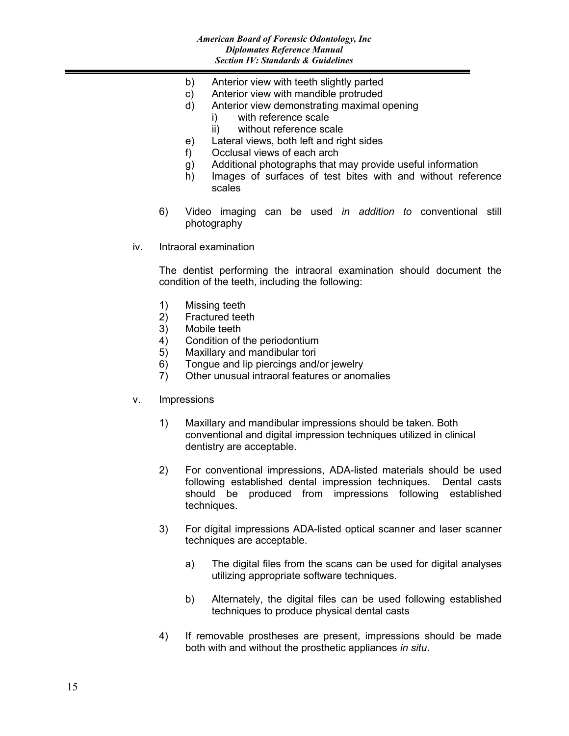b) Anterior view with teeth slightly parted
c) Anterior view with mandible protruded
d) Anterior view demonstrating maximal opening
   i) with reference scale
   ii) without reference scale
e) Lateral views, both left and right sides
f) Occlusal views of each arch
g) Additional photographs that may provide useful information
h) Images of surfaces of test bites with and without reference scales

6) Video imaging can be used *in addition to* conventional still photography

iv. Intraoral examination

The dentist performing the intraoral examination should document the condition of the teeth, including the following:

1) Missing teeth
2) Fractured teeth
3) Mobile teeth
4) Condition of the periodontium
5) Maxillary and mandibular tori
6) Tongue and lip piercings and/or jewelry
7) Other unusual intraoral features or anomalies

v. Impressions

1) Maxillary and mandibular impressions should be taken. Both conventional and digital impression techniques utilized in clinical dentistry are acceptable.

2) For conventional impressions, ADA-listed materials should be used following established dental impression techniques. Dental casts should be produced from impressions following established techniques.

3) For digital impressions ADA-listed optical scanner and laser scanner techniques are acceptable.

   a) The digital files from the scans can be used for digital analyses utilizing appropriate software techniques.

   b) Alternately, the digital files can be used following established techniques to produce physical dental casts

4) If removable prostheses are present, impressions should be made both with and without the prosthetic appliances *in situ*.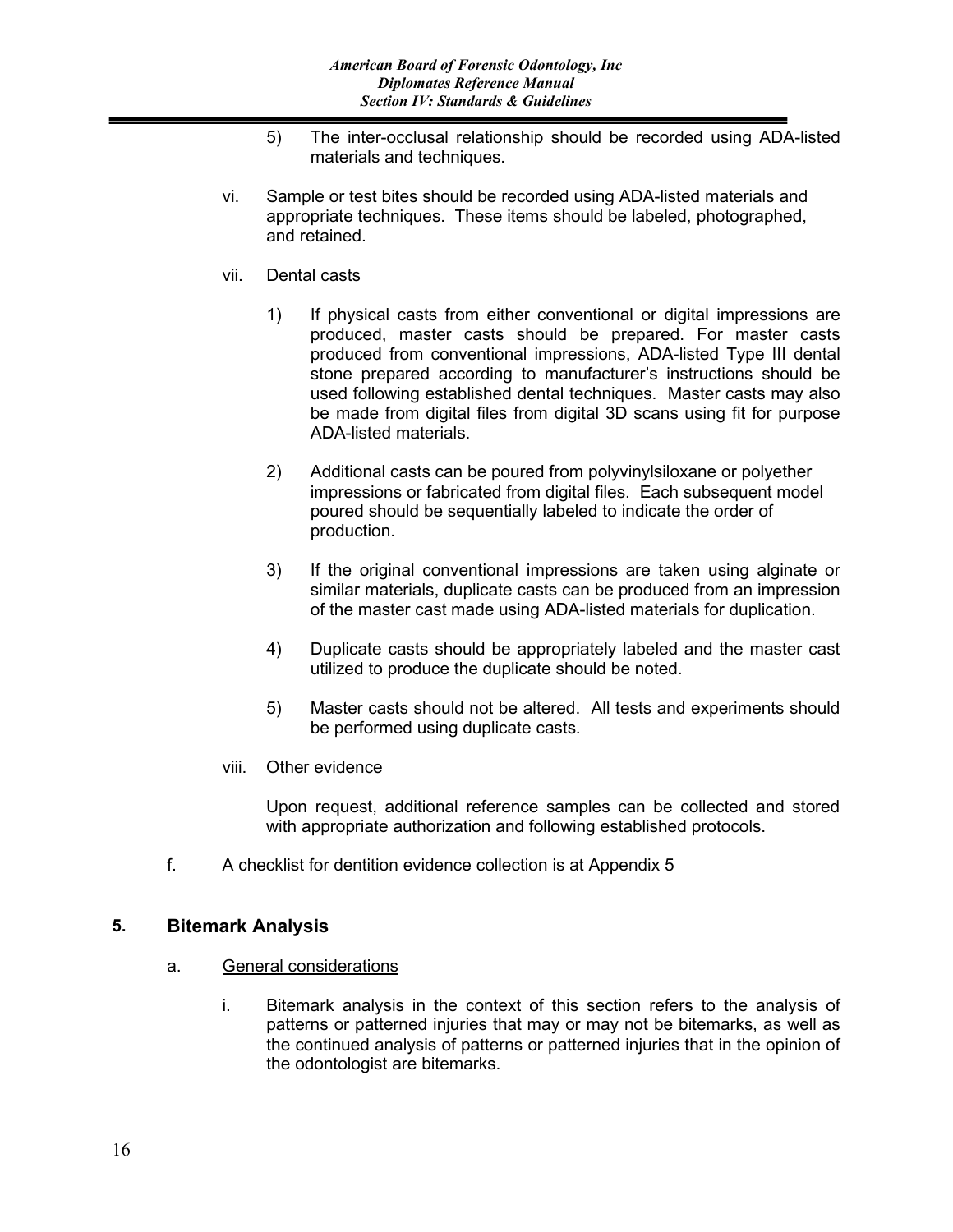5) The inter-occlusal relationship should be recorded using ADA-listed materials and techniques.

vi. Sample or test bites should be recorded using ADA-listed materials and appropriate techniques. These items should be labeled, photographed, and retained.

vii. Dental casts

1) If physical casts from either conventional or digital impressions are produced, master casts should be prepared. For master casts produced from conventional impressions, ADA-listed Type III dental stone prepared according to manufacturer's instructions should be used following established dental techniques. Master casts may also be made from digital files from digital 3D scans using fit for purpose ADA-listed materials.

2) Additional casts can be poured from polyvinylsiloxane or polyether impressions or fabricated from digital files. Each subsequent model poured should be sequentially labeled to indicate the order of production.

3) If the original conventional impressions are taken using alginate or similar materials, duplicate casts can be produced from an impression of the master cast made using ADA-listed materials for duplication.

4) Duplicate casts should be appropriately labeled and the master cast utilized to produce the duplicate should be noted.

5) Master casts should not be altered. All tests and experiments should be performed using duplicate casts.

viii. Other evidence

Upon request, additional reference samples can be collected and stored with appropriate authorization and following established protocols.

f. A checklist for dentition evidence collection is at Appendix 5

## 5. Bitemark Analysis

a. <u>General considerations</u>

i. Bitemark analysis in the context of this section refers to the analysis of patterns or patterned injuries that may or may not be bitemarks, as well as the continued analysis of patterns or patterned injuries that in the opinion of the odontologist are bitemarks.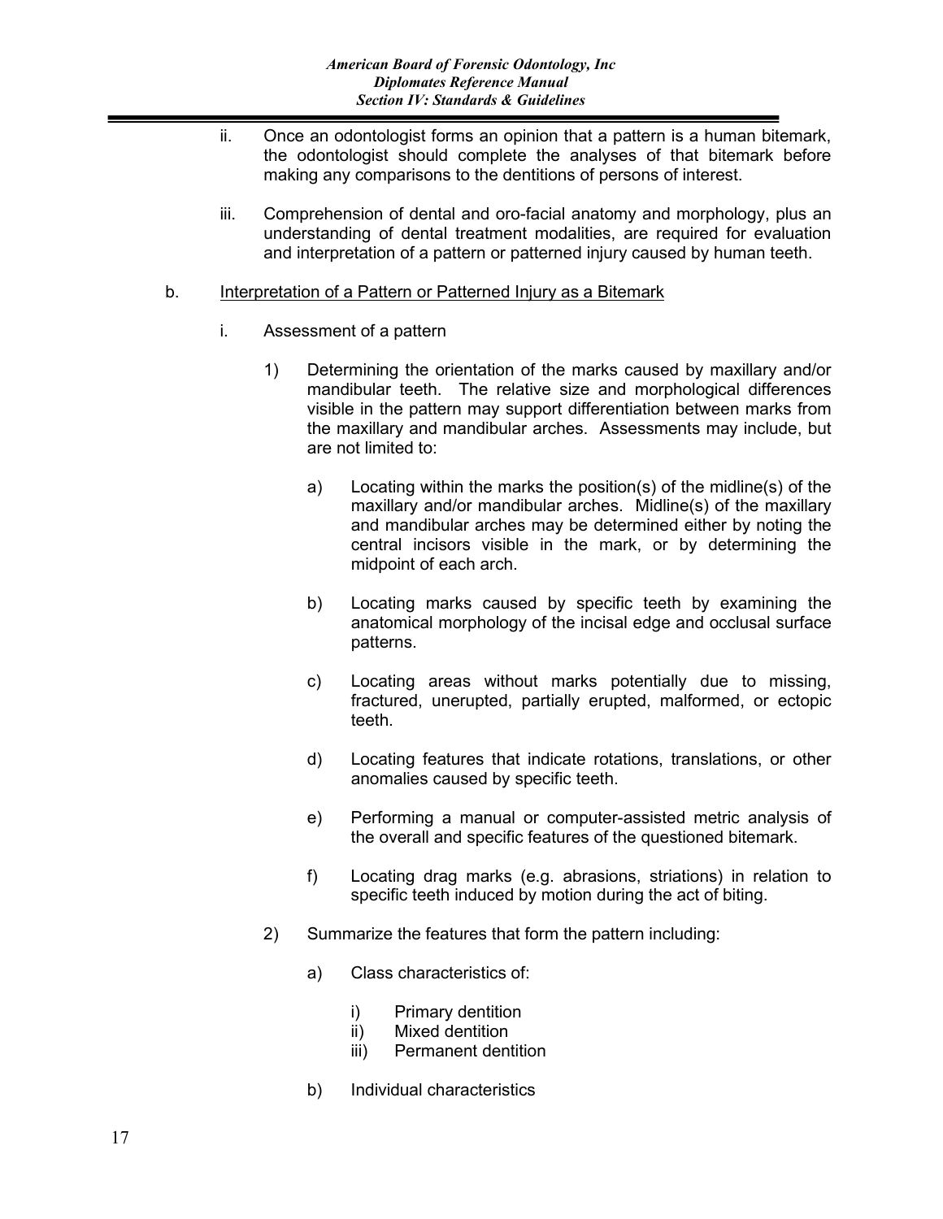ii. Once an odontologist forms an opinion that a pattern is a human bitemark, the odontologist should complete the analyses of that bitemark before making any comparisons to the dentitions of persons of interest.

iii. Comprehension of dental and oro-facial anatomy and morphology, plus an understanding of dental treatment modalities, are required for evaluation and interpretation of a pattern or patterned injury caused by human teeth.

b. <u>Interpretation of a Pattern or Patterned Injury as a Bitemark</u>

i. Assessment of a pattern

1) Determining the orientation of the marks caused by maxillary and/or mandibular teeth. The relative size and morphological differences visible in the pattern may support differentiation between marks from the maxillary and mandibular arches. Assessments may include, but are not limited to:

a) Locating within the marks the position(s) of the midline(s) of the maxillary and/or mandibular arches. Midline(s) of the maxillary and mandibular arches may be determined either by noting the central incisors visible in the mark, or by determining the midpoint of each arch.

b) Locating marks caused by specific teeth by examining the anatomical morphology of the incisal edge and occlusal surface patterns.

c) Locating areas without marks potentially due to missing, fractured, unerupted, partially erupted, malformed, or ectopic teeth.

d) Locating features that indicate rotations, translations, or other anomalies caused by specific teeth.

e) Performing a manual or computer-assisted metric analysis of the overall and specific features of the questioned bitemark.

f) Locating drag marks (e.g. abrasions, striations) in relation to specific teeth induced by motion during the act of biting.

2) Summarize the features that form the pattern including:

a) Class characteristics of:

i) Primary dentition
ii) Mixed dentition
iii) Permanent dentition

b) Individual characteristics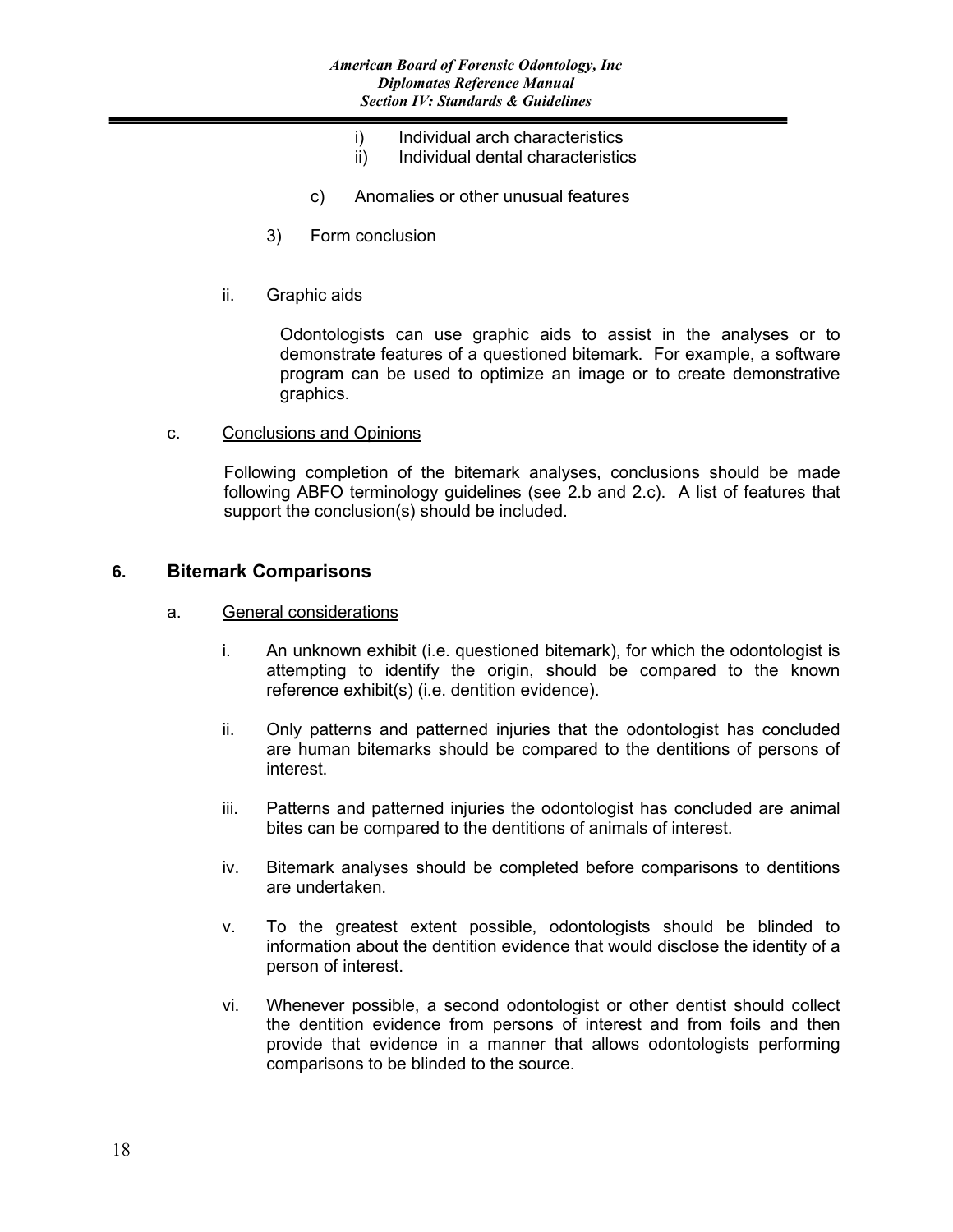i) Individual arch characteristics
ii) Individual dental characteristics

c) Anomalies or other unusual features

3) Form conclusion

ii. Graphic aids

Odontologists can use graphic aids to assist in the analyses or to demonstrate features of a questioned bitemark. For example, a software program can be used to optimize an image or to create demonstrative graphics.

c. <u>Conclusions and Opinions</u>

Following completion of the bitemark analyses, conclusions should be made following ABFO terminology guidelines (see 2.b and 2.c). A list of features that support the conclusion(s) should be included.

## 6. Bitemark Comparisons

a. <u>General considerations</u>

i. An unknown exhibit (i.e. questioned bitemark), for which the odontologist is attempting to identify the origin, should be compared to the known reference exhibit(s) (i.e. dentition evidence).

ii. Only patterns and patterned injuries that the odontologist has concluded are human bitemarks should be compared to the dentitions of persons of interest.

iii. Patterns and patterned injuries the odontologist has concluded are animal bites can be compared to the dentitions of animals of interest.

iv. Bitemark analyses should be completed before comparisons to dentitions are undertaken.

v. To the greatest extent possible, odontologists should be blinded to information about the dentition evidence that would disclose the identity of a person of interest.

vi. Whenever possible, a second odontologist or other dentist should collect the dentition evidence from persons of interest and from foils and then provide that evidence in a manner that allows odontologists performing comparisons to be blinded to the source.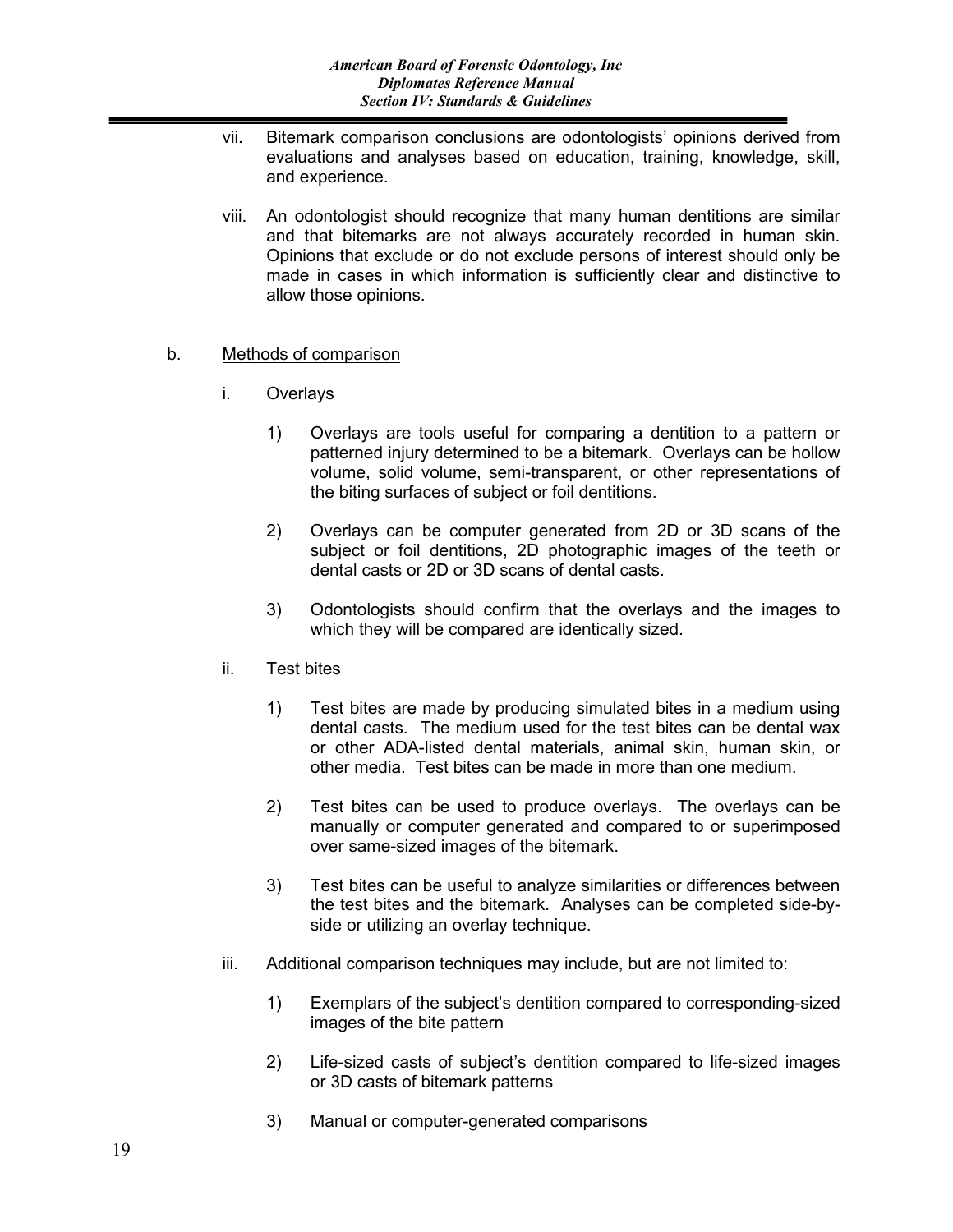vii. Bitemark comparison conclusions are odontologists' opinions derived from evaluations and analyses based on education, training, knowledge, skill, and experience.

viii. An odontologist should recognize that many human dentitions are similar and that bitemarks are not always accurately recorded in human skin. Opinions that exclude or do not exclude persons of interest should only be made in cases in which information is sufficiently clear and distinctive to allow those opinions.

b. Methods of comparison

i. Overlays

1) Overlays are tools useful for comparing a dentition to a pattern or patterned injury determined to be a bitemark. Overlays can be hollow volume, solid volume, semi-transparent, or other representations of the biting surfaces of subject or foil dentitions.

2) Overlays can be computer generated from 2D or 3D scans of the subject or foil dentitions, 2D photographic images of the teeth or dental casts or 2D or 3D scans of dental casts.

3) Odontologists should confirm that the overlays and the images to which they will be compared are identically sized.

ii. Test bites

1) Test bites are made by producing simulated bites in a medium using dental casts. The medium used for the test bites can be dental wax or other ADA-listed dental materials, animal skin, human skin, or other media. Test bites can be made in more than one medium.

2) Test bites can be used to produce overlays. The overlays can be manually or computer generated and compared to or superimposed over same-sized images of the bitemark.

3) Test bites can be useful to analyze similarities or differences between the test bites and the bitemark. Analyses can be completed side-by-side or utilizing an overlay technique.

iii. Additional comparison techniques may include, but are not limited to:

1) Exemplars of the subject's dentition compared to corresponding-sized images of the bite pattern

2) Life-sized casts of subject's dentition compared to life-sized images or 3D casts of bitemark patterns

3) Manual or computer-generated comparisons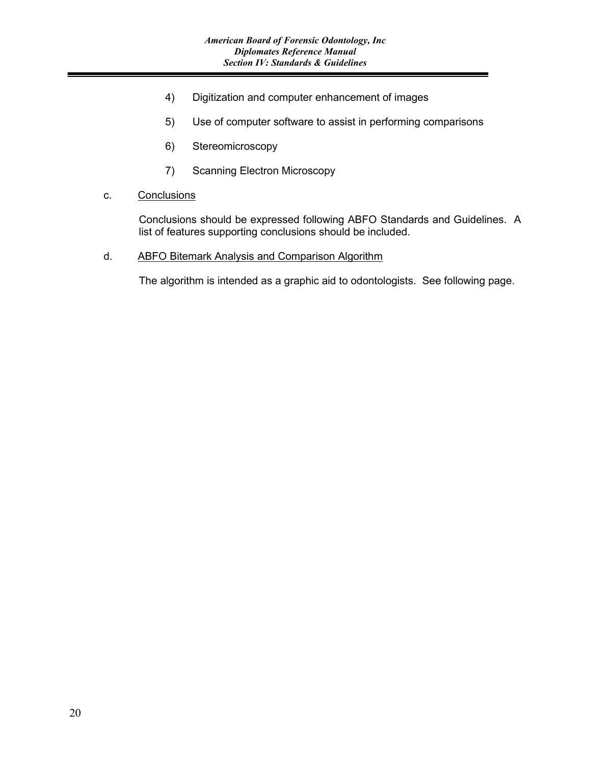4) Digitization and computer enhancement of images

5) Use of computer software to assist in performing comparisons

6) Stereomicroscopy

7) Scanning Electron Microscopy

c. Conclusions

Conclusions should be expressed following ABFO Standards and Guidelines. A list of features supporting conclusions should be included.

d. ABFO Bitemark Analysis and Comparison Algorithm

The algorithm is intended as a graphic aid to odontologists. See following page.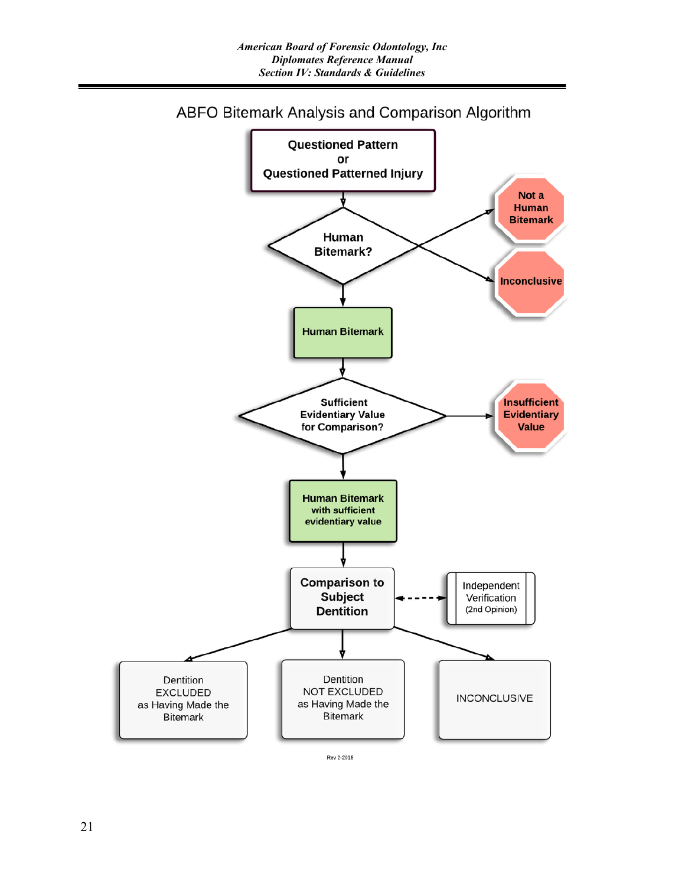# ABFO Bitemark Analysis and Comparison Algorithm

Questioned Pattern
or
Questioned Patterned Injury

Human Bitemark?

Not a Human Bitemark

Inconclusive

Human Bitemark

Sufficient Evidentiary Value for Comparison?

Insufficient Evidentiary Value

Human Bitemark with sufficient evidentiary value

Comparison to Subject Dentition

Independent Verification (2nd Opinion)

Dentition EXCLUDED as Having Made the Bitemark

Dentition NOT EXCLUDED as Having Made the Bitemark

INCONCLUSIVE

Rev 2-2018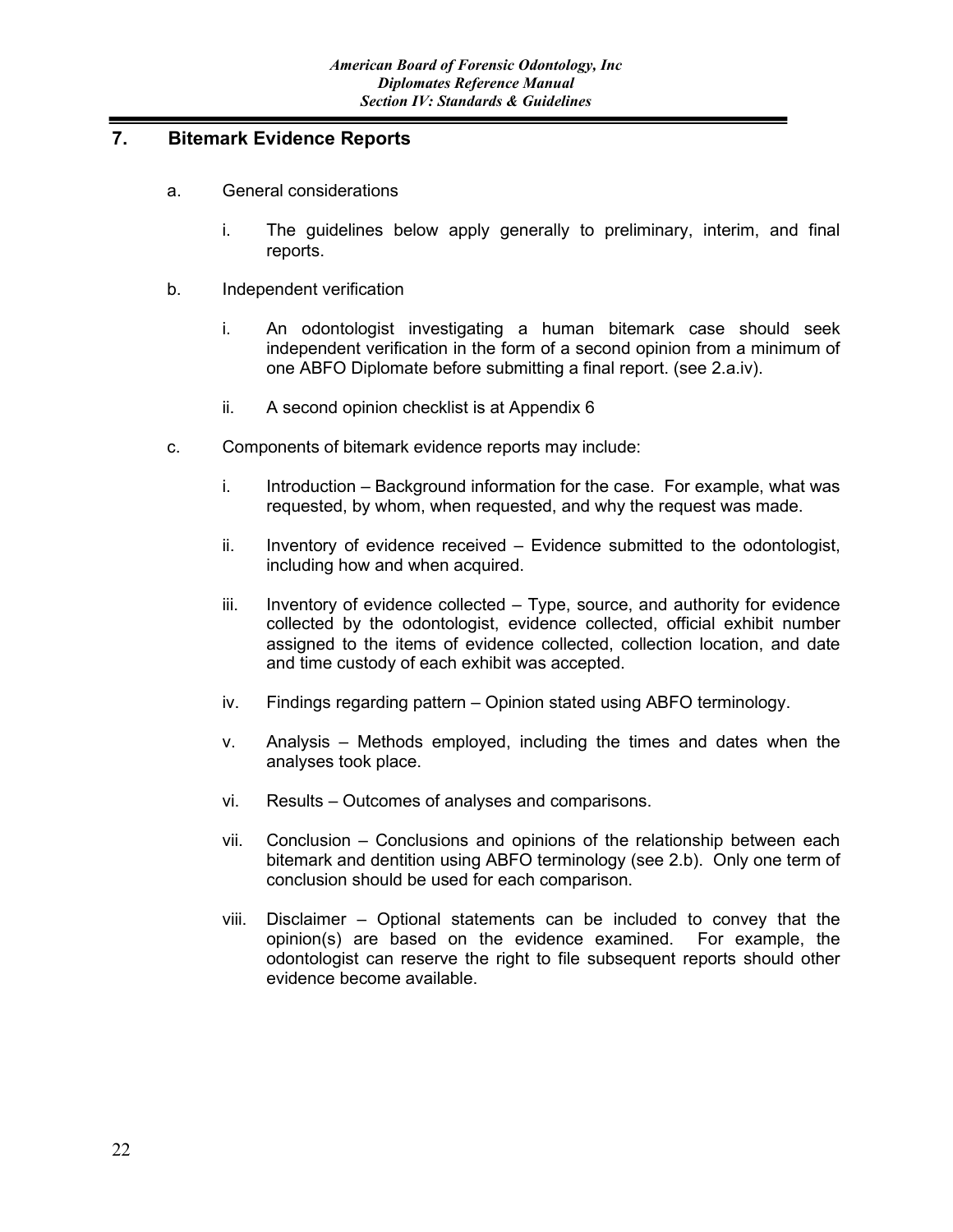## 7. Bitemark Evidence Reports

a. General considerations

   i. The guidelines below apply generally to preliminary, interim, and final reports.

b. Independent verification

   i. An odontologist investigating a human bitemark case should seek independent verification in the form of a second opinion from a minimum of one ABFO Diplomate before submitting a final report. (see 2.a.iv).

   ii. A second opinion checklist is at Appendix 6

c. Components of bitemark evidence reports may include:

   i. Introduction – Background information for the case. For example, what was requested, by whom, when requested, and why the request was made.

   ii. Inventory of evidence received – Evidence submitted to the odontologist, including how and when acquired.

   iii. Inventory of evidence collected – Type, source, and authority for evidence collected by the odontologist, evidence collected, official exhibit number assigned to the items of evidence collected, collection location, and date and time custody of each exhibit was accepted.

   iv. Findings regarding pattern – Opinion stated using ABFO terminology.

   v. Analysis – Methods employed, including the times and dates when the analyses took place.

   vi. Results – Outcomes of analyses and comparisons.

   vii. Conclusion – Conclusions and opinions of the relationship between each bitemark and dentition using ABFO terminology (see 2.b). Only one term of conclusion should be used for each comparison.

   viii. Disclaimer – Optional statements can be included to convey that the opinion(s) are based on the evidence examined. For example, the odontologist can reserve the right to file subsequent reports should other evidence become available.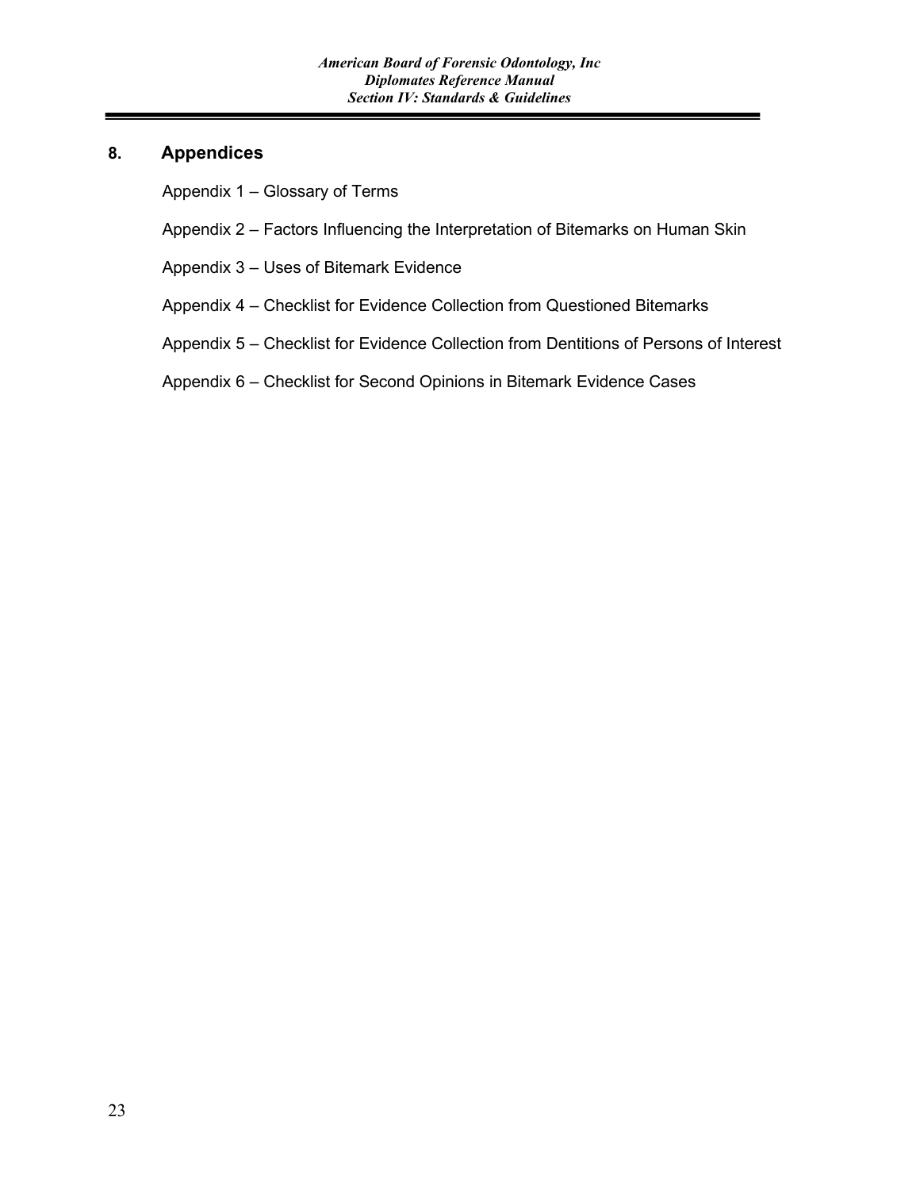## 8. Appendices

Appendix 1 – Glossary of Terms

Appendix 2 – Factors Influencing the Interpretation of Bitemarks on Human Skin

Appendix 3 – Uses of Bitemark Evidence

Appendix 4 – Checklist for Evidence Collection from Questioned Bitemarks

Appendix 5 – Checklist for Evidence Collection from Dentitions of Persons of Interest

Appendix 6 – Checklist for Second Opinions in Bitemark Evidence Cases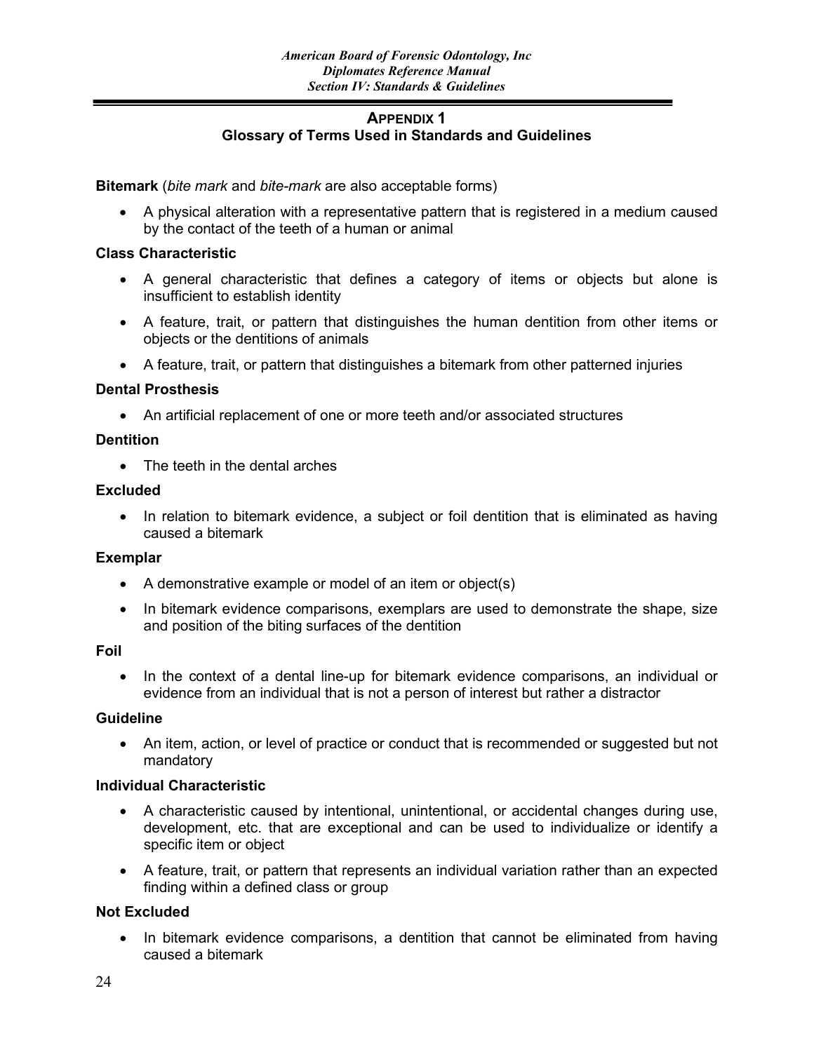## APPENDIX 1
## Glossary of Terms Used in Standards and Guidelines

**Bitemark** (*bite mark* and *bite-mark* are also acceptable forms)

- A physical alteration with a representative pattern that is registered in a medium caused by the contact of the teeth of a human or animal

**Class Characteristic**

- A general characteristic that defines a category of items or objects but alone is insufficient to establish identity
- A feature, trait, or pattern that distinguishes the human dentition from other items or objects or the dentitions of animals
- A feature, trait, or pattern that distinguishes a bitemark from other patterned injuries

**Dental Prosthesis**

- An artificial replacement of one or more teeth and/or associated structures

**Dentition**

- The teeth in the dental arches

**Excluded**

- In relation to bitemark evidence, a subject or foil dentition that is eliminated as having caused a bitemark

**Exemplar**

- A demonstrative example or model of an item or object(s)
- In bitemark evidence comparisons, exemplars are used to demonstrate the shape, size and position of the biting surfaces of the dentition

**Foil**

- In the context of a dental line-up for bitemark evidence comparisons, an individual or evidence from an individual that is not a person of interest but rather a distractor

**Guideline**

- An item, action, or level of practice or conduct that is recommended or suggested but not mandatory

**Individual Characteristic**

- A characteristic caused by intentional, unintentional, or accidental changes during use, development, etc. that are exceptional and can be used to individualize or identify a specific item or object
- A feature, trait, or pattern that represents an individual variation rather than an expected finding within a defined class or group

**Not Excluded**

- In bitemark evidence comparisons, a dentition that cannot be eliminated from having caused a bitemark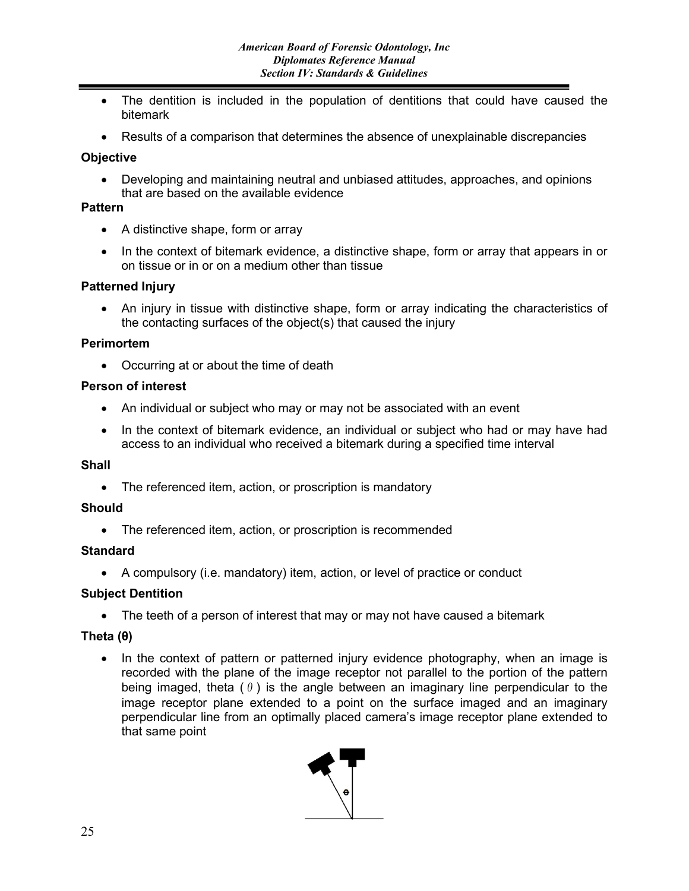- The dentition is included in the population of dentitions that could have caused the bitemark
- Results of a comparison that determines the absence of unexplainable discrepancies

**Objective**

- Developing and maintaining neutral and unbiased attitudes, approaches, and opinions that are based on the available evidence

**Pattern**

- A distinctive shape, form or array
- In the context of bitemark evidence, a distinctive shape, form or array that appears in or on tissue or in or on a medium other than tissue

**Patterned Injury**

- An injury in tissue with distinctive shape, form or array indicating the characteristics of the contacting surfaces of the object(s) that caused the injury

**Perimortem**

- Occurring at or about the time of death

**Person of interest**

- An individual or subject who may or may not be associated with an event
- In the context of bitemark evidence, an individual or subject who had or may have had access to an individual who received a bitemark during a specified time interval

**Shall**

- The referenced item, action, or proscription is mandatory

**Should**

- The referenced item, action, or proscription is recommended

**Standard**

- A compulsory (i.e. mandatory) item, action, or level of practice or conduct

**Subject Dentition**

- The teeth of a person of interest that may or may not have caused a bitemark

**Theta (θ)**

- In the context of pattern or patterned injury evidence photography, when an image is recorded with the plane of the image receptor not parallel to the portion of the pattern being imaged, theta ( $\theta$ ) is the angle between an imaginary line perpendicular to the image receptor plane extended to a point on the surface imaged and an imaginary perpendicular line from an optimally placed camera's image receptor plane extended to that same point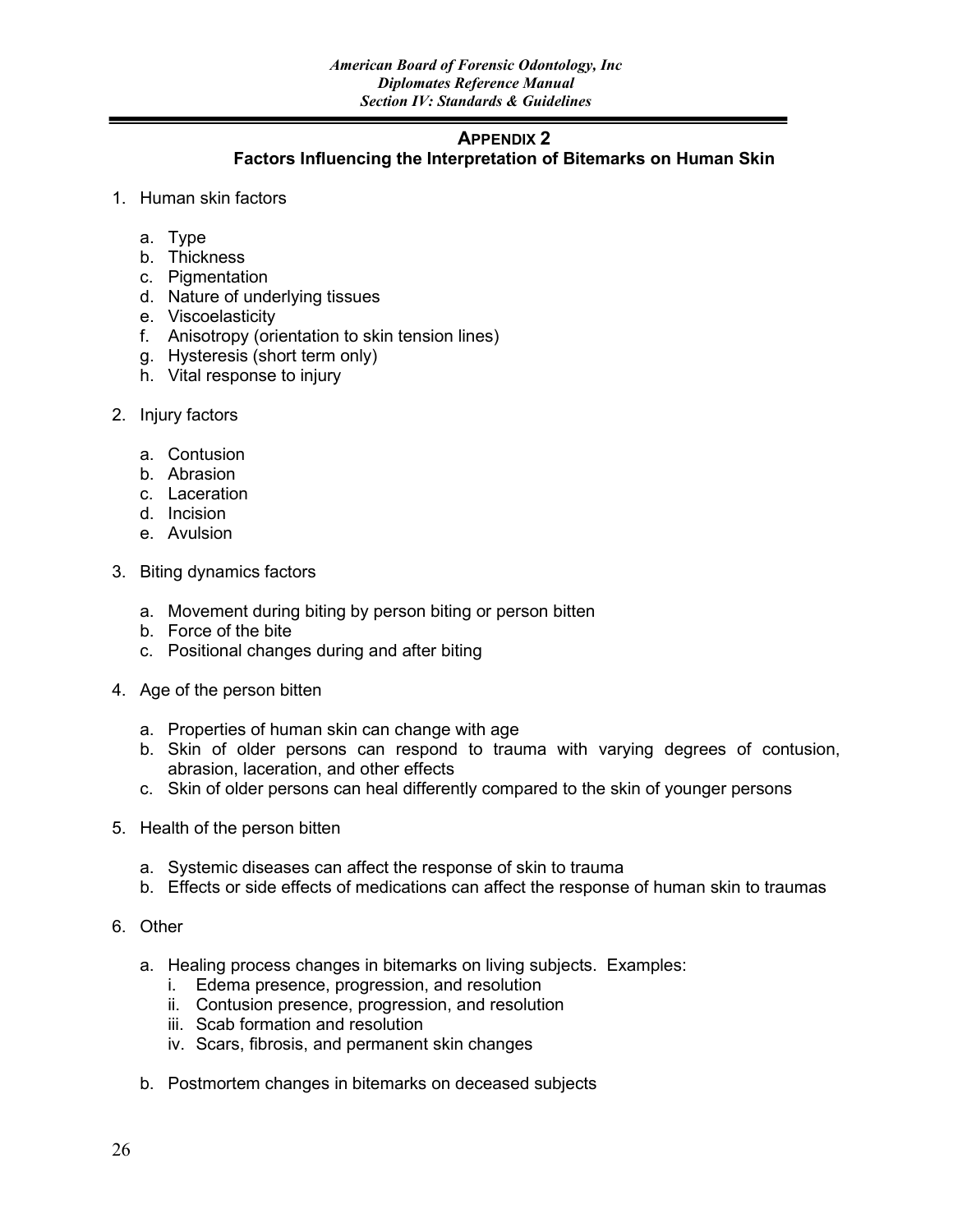## APPENDIX 2

## Factors Influencing the Interpretation of Bitemarks on Human Skin

1. Human skin factors

   a. Type
   b. Thickness
   c. Pigmentation
   d. Nature of underlying tissues
   e. Viscoelasticity
   f. Anisotropy (orientation to skin tension lines)
   g. Hysteresis (short term only)
   h. Vital response to injury

2. Injury factors

   a. Contusion
   b. Abrasion
   c. Laceration
   d. Incision
   e. Avulsion

3. Biting dynamics factors

   a. Movement during biting by person biting or person bitten
   b. Force of the bite
   c. Positional changes during and after biting

4. Age of the person bitten

   a. Properties of human skin can change with age
   b. Skin of older persons can respond to trauma with varying degrees of contusion, abrasion, laceration, and other effects
   c. Skin of older persons can heal differently compared to the skin of younger persons

5. Health of the person bitten

   a. Systemic diseases can affect the response of skin to trauma
   b. Effects or side effects of medications can affect the response of human skin to traumas

6. Other

   a. Healing process changes in bitemarks on living subjects. Examples:
      i. Edema presence, progression, and resolution
      ii. Contusion presence, progression, and resolution
      iii. Scab formation and resolution
      iv. Scars, fibrosis, and permanent skin changes

   b. Postmortem changes in bitemarks on deceased subjects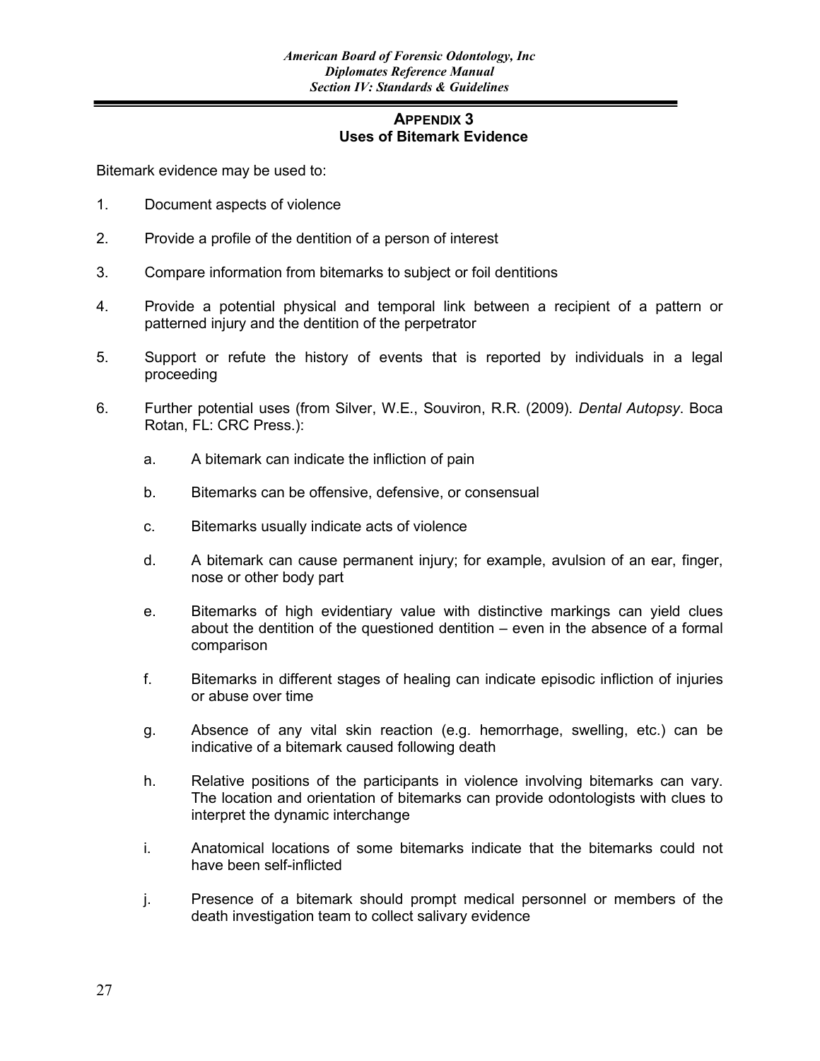## APPENDIX 3
## Uses of Bitemark Evidence

Bitemark evidence may be used to:

1. Document aspects of violence

2. Provide a profile of the dentition of a person of interest

3. Compare information from bitemarks to subject or foil dentitions

4. Provide a potential physical and temporal link between a recipient of a pattern or patterned injury and the dentition of the perpetrator

5. Support or refute the history of events that is reported by individuals in a legal proceeding

6. Further potential uses (from Silver, W.E., Souviron, R.R. (2009). *Dental Autopsy*. Boca Rotan, FL: CRC Press.):

   a. A bitemark can indicate the infliction of pain

   b. Bitemarks can be offensive, defensive, or consensual

   c. Bitemarks usually indicate acts of violence

   d. A bitemark can cause permanent injury; for example, avulsion of an ear, finger, nose or other body part

   e. Bitemarks of high evidentiary value with distinctive markings can yield clues about the dentition of the questioned dentition – even in the absence of a formal comparison

   f. Bitemarks in different stages of healing can indicate episodic infliction of injuries or abuse over time

   g. Absence of any vital skin reaction (e.g. hemorrhage, swelling, etc.) can be indicative of a bitemark caused following death

   h. Relative positions of the participants in violence involving bitemarks can vary. The location and orientation of bitemarks can provide odontologists with clues to interpret the dynamic interchange

   i. Anatomical locations of some bitemarks indicate that the bitemarks could not have been self-inflicted

   j. Presence of a bitemark should prompt medical personnel or members of the death investigation team to collect salivary evidence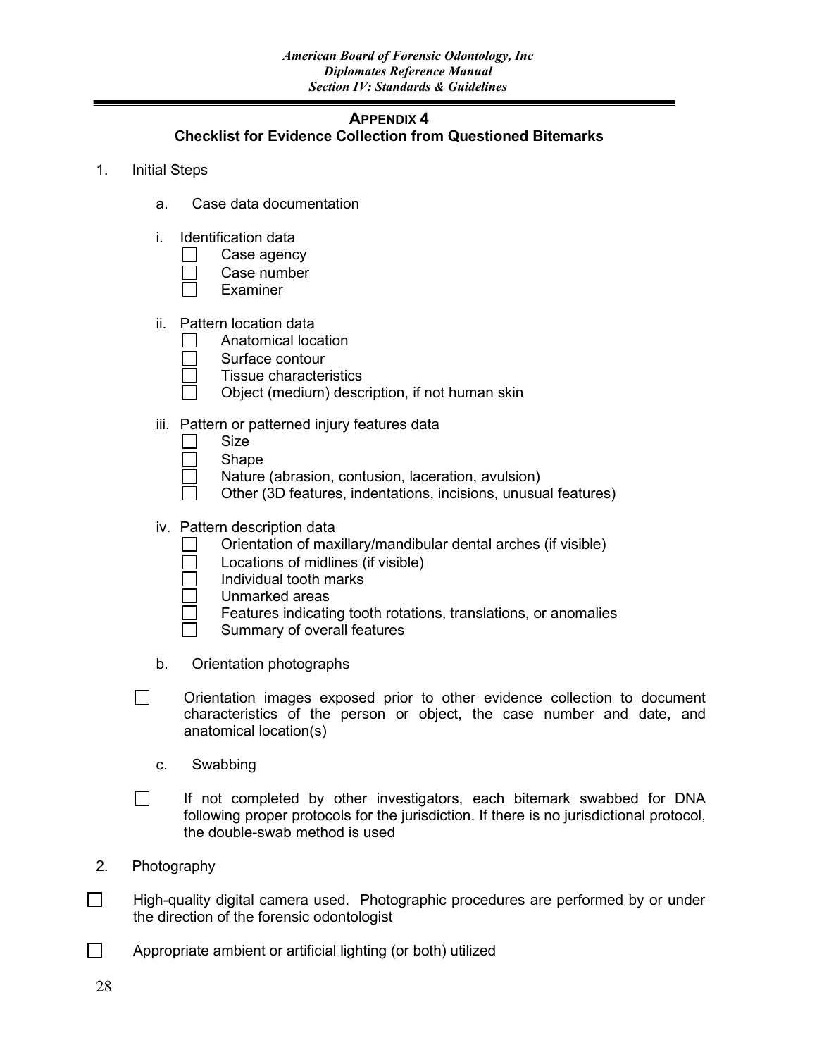## APPENDIX 4
## Checklist for Evidence Collection from Questioned Bitemarks

1. Initial Steps

   a. Case data documentation

   i. Identification data
   - ☐ Case agency
   - ☐ Case number
   - ☐ Examiner

   ii. Pattern location data
   - ☐ Anatomical location
   - ☐ Surface contour
   - ☐ Tissue characteristics
   - ☐ Object (medium) description, if not human skin

   iii. Pattern or patterned injury features data
   - ☐ Size
   - ☐ Shape
   - ☐ Nature (abrasion, contusion, laceration, avulsion)
   - ☐ Other (3D features, indentations, incisions, unusual features)

   iv. Pattern description data
   - ☐ Orientation of maxillary/mandibular dental arches (if visible)
   - ☐ Locations of midlines (if visible)
   - ☐ Individual tooth marks
   - ☐ Unmarked areas
   - ☐ Features indicating tooth rotations, translations, or anomalies
   - ☐ Summary of overall features

   b. Orientation photographs

   ☐ Orientation images exposed prior to other evidence collection to document characteristics of the person or object, the case number and date, and anatomical location(s)

   c. Swabbing

   ☐ If not completed by other investigators, each bitemark swabbed for DNA following proper protocols for the jurisdiction. If there is no jurisdictional protocol, the double-swab method is used

2. Photography

☐ High-quality digital camera used. Photographic procedures are performed by or under the direction of the forensic odontologist

☐ Appropriate ambient or artificial lighting (or both) utilized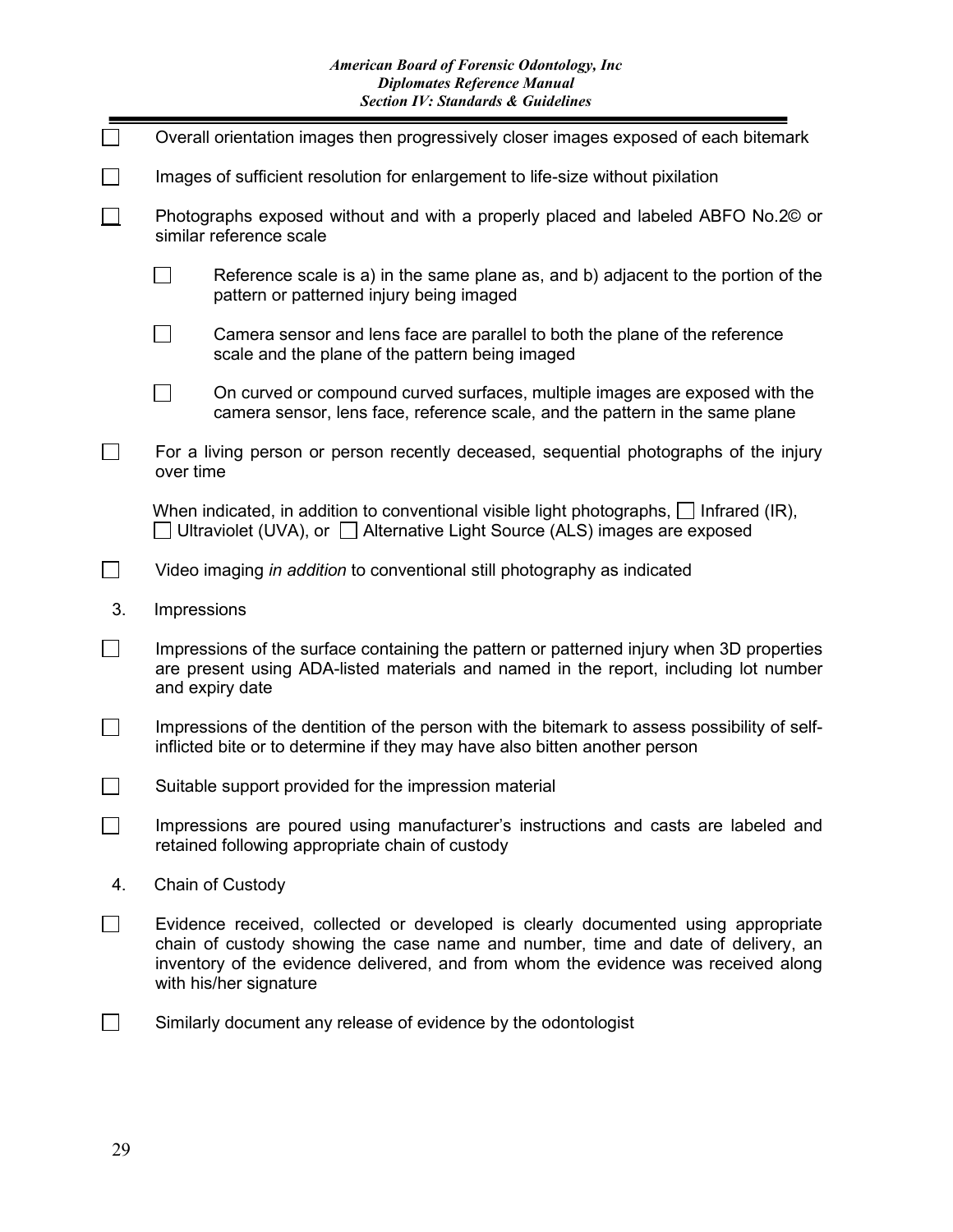- [ ] Overall orientation images then progressively closer images exposed of each bitemark
- [ ] Images of sufficient resolution for enlargement to life-size without pixilation
- [ ] Photographs exposed without and with a properly placed and labeled ABFO No.2© or similar reference scale
    - [ ] Reference scale is a) in the same plane as, and b) adjacent to the portion of the pattern or patterned injury being imaged
    - [ ] Camera sensor and lens face are parallel to both the plane of the reference scale and the plane of the pattern being imaged
    - [ ] On curved or compound curved surfaces, multiple images are exposed with the camera sensor, lens face, reference scale, and the pattern in the same plane
- [ ] For a living person or person recently deceased, sequential photographs of the injury over time

When indicated, in addition to conventional visible light photographs, ☐ Infrared (IR), ☐ Ultraviolet (UVA), or ☐ Alternative Light Source (ALS) images are exposed

- [ ] Video imaging *in addition* to conventional still photography as indicated

3. Impressions

- [ ] Impressions of the surface containing the pattern or patterned injury when 3D properties are present using ADA-listed materials and named in the report, including lot number and expiry date
- [ ] Impressions of the dentition of the person with the bitemark to assess possibility of self-inflicted bite or to determine if they may have also bitten another person
- [ ] Suitable support provided for the impression material
- [ ] Impressions are poured using manufacturer's instructions and casts are labeled and retained following appropriate chain of custody

4. Chain of Custody

- [ ] Evidence received, collected or developed is clearly documented using appropriate chain of custody showing the case name and number, time and date of delivery, an inventory of the evidence delivered, and from whom the evidence was received along with his/her signature
- [ ] Similarly document any release of evidence by the odontologist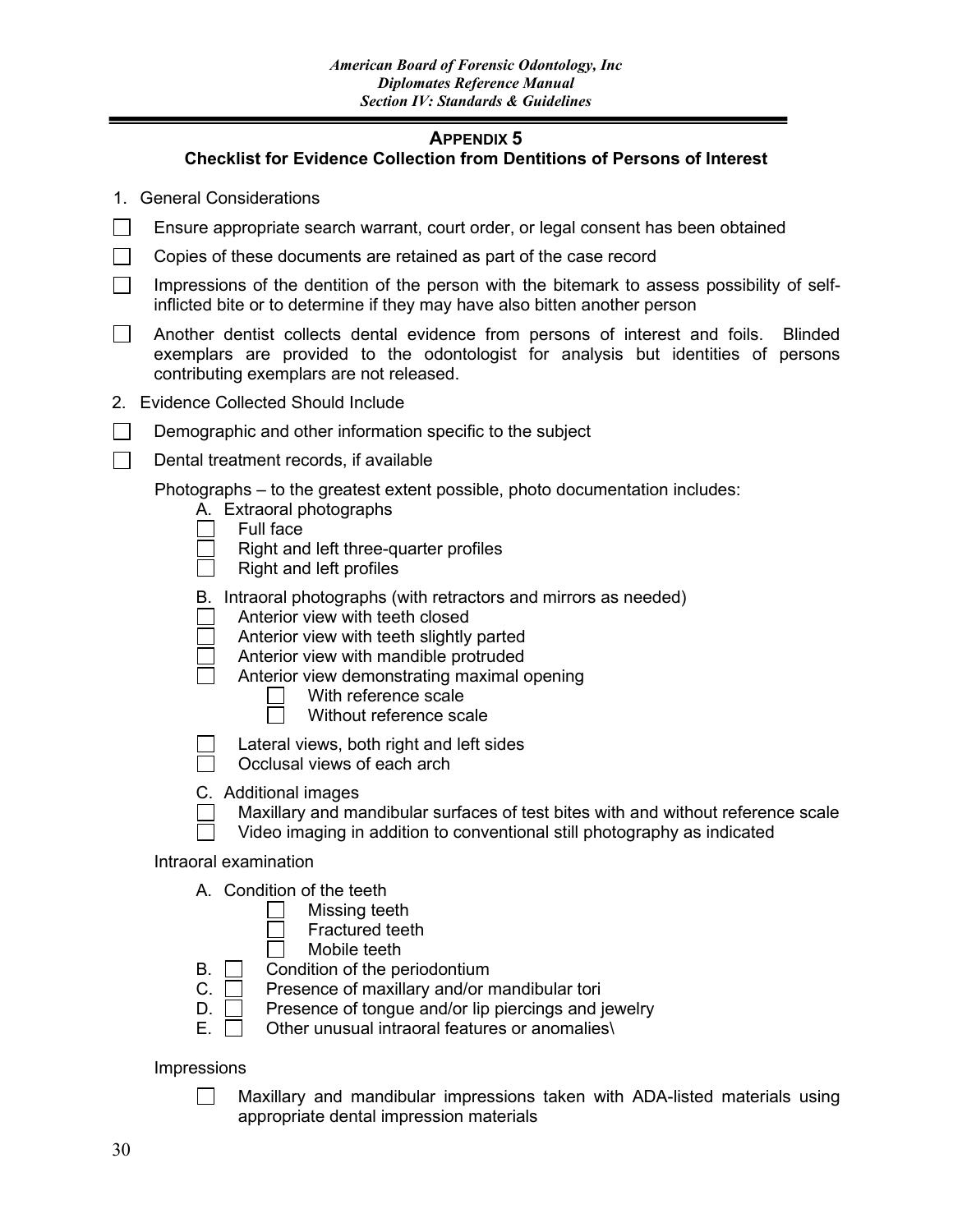## APPENDIX 5

### Checklist for Evidence Collection from Dentitions of Persons of Interest

1. General Considerations

- [ ] Ensure appropriate search warrant, court order, or legal consent has been obtained
- [ ] Copies of these documents are retained as part of the case record
- [ ] Impressions of the dentition of the person with the bitemark to assess possibility of self-inflicted bite or to determine if they may have also bitten another person
- [ ] Another dentist collects dental evidence from persons of interest and foils. Blinded exemplars are provided to the odontologist for analysis but identities of persons contributing exemplars are not released.

2. Evidence Collected Should Include

- [ ] Demographic and other information specific to the subject
- [ ] Dental treatment records, if available

Photographs – to the greatest extent possible, photo documentation includes:

A. Extraoral photographs
   - [ ] Full face
   - [ ] Right and left three-quarter profiles
   - [ ] Right and left profiles

B. Intraoral photographs (with retractors and mirrors as needed)
   - [ ] Anterior view with teeth closed
   - [ ] Anterior view with teeth slightly parted
   - [ ] Anterior view with mandible protruded
   - [ ] Anterior view demonstrating maximal opening
     - [ ] With reference scale
     - [ ] Without reference scale
   - [ ] Lateral views, both right and left sides
   - [ ] Occlusal views of each arch

C. Additional images
   - [ ] Maxillary and mandibular surfaces of test bites with and without reference scale
   - [ ] Video imaging in addition to conventional still photography as indicated

Intraoral examination

A. Condition of the teeth
   - [ ] Missing teeth
   - [ ] Fractured teeth
   - [ ] Mobile teeth

B. [ ] Condition of the periodontium

C. [ ] Presence of maxillary and/or mandibular tori

D. [ ] Presence of tongue and/or lip piercings and jewelry

E. [ ] Other unusual intraoral features or anomalies\

Impressions

- [ ] Maxillary and mandibular impressions taken with ADA-listed materials using appropriate dental impression materials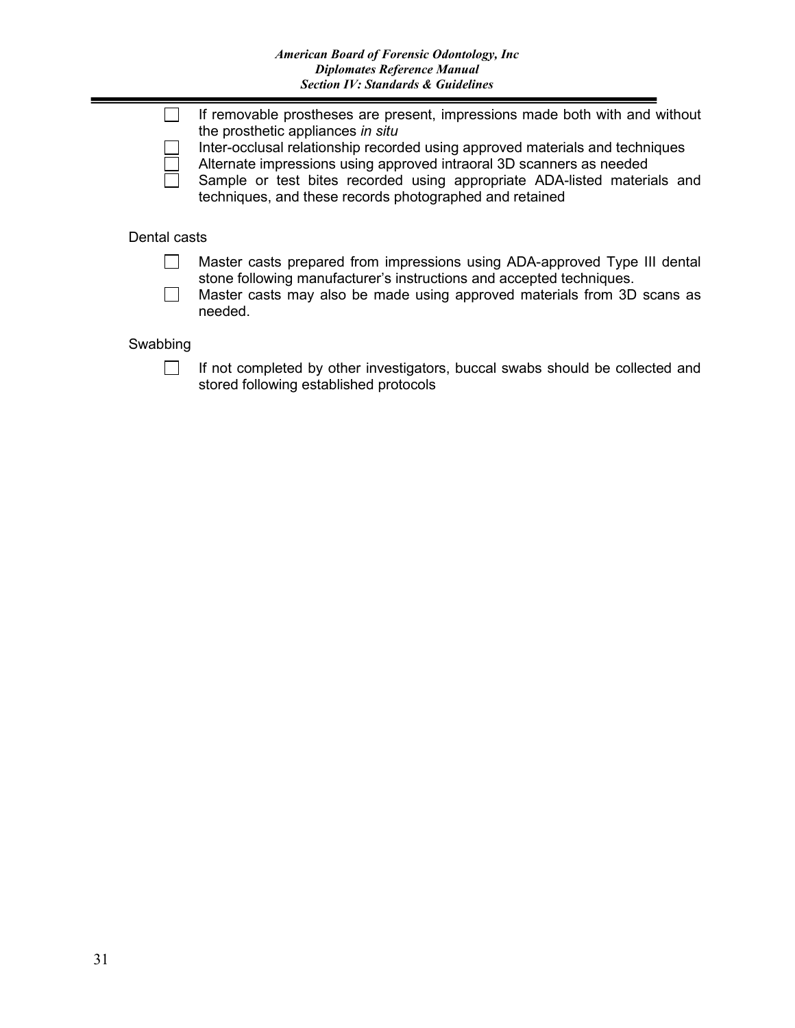- [ ] If removable prostheses are present, impressions made both with and without the prosthetic appliances *in situ*
- [ ] Inter-occlusal relationship recorded using approved materials and techniques
- [ ] Alternate impressions using approved intraoral 3D scanners as needed
- [ ] Sample or test bites recorded using appropriate ADA-listed materials and techniques, and these records photographed and retained

Dental casts

- [ ] Master casts prepared from impressions using ADA-approved Type III dental stone following manufacturer's instructions and accepted techniques.
- [ ] Master casts may also be made using approved materials from 3D scans as needed.

Swabbing

- [ ] If not completed by other investigators, buccal swabs should be collected and stored following established protocols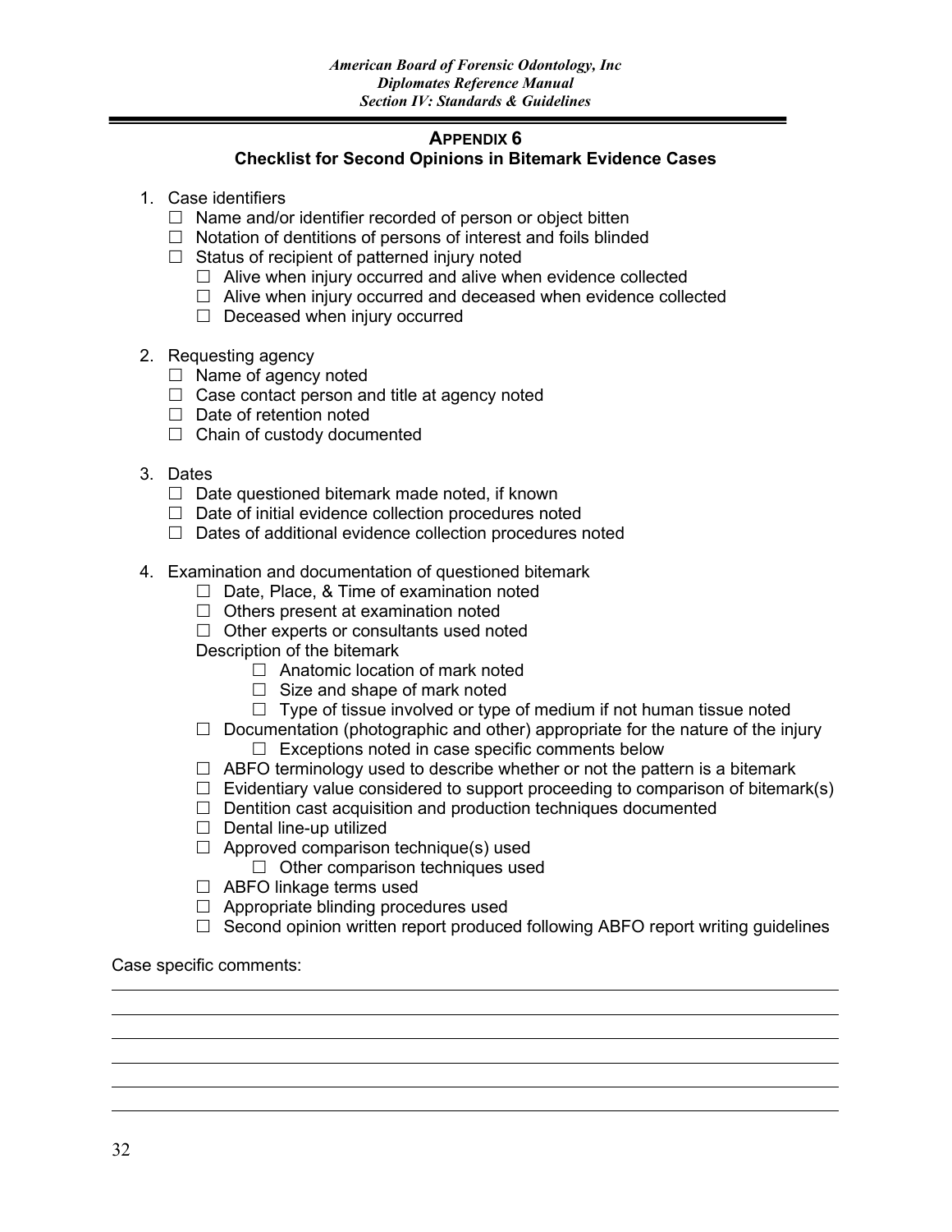## APPENDIX 6

### Checklist for Second Opinions in Bitemark Evidence Cases

1. Case identifiers
   - ☐ Name and/or identifier recorded of person or object bitten
   - ☐ Notation of dentitions of persons of interest and foils blinded
   - ☐ Status of recipient of patterned injury noted
     - ☐ Alive when injury occurred and alive when evidence collected
     - ☐ Alive when injury occurred and deceased when evidence collected
     - ☐ Deceased when injury occurred

2. Requesting agency
   - ☐ Name of agency noted
   - ☐ Case contact person and title at agency noted
   - ☐ Date of retention noted
   - ☐ Chain of custody documented

3. Dates
   - ☐ Date questioned bitemark made noted, if known
   - ☐ Date of initial evidence collection procedures noted
   - ☐ Dates of additional evidence collection procedures noted

4. Examination and documentation of questioned bitemark
   - ☐ Date, Place, & Time of examination noted
   - ☐ Others present at examination noted
   - ☐ Other experts or consultants used noted

   Description of the bitemark
     - ☐ Anatomic location of mark noted
     - ☐ Size and shape of mark noted
     - ☐ Type of tissue involved or type of medium if not human tissue noted
   - ☐ Documentation (photographic and other) appropriate for the nature of the injury
     - ☐ Exceptions noted in case specific comments below
   - ☐ ABFO terminology used to describe whether or not the pattern is a bitemark
   - ☐ Evidentiary value considered to support proceeding to comparison of bitemark(s)
   - ☐ Dentition cast acquisition and production techniques documented
   - ☐ Dental line-up utilized
   - ☐ Approved comparison technique(s) used
     - ☐ Other comparison techniques used
   - ☐ ABFO linkage terms used
   - ☐ Appropriate blinding procedures used
   - ☐ Second opinion written report produced following ABFO report writing guidelines

Case specific comments:

______________________________________________________________________________

______________________________________________________________________________

______________________________________________________________________________

______________________________________________________________________________

______________________________________________________________________________

______________________________________________________________________________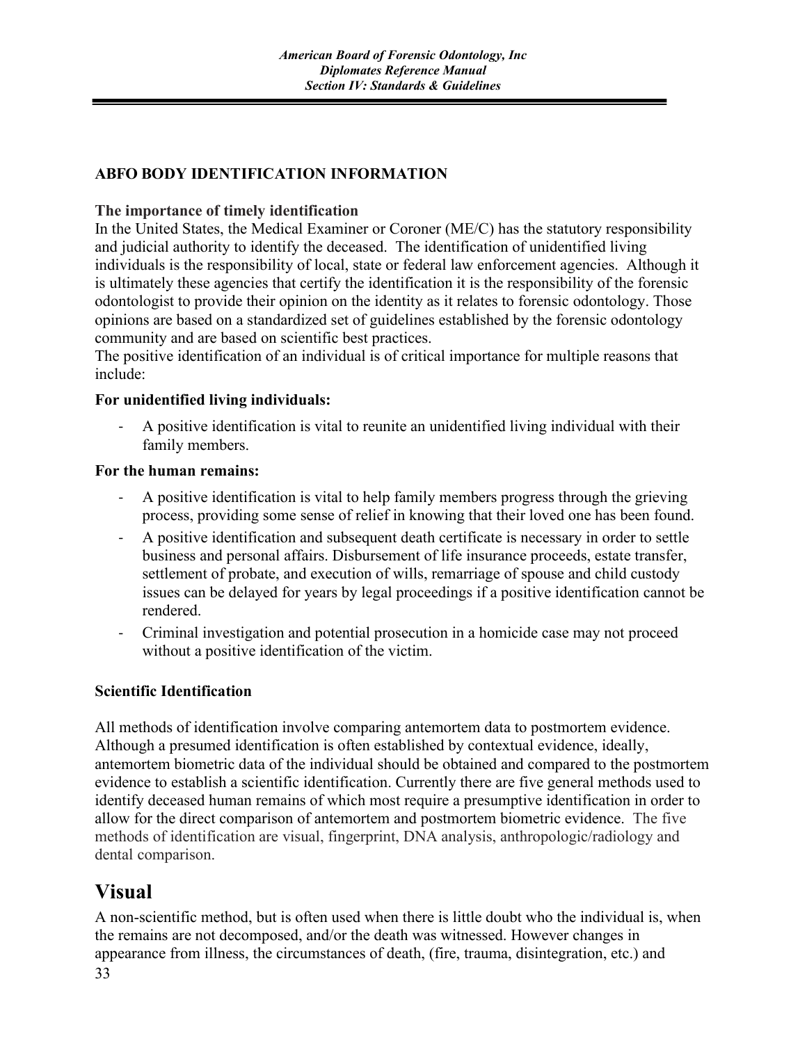## ABFO BODY IDENTIFICATION INFORMATION

### The importance of timely identification

In the United States, the Medical Examiner or Coroner (ME/C) has the statutory responsibility and judicial authority to identify the deceased. The identification of unidentified living individuals is the responsibility of local, state or federal law enforcement agencies. Although it is ultimately these agencies that certify the identification it is the responsibility of the forensic odontologist to provide their opinion on the identity as it relates to forensic odontology. Those opinions are based on a standardized set of guidelines established by the forensic odontology community and are based on scientific best practices.

The positive identification of an individual is of critical importance for multiple reasons that include:

**For unidentified living individuals:**

- A positive identification is vital to reunite an unidentified living individual with their family members.

**For the human remains:**

- A positive identification is vital to help family members progress through the grieving process, providing some sense of relief in knowing that their loved one has been found.
- A positive identification and subsequent death certificate is necessary in order to settle business and personal affairs. Disbursement of life insurance proceeds, estate transfer, settlement of probate, and execution of wills, remarriage of spouse and child custody issues can be delayed for years by legal proceedings if a positive identification cannot be rendered.
- Criminal investigation and potential prosecution in a homicide case may not proceed without a positive identification of the victim.

### Scientific Identification

All methods of identification involve comparing antemortem data to postmortem evidence. Although a presumed identification is often established by contextual evidence, ideally, antemortem biometric data of the individual should be obtained and compared to the postmortem evidence to establish a scientific identification. Currently there are five general methods used to identify deceased human remains of which most require a presumptive identification in order to allow for the direct comparison of antemortem and postmortem biometric evidence. The five methods of identification are visual, fingerprint, DNA analysis, anthropologic/radiology and dental comparison.

## Visual

A non-scientific method, but is often used when there is little doubt who the individual is, when the remains are not decomposed, and/or the death was witnessed. However changes in appearance from illness, the circumstances of death, (fire, trauma, disintegration, etc.) and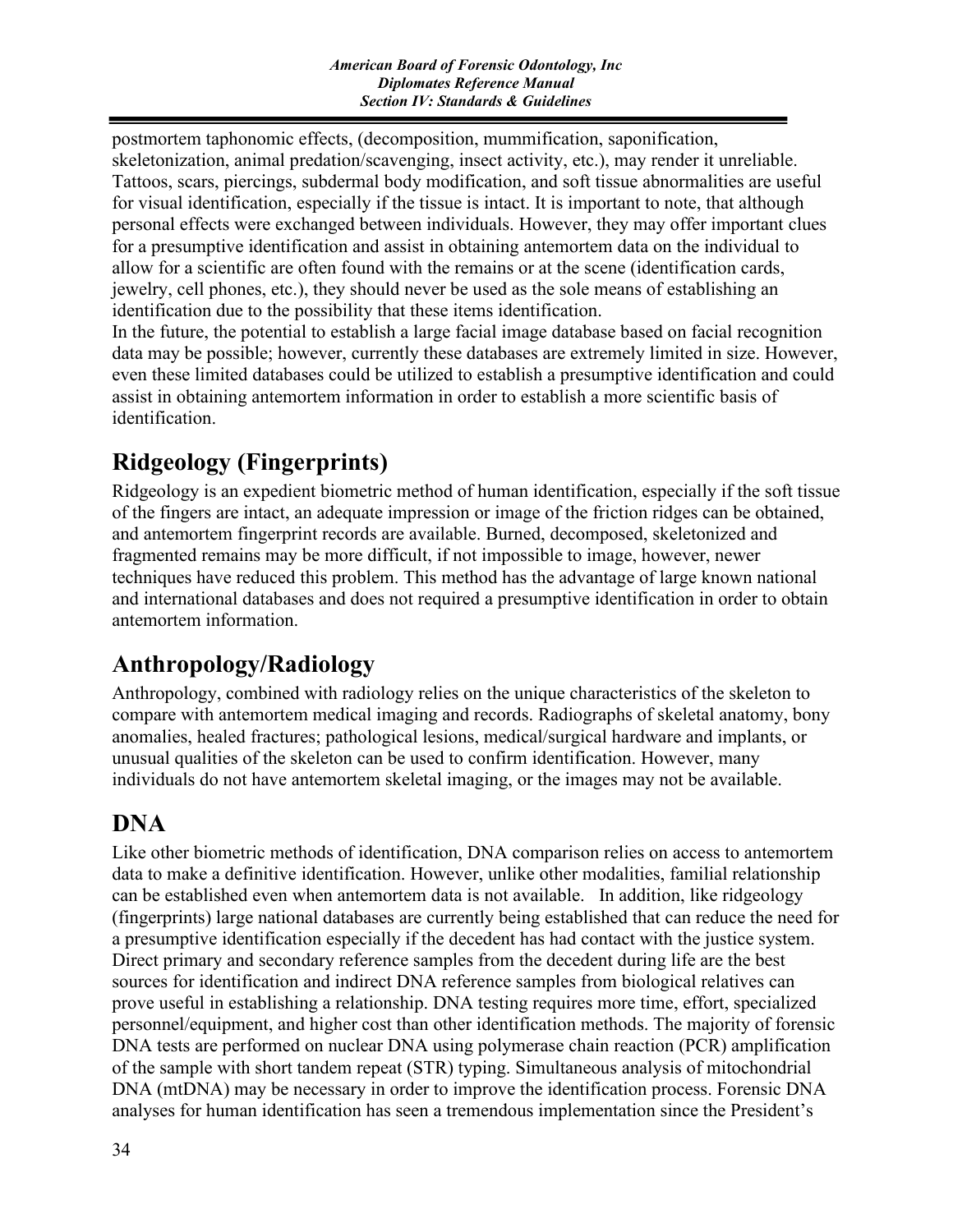postmortem taphonomic effects, (decomposition, mummification, saponification, skeletonization, animal predation/scavenging, insect activity, etc.), may render it unreliable. Tattoos, scars, piercings, subdermal body modification, and soft tissue abnormalities are useful for visual identification, especially if the tissue is intact. It is important to note, that although personal effects were exchanged between individuals. However, they may offer important clues for a presumptive identification and assist in obtaining antemortem data on the individual to allow for a scientific are often found with the remains or at the scene (identification cards, jewelry, cell phones, etc.), they should never be used as the sole means of establishing an identification due to the possibility that these items identification.

In the future, the potential to establish a large facial image database based on facial recognition data may be possible; however, currently these databases are extremely limited in size. However, even these limited databases could be utilized to establish a presumptive identification and could assist in obtaining antemortem information in order to establish a more scientific basis of identification.

## Ridgeology (Fingerprints)

Ridgeology is an expedient biometric method of human identification, especially if the soft tissue of the fingers are intact, an adequate impression or image of the friction ridges can be obtained, and antemortem fingerprint records are available. Burned, decomposed, skeletonized and fragmented remains may be more difficult, if not impossible to image, however, newer techniques have reduced this problem. This method has the advantage of large known national and international databases and does not required a presumptive identification in order to obtain antemortem information.

## Anthropology/Radiology

Anthropology, combined with radiology relies on the unique characteristics of the skeleton to compare with antemortem medical imaging and records. Radiographs of skeletal anatomy, bony anomalies, healed fractures; pathological lesions, medical/surgical hardware and implants, or unusual qualities of the skeleton can be used to confirm identification. However, many individuals do not have antemortem skeletal imaging, or the images may not be available.

## DNA

Like other biometric methods of identification, DNA comparison relies on access to antemortem data to make a definitive identification. However, unlike other modalities, familial relationship can be established even when antemortem data is not available. In addition, like ridgeology (fingerprints) large national databases are currently being established that can reduce the need for a presumptive identification especially if the decedent has had contact with the justice system. Direct primary and secondary reference samples from the decedent during life are the best sources for identification and indirect DNA reference samples from biological relatives can prove useful in establishing a relationship. DNA testing requires more time, effort, specialized personnel/equipment, and higher cost than other identification methods. The majority of forensic DNA tests are performed on nuclear DNA using polymerase chain reaction (PCR) amplification of the sample with short tandem repeat (STR) typing. Simultaneous analysis of mitochondrial DNA (mtDNA) may be necessary in order to improve the identification process. Forensic DNA analyses for human identification has seen a tremendous implementation since the President's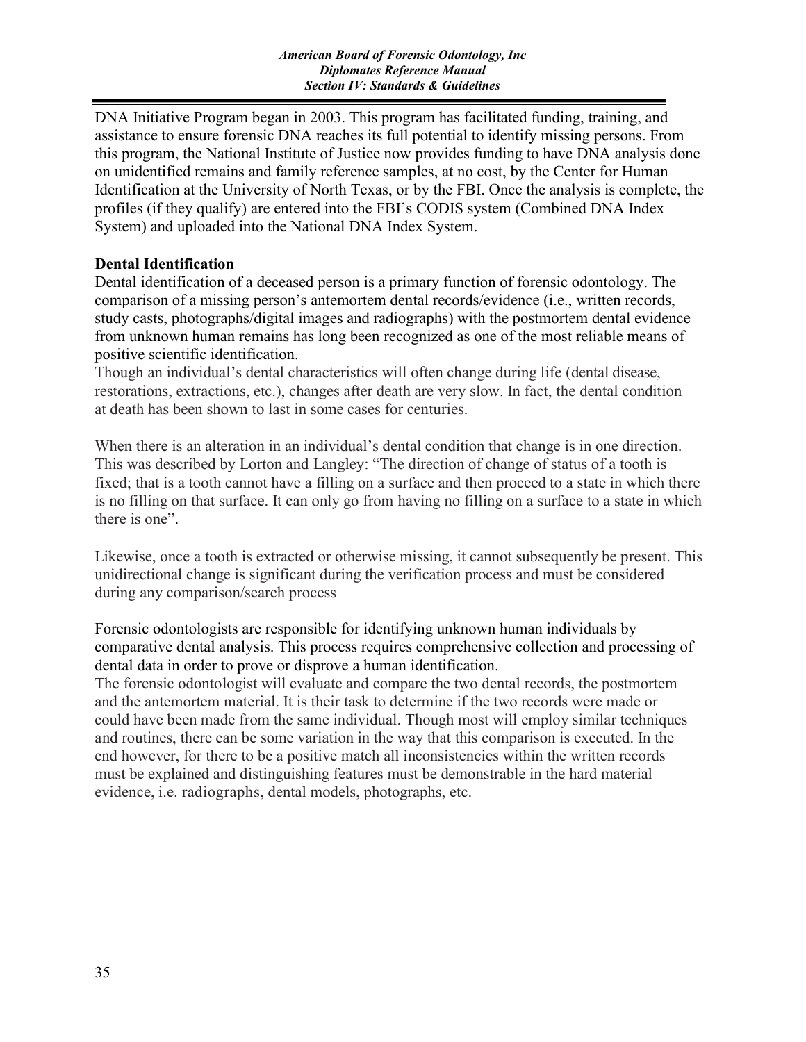DNA Initiative Program began in 2003. This program has facilitated funding, training, and assistance to ensure forensic DNA reaches its full potential to identify missing persons. From this program, the National Institute of Justice now provides funding to have DNA analysis done on unidentified remains and family reference samples, at no cost, by the Center for Human Identification at the University of North Texas, or by the FBI. Once the analysis is complete, the profiles (if they qualify) are entered into the FBI's CODIS system (Combined DNA Index System) and uploaded into the National DNA Index System.

**Dental Identification**

Dental identification of a deceased person is a primary function of forensic odontology. The comparison of a missing person's antemortem dental records/evidence (i.e., written records, study casts, photographs/digital images and radiographs) with the postmortem dental evidence from unknown human remains has long been recognized as one of the most reliable means of positive scientific identification.

Though an individual's dental characteristics will often change during life (dental disease, restorations, extractions, etc.), changes after death are very slow. In fact, the dental condition at death has been shown to last in some cases for centuries.

When there is an alteration in an individual's dental condition that change is in one direction. This was described by Lorton and Langley: "The direction of change of status of a tooth is fixed; that is a tooth cannot have a filling on a surface and then proceed to a state in which there is no filling on that surface. It can only go from having no filling on a surface to a state in which there is one".

Likewise, once a tooth is extracted or otherwise missing, it cannot subsequently be present. This unidirectional change is significant during the verification process and must be considered during any comparison/search process

Forensic odontologists are responsible for identifying unknown human individuals by comparative dental analysis. This process requires comprehensive collection and processing of dental data in order to prove or disprove a human identification.

The forensic odontologist will evaluate and compare the two dental records, the postmortem and the antemortem material. It is their task to determine if the two records were made or could have been made from the same individual. Though most will employ similar techniques and routines, there can be some variation in the way that this comparison is executed. In the end however, for there to be a positive match all inconsistencies within the written records must be explained and distinguishing features must be demonstrable in the hard material evidence, i.e. radiographs, dental models, photographs, etc.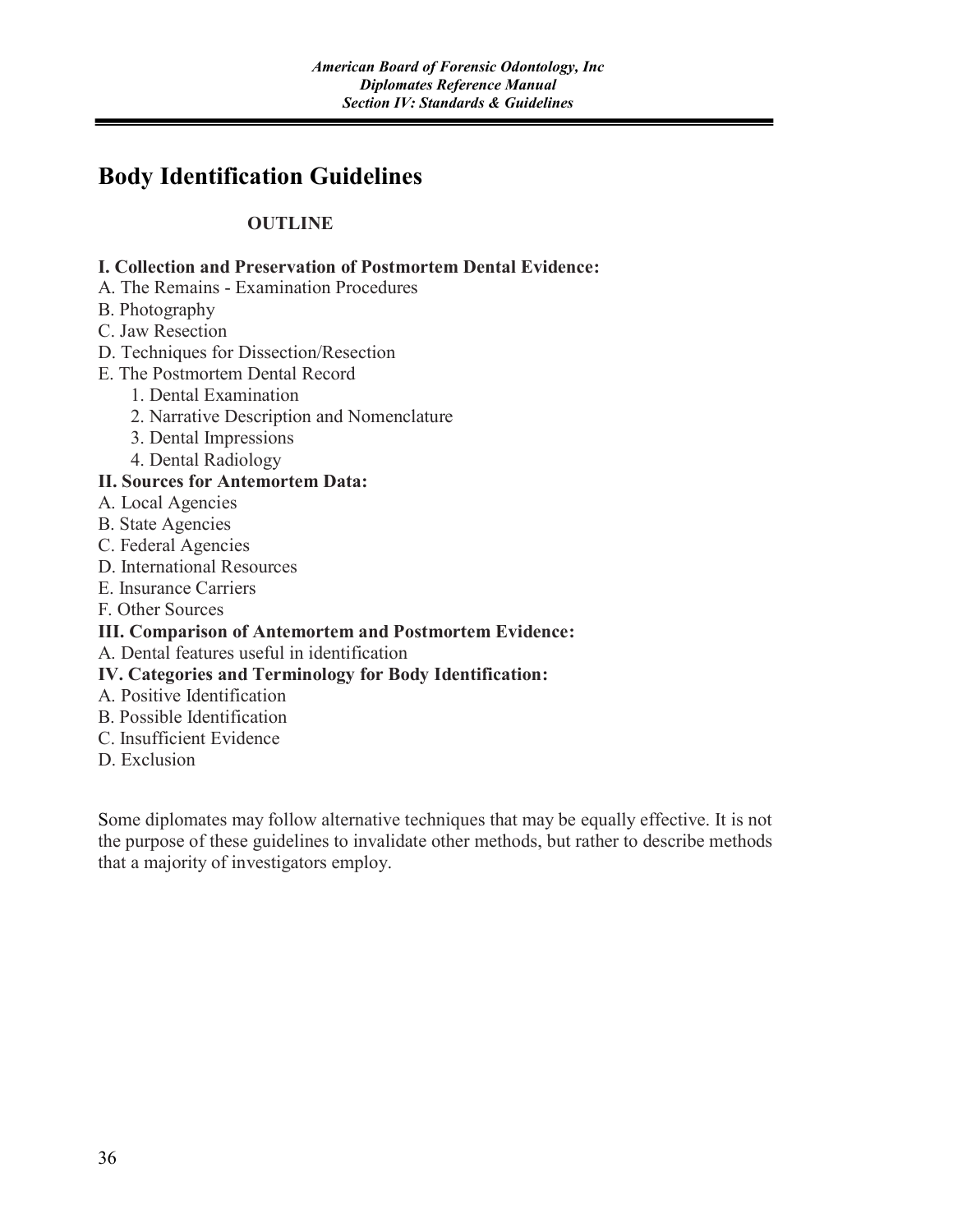# Body Identification Guidelines

**OUTLINE**

**I. Collection and Preservation of Postmortem Dental Evidence:**

A. The Remains - Examination Procedures
B. Photography
C. Jaw Resection
D. Techniques for Dissection/Resection
E. The Postmortem Dental Record
    1. Dental Examination
    2. Narrative Description and Nomenclature
    3. Dental Impressions
    4. Dental Radiology

**II. Sources for Antemortem Data:**

A. Local Agencies
B. State Agencies
C. Federal Agencies
D. International Resources
E. Insurance Carriers
F. Other Sources

**III. Comparison of Antemortem and Postmortem Evidence:**

A. Dental features useful in identification

**IV. Categories and Terminology for Body Identification:**

A. Positive Identification
B. Possible Identification
C. Insufficient Evidence
D. Exclusion

Some diplomates may follow alternative techniques that may be equally effective. It is not the purpose of these guidelines to invalidate other methods, but rather to describe methods that a majority of investigators employ.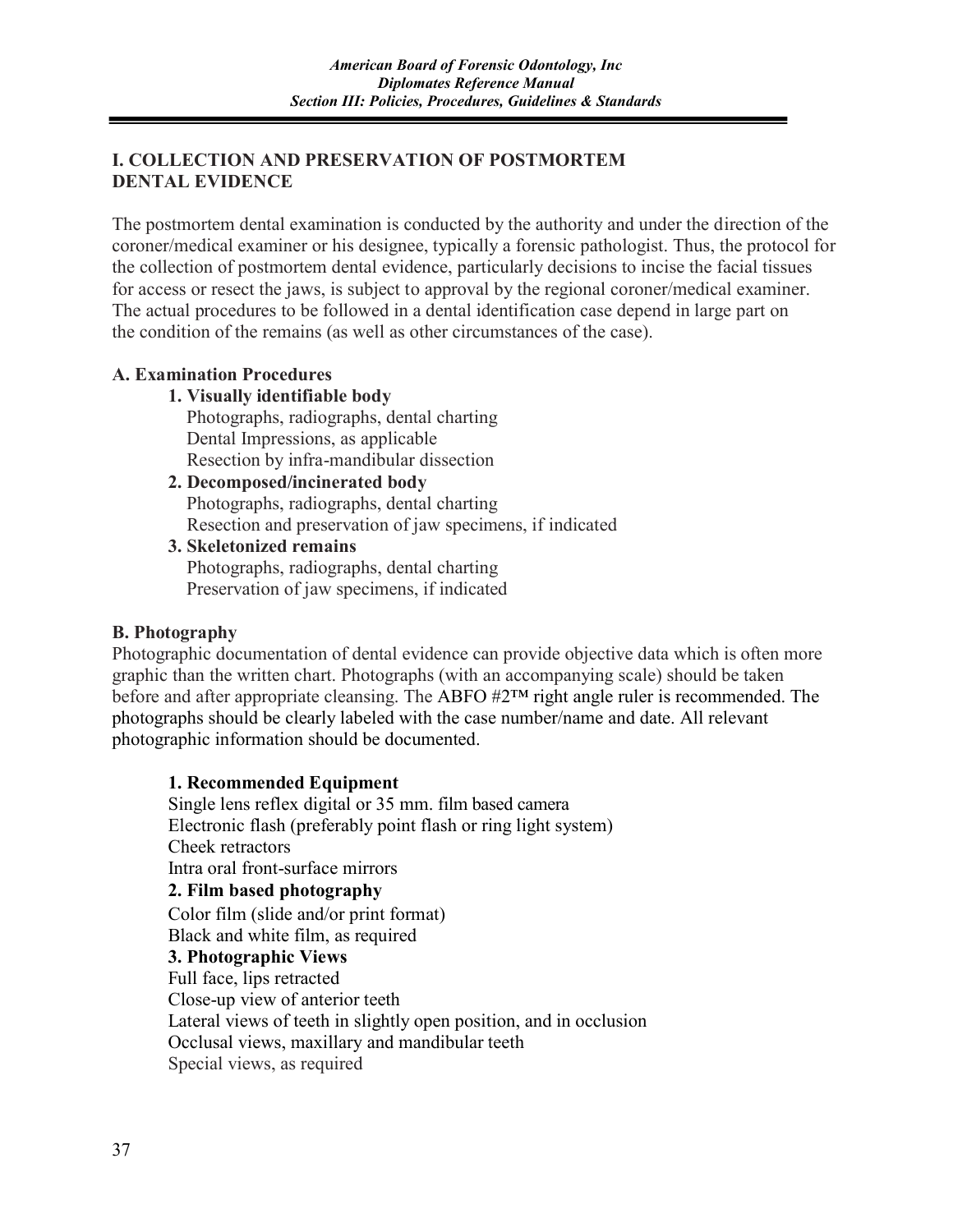## I. COLLECTION AND PRESERVATION OF POSTMORTEM DENTAL EVIDENCE

The postmortem dental examination is conducted by the authority and under the direction of the coroner/medical examiner or his designee, typically a forensic pathologist. Thus, the protocol for the collection of postmortem dental evidence, particularly decisions to incise the facial tissues for access or resect the jaws, is subject to approval by the regional coroner/medical examiner. The actual procedures to be followed in a dental identification case depend in large part on the condition of the remains (as well as other circumstances of the case).

### A. Examination Procedures

**1. Visually identifiable body**
Photographs, radiographs, dental charting
Dental Impressions, as applicable
Resection by infra-mandibular dissection

**2. Decomposed/incinerated body**
Photographs, radiographs, dental charting
Resection and preservation of jaw specimens, if indicated

**3. Skeletonized remains**
Photographs, radiographs, dental charting
Preservation of jaw specimens, if indicated

### B. Photography

Photographic documentation of dental evidence can provide objective data which is often more graphic than the written chart. Photographs (with an accompanying scale) should be taken before and after appropriate cleansing. The ABFO #2™ right angle ruler is recommended. The photographs should be clearly labeled with the case number/name and date. All relevant photographic information should be documented.

**1. Recommended Equipment**
Single lens reflex digital or 35 mm. film based camera
Electronic flash (preferably point flash or ring light system)
Cheek retractors
Intra oral front-surface mirrors

**2. Film based photography**
Color film (slide and/or print format)
Black and white film, as required

**3. Photographic Views**
Full face, lips retracted
Close-up view of anterior teeth
Lateral views of teeth in slightly open position, and in occlusion
Occlusal views, maxillary and mandibular teeth
Special views, as required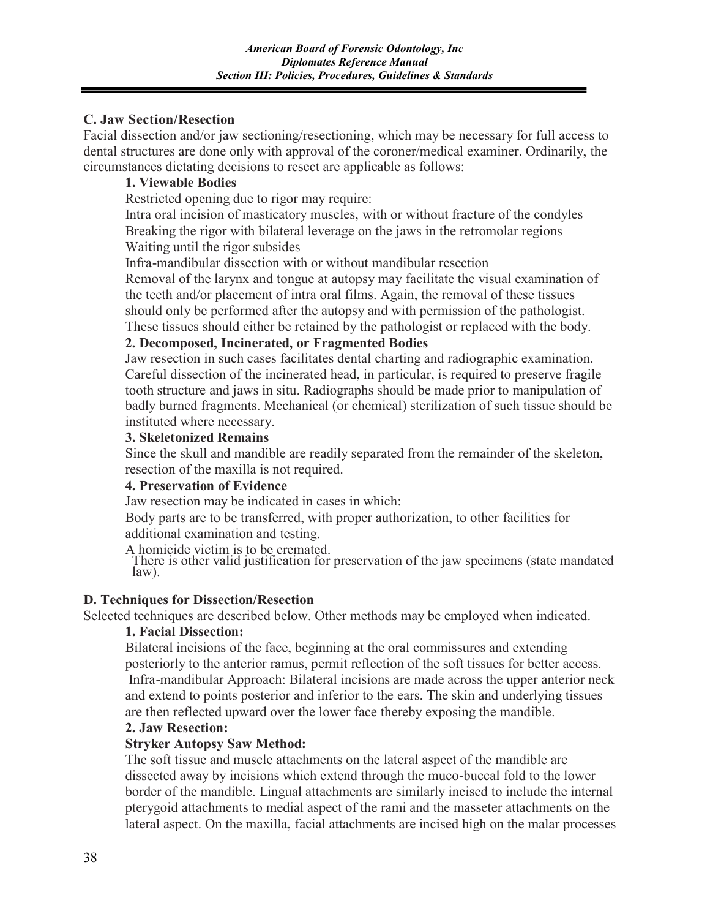## C. Jaw Section/Resection

Facial dissection and/or jaw sectioning/resectioning, which may be necessary for full access to dental structures are done only with approval of the coroner/medical examiner. Ordinarily, the circumstances dictating decisions to resect are applicable as follows:

### 1. Viewable Bodies

Restricted opening due to rigor may require:

Intra oral incision of masticatory muscles, with or without fracture of the condyles

Breaking the rigor with bilateral leverage on the jaws in the retromolar regions

Waiting until the rigor subsides

Infra-mandibular dissection with or without mandibular resection

Removal of the larynx and tongue at autopsy may facilitate the visual examination of the teeth and/or placement of intra oral films. Again, the removal of these tissues should only be performed after the autopsy and with permission of the pathologist. These tissues should either be retained by the pathologist or replaced with the body.

### 2. Decomposed, Incinerated, or Fragmented Bodies

Jaw resection in such cases facilitates dental charting and radiographic examination. Careful dissection of the incinerated head, in particular, is required to preserve fragile tooth structure and jaws in situ. Radiographs should be made prior to manipulation of badly burned fragments. Mechanical (or chemical) sterilization of such tissue should be instituted where necessary.

### 3. Skeletonized Remains

Since the skull and mandible are readily separated from the remainder of the skeleton, resection of the maxilla is not required.

### 4. Preservation of Evidence

Jaw resection may be indicated in cases in which:

Body parts are to be transferred, with proper authorization, to other facilities for additional examination and testing.

A homicide victim is to be cremated.

There is other valid justification for preservation of the jaw specimens (state mandated law).

## D. Techniques for Dissection/Resection

Selected techniques are described below. Other methods may be employed when indicated.

### 1. Facial Dissection:

Bilateral incisions of the face, beginning at the oral commissures and extending posteriorly to the anterior ramus, permit reflection of the soft tissues for better access.

Infra-mandibular Approach: Bilateral incisions are made across the upper anterior neck and extend to points posterior and inferior to the ears. The skin and underlying tissues are then reflected upward over the lower face thereby exposing the mandible.

### 2. Jaw Resection:

**Stryker Autopsy Saw Method:**

The soft tissue and muscle attachments on the lateral aspect of the mandible are dissected away by incisions which extend through the muco-buccal fold to the lower border of the mandible. Lingual attachments are similarly incised to include the internal pterygoid attachments to medial aspect of the rami and the masseter attachments on the lateral aspect. On the maxilla, facial attachments are incised high on the malar processes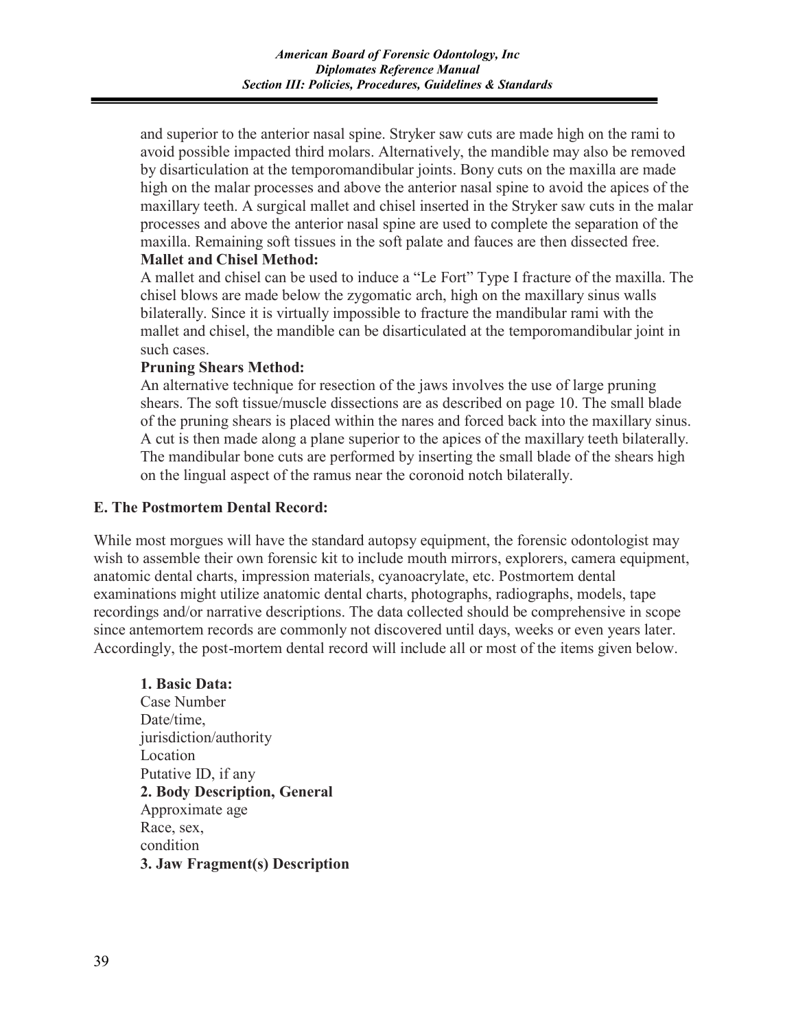and superior to the anterior nasal spine. Stryker saw cuts are made high on the rami to avoid possible impacted third molars. Alternatively, the mandible may also be removed by disarticulation at the temporomandibular joints. Bony cuts on the maxilla are made high on the malar processes and above the anterior nasal spine to avoid the apices of the maxillary teeth. A surgical mallet and chisel inserted in the Stryker saw cuts in the malar processes and above the anterior nasal spine are used to complete the separation of the maxilla. Remaining soft tissues in the soft palate and fauces are then dissected free.

**Mallet and Chisel Method:**

A mallet and chisel can be used to induce a "Le Fort" Type I fracture of the maxilla. The chisel blows are made below the zygomatic arch, high on the maxillary sinus walls bilaterally. Since it is virtually impossible to fracture the mandibular rami with the mallet and chisel, the mandible can be disarticulated at the temporomandibular joint in such cases.

**Pruning Shears Method:**

An alternative technique for resection of the jaws involves the use of large pruning shears. The soft tissue/muscle dissections are as described on page 10. The small blade of the pruning shears is placed within the nares and forced back into the maxillary sinus. A cut is then made along a plane superior to the apices of the maxillary teeth bilaterally. The mandibular bone cuts are performed by inserting the small blade of the shears high on the lingual aspect of the ramus near the coronoid notch bilaterally.

### E. The Postmortem Dental Record:

While most morgues will have the standard autopsy equipment, the forensic odontologist may wish to assemble their own forensic kit to include mouth mirrors, explorers, camera equipment, anatomic dental charts, impression materials, cyanoacrylate, etc. Postmortem dental examinations might utilize anatomic dental charts, photographs, radiographs, models, tape recordings and/or narrative descriptions. The data collected should be comprehensive in scope since antemortem records are commonly not discovered until days, weeks or even years later. Accordingly, the post-mortem dental record will include all or most of the items given below.

**1. Basic Data:**
Case Number
Date/time,
jurisdiction/authority
Location
Putative ID, if any

**2. Body Description, General**
Approximate age
Race, sex,
condition

**3. Jaw Fragment(s) Description**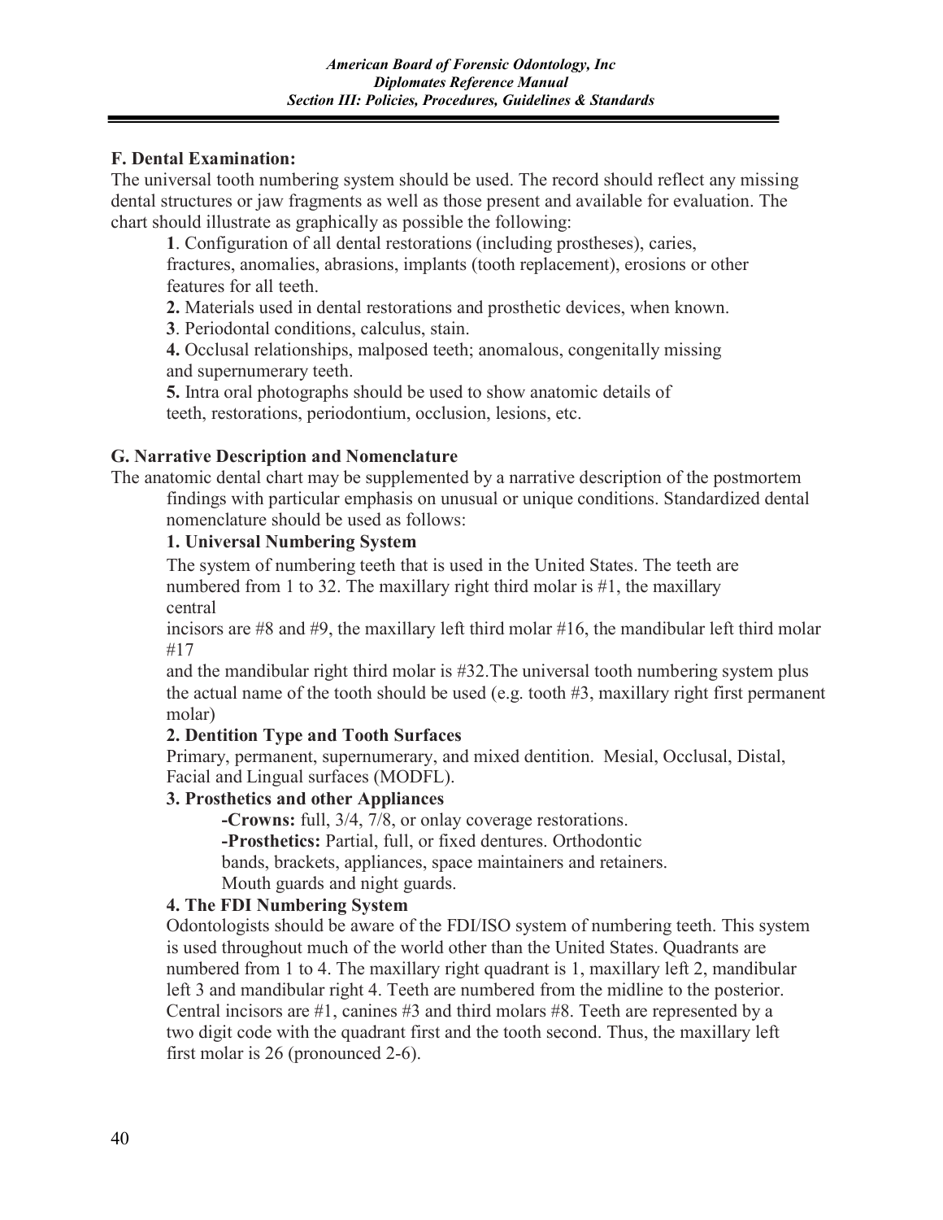### F. Dental Examination:

The universal tooth numbering system should be used. The record should reflect any missing dental structures or jaw fragments as well as those present and available for evaluation. The chart should illustrate as graphically as possible the following:

**1**. Configuration of all dental restorations (including prostheses), caries, fractures, anomalies, abrasions, implants (tooth replacement), erosions or other features for all teeth.

**2.** Materials used in dental restorations and prosthetic devices, when known.

**3**. Periodontal conditions, calculus, stain.

**4.** Occlusal relationships, malposed teeth; anomalous, congenitally missing and supernumerary teeth.

**5.** Intra oral photographs should be used to show anatomic details of teeth, restorations, periodontium, occlusion, lesions, etc.

### G. Narrative Description and Nomenclature

The anatomic dental chart may be supplemented by a narrative description of the postmortem findings with particular emphasis on unusual or unique conditions. Standardized dental nomenclature should be used as follows:

**1. Universal Numbering System**

The system of numbering teeth that is used in the United States. The teeth are numbered from 1 to 32. The maxillary right third molar is #1, the maxillary central incisors are #8 and #9, the maxillary left third molar #16, the mandibular left third molar #17 and the mandibular right third molar is #32.The universal tooth numbering system plus the actual name of the tooth should be used (e.g. tooth #3, maxillary right first permanent molar)

**2. Dentition Type and Tooth Surfaces**

Primary, permanent, supernumerary, and mixed dentition. Mesial, Occlusal, Distal, Facial and Lingual surfaces (MODFL).

**3. Prosthetics and other Appliances**

**-Crowns:** full, 3/4, 7/8, or onlay coverage restorations.

**-Prosthetics:** Partial, full, or fixed dentures. Orthodontic bands, brackets, appliances, space maintainers and retainers. Mouth guards and night guards.

**4. The FDI Numbering System**

Odontologists should be aware of the FDI/ISO system of numbering teeth. This system is used throughout much of the world other than the United States. Quadrants are numbered from 1 to 4. The maxillary right quadrant is 1, maxillary left 2, mandibular left 3 and mandibular right 4. Teeth are numbered from the midline to the posterior. Central incisors are #1, canines #3 and third molars #8. Teeth are represented by a two digit code with the quadrant first and the tooth second. Thus, the maxillary left first molar is 26 (pronounced 2-6).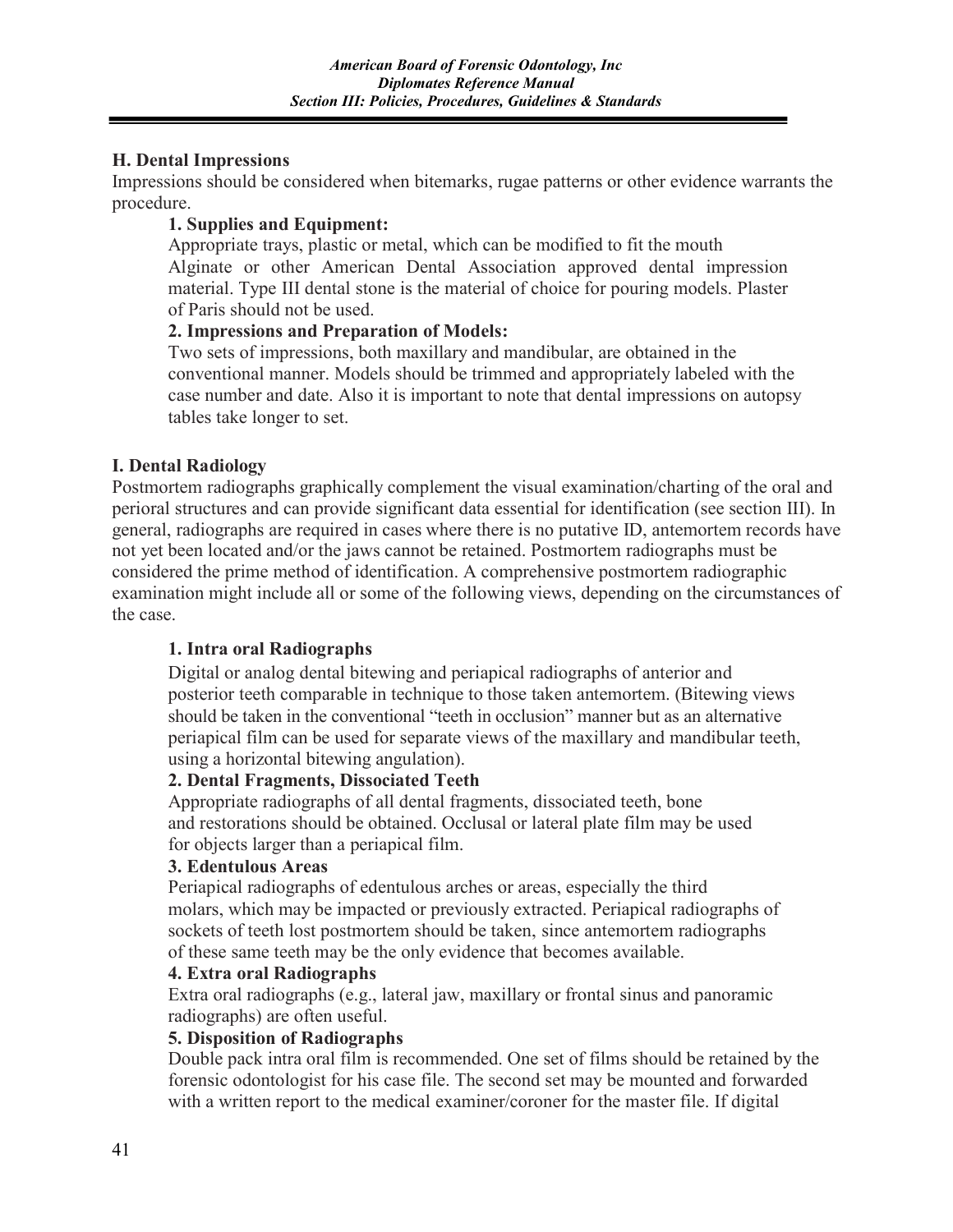## H. Dental Impressions

Impressions should be considered when bitemarks, rugae patterns or other evidence warrants the procedure.

### 1. Supplies and Equipment:

Appropriate trays, plastic or metal, which can be modified to fit the mouth
Alginate or other American Dental Association approved dental impression material. Type III dental stone is the material of choice for pouring models. Plaster of Paris should not be used.

### 2. Impressions and Preparation of Models:

Two sets of impressions, both maxillary and mandibular, are obtained in the conventional manner. Models should be trimmed and appropriately labeled with the case number and date. Also it is important to note that dental impressions on autopsy tables take longer to set.

## I. Dental Radiology

Postmortem radiographs graphically complement the visual examination/charting of the oral and perioral structures and can provide significant data essential for identification (see section III). In general, radiographs are required in cases where there is no putative ID, antemortem records have not yet been located and/or the jaws cannot be retained. Postmortem radiographs must be considered the prime method of identification. A comprehensive postmortem radiographic examination might include all or some of the following views, depending on the circumstances of the case.

### 1. Intra oral Radiographs

Digital or analog dental bitewing and periapical radiographs of anterior and posterior teeth comparable in technique to those taken antemortem. (Bitewing views should be taken in the conventional "teeth in occlusion" manner but as an alternative periapical film can be used for separate views of the maxillary and mandibular teeth, using a horizontal bitewing angulation).

### 2. Dental Fragments, Dissociated Teeth

Appropriate radiographs of all dental fragments, dissociated teeth, bone and restorations should be obtained. Occlusal or lateral plate film may be used for objects larger than a periapical film.

### 3. Edentulous Areas

Periapical radiographs of edentulous arches or areas, especially the third molars, which may be impacted or previously extracted. Periapical radiographs of sockets of teeth lost postmortem should be taken, since antemortem radiographs of these same teeth may be the only evidence that becomes available.

### 4. Extra oral Radiographs

Extra oral radiographs (e.g., lateral jaw, maxillary or frontal sinus and panoramic radiographs) are often useful.

### 5. Disposition of Radiographs

Double pack intra oral film is recommended. One set of films should be retained by the forensic odontologist for his case file. The second set may be mounted and forwarded with a written report to the medical examiner/coroner for the master file. If digital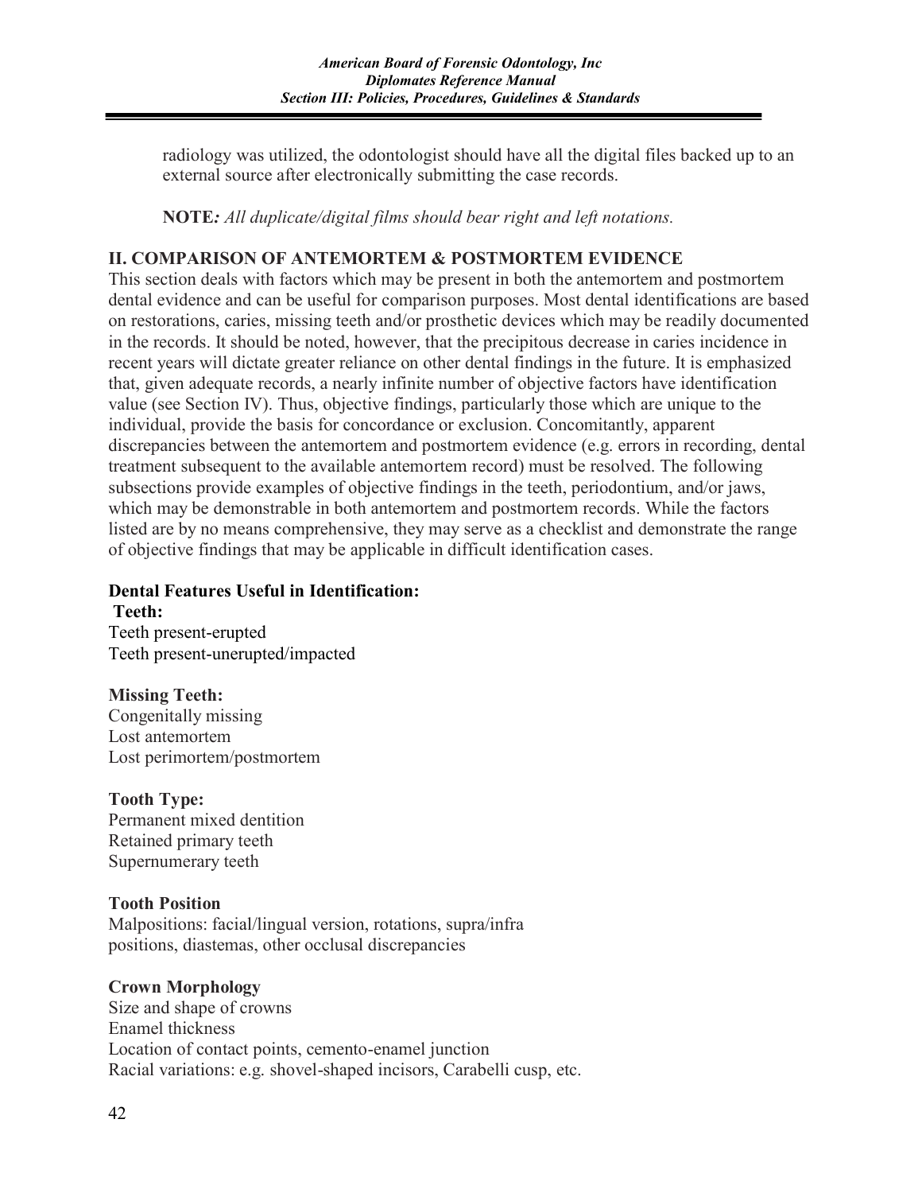radiology was utilized, the odontologist should have all the digital files backed up to an external source after electronically submitting the case records.

**NOTE***: All duplicate/digital films should bear right and left notations.*

## II. COMPARISON OF ANTEMORTEM & POSTMORTEM EVIDENCE

This section deals with factors which may be present in both the antemortem and postmortem dental evidence and can be useful for comparison purposes. Most dental identifications are based on restorations, caries, missing teeth and/or prosthetic devices which may be readily documented in the records. It should be noted, however, that the precipitous decrease in caries incidence in recent years will dictate greater reliance on other dental findings in the future. It is emphasized that, given adequate records, a nearly infinite number of objective factors have identification value (see Section IV). Thus, objective findings, particularly those which are unique to the individual, provide the basis for concordance or exclusion. Concomitantly, apparent discrepancies between the antemortem and postmortem evidence (e.g. errors in recording, dental treatment subsequent to the available antemortem record) must be resolved. The following subsections provide examples of objective findings in the teeth, periodontium, and/or jaws, which may be demonstrable in both antemortem and postmortem records. While the factors listed are by no means comprehensive, they may serve as a checklist and demonstrate the range of objective findings that may be applicable in difficult identification cases.

**Dental Features Useful in Identification:**

**Teeth:**
Teeth present-erupted
Teeth present-unerupted/impacted

**Missing Teeth:**
Congenitally missing
Lost antemortem
Lost perimortem/postmortem

**Tooth Type:**
Permanent mixed dentition
Retained primary teeth
Supernumerary teeth

**Tooth Position**
Malpositions: facial/lingual version, rotations, supra/infra positions, diastemas, other occlusal discrepancies

**Crown Morphology**
Size and shape of crowns
Enamel thickness
Location of contact points, cemento-enamel junction
Racial variations: e.g. shovel-shaped incisors, Carabelli cusp, etc.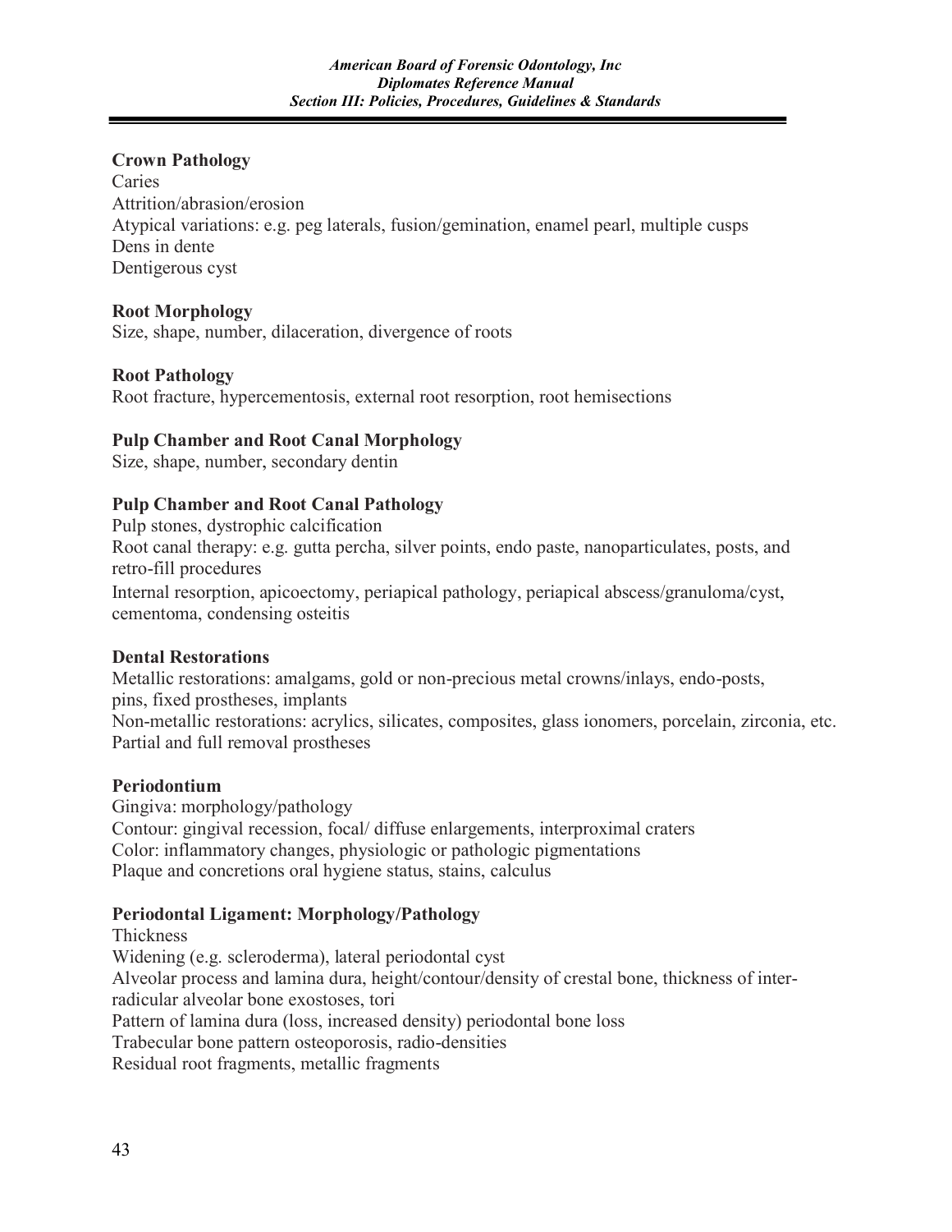**Crown Pathology**

Caries
Attrition/abrasion/erosion
Atypical variations: e.g. peg laterals, fusion/gemination, enamel pearl, multiple cusps
Dens in dente
Dentigerous cyst

**Root Morphology**

Size, shape, number, dilaceration, divergence of roots

**Root Pathology**

Root fracture, hypercementosis, external root resorption, root hemisections

**Pulp Chamber and Root Canal Morphology**

Size, shape, number, secondary dentin

**Pulp Chamber and Root Canal Pathology**

Pulp stones, dystrophic calcification
Root canal therapy: e.g. gutta percha, silver points, endo paste, nanoparticulates, posts, and retro-fill procedures
Internal resorption, apicoectomy, periapical pathology, periapical abscess/granuloma/cyst, cementoma, condensing osteitis

**Dental Restorations**

Metallic restorations: amalgams, gold or non-precious metal crowns/inlays, endo-posts, pins, fixed prostheses, implants
Non-metallic restorations: acrylics, silicates, composites, glass ionomers, porcelain, zirconia, etc.
Partial and full removal prostheses

**Periodontium**

Gingiva: morphology/pathology
Contour: gingival recession, focal/ diffuse enlargements, interproximal craters
Color: inflammatory changes, physiologic or pathologic pigmentations
Plaque and concretions oral hygiene status, stains, calculus

**Periodontal Ligament: Morphology/Pathology**

Thickness
Widening (e.g. scleroderma), lateral periodontal cyst
Alveolar process and lamina dura, height/contour/density of crestal bone, thickness of inter-radicular alveolar bone exostoses, tori
Pattern of lamina dura (loss, increased density) periodontal bone loss
Trabecular bone pattern osteoporosis, radio-densities
Residual root fragments, metallic fragments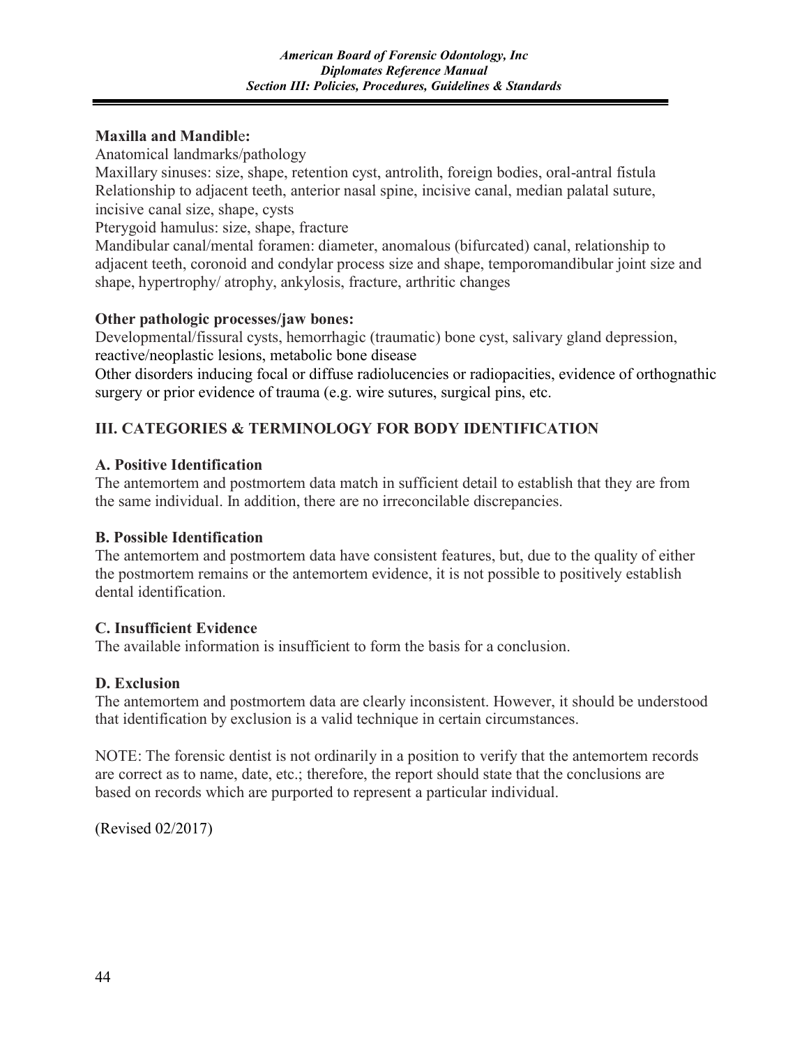**Maxilla and Mandible:**

Anatomical landmarks/pathology

Maxillary sinuses: size, shape, retention cyst, antrolith, foreign bodies, oral-antral fistula

Relationship to adjacent teeth, anterior nasal spine, incisive canal, median palatal suture, incisive canal size, shape, cysts

Pterygoid hamulus: size, shape, fracture

Mandibular canal/mental foramen: diameter, anomalous (bifurcated) canal, relationship to adjacent teeth, coronoid and condylar process size and shape, temporomandibular joint size and shape, hypertrophy/ atrophy, ankylosis, fracture, arthritic changes

**Other pathologic processes/jaw bones:**

Developmental/fissural cysts, hemorrhagic (traumatic) bone cyst, salivary gland depression, reactive/neoplastic lesions, metabolic bone disease

Other disorders inducing focal or diffuse radiolucencies or radiopacities, evidence of orthognathic surgery or prior evidence of trauma (e.g. wire sutures, surgical pins, etc.

## III. CATEGORIES & TERMINOLOGY FOR BODY IDENTIFICATION

### A. Positive Identification

The antemortem and postmortem data match in sufficient detail to establish that they are from the same individual. In addition, there are no irreconcilable discrepancies.

### B. Possible Identification

The antemortem and postmortem data have consistent features, but, due to the quality of either the postmortem remains or the antemortem evidence, it is not possible to positively establish dental identification.

### C. Insufficient Evidence

The available information is insufficient to form the basis for a conclusion.

### D. Exclusion

The antemortem and postmortem data are clearly inconsistent. However, it should be understood that identification by exclusion is a valid technique in certain circumstances.

NOTE: The forensic dentist is not ordinarily in a position to verify that the antemortem records are correct as to name, date, etc.; therefore, the report should state that the conclusions are based on records which are purported to represent a particular individual.

(Revised 02/2017)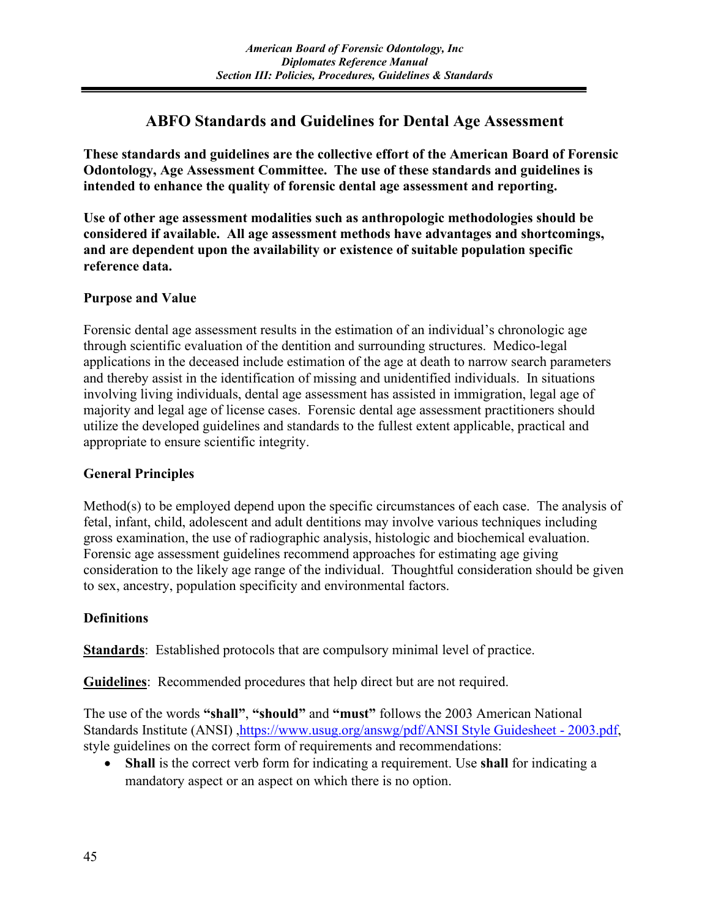# ABFO Standards and Guidelines for Dental Age Assessment

**These standards and guidelines are the collective effort of the American Board of Forensic Odontology, Age Assessment Committee. The use of these standards and guidelines is intended to enhance the quality of forensic dental age assessment and reporting.**

**Use of other age assessment modalities such as anthropologic methodologies should be considered if available. All age assessment methods have advantages and shortcomings, and are dependent upon the availability or existence of suitable population specific reference data.**

## Purpose and Value

Forensic dental age assessment results in the estimation of an individual's chronologic age through scientific evaluation of the dentition and surrounding structures. Medico-legal applications in the deceased include estimation of the age at death to narrow search parameters and thereby assist in the identification of missing and unidentified individuals. In situations involving living individuals, dental age assessment has assisted in immigration, legal age of majority and legal age of license cases. Forensic dental age assessment practitioners should utilize the developed guidelines and standards to the fullest extent applicable, practical and appropriate to ensure scientific integrity.

## General Principles

Method(s) to be employed depend upon the specific circumstances of each case. The analysis of fetal, infant, child, adolescent and adult dentitions may involve various techniques including gross examination, the use of radiographic analysis, histologic and biochemical evaluation. Forensic age assessment guidelines recommend approaches for estimating age giving consideration to the likely age range of the individual. Thoughtful consideration should be given to sex, ancestry, population specificity and environmental factors.

## Definitions

**Standards**: Established protocols that are compulsory minimal level of practice.

**Guidelines**: Recommended procedures that help direct but are not required.

The use of the words **"shall"**, **"should"** and **"must"** follows the 2003 American National Standards Institute (ANSI) ,https://www.usug.org/answg/pdf/ANSI Style Guidesheet - 2003.pdf, style guidelines on the correct form of requirements and recommendations:

- **Shall** is the correct verb form for indicating a requirement. Use **shall** for indicating a mandatory aspect or an aspect on which there is no option.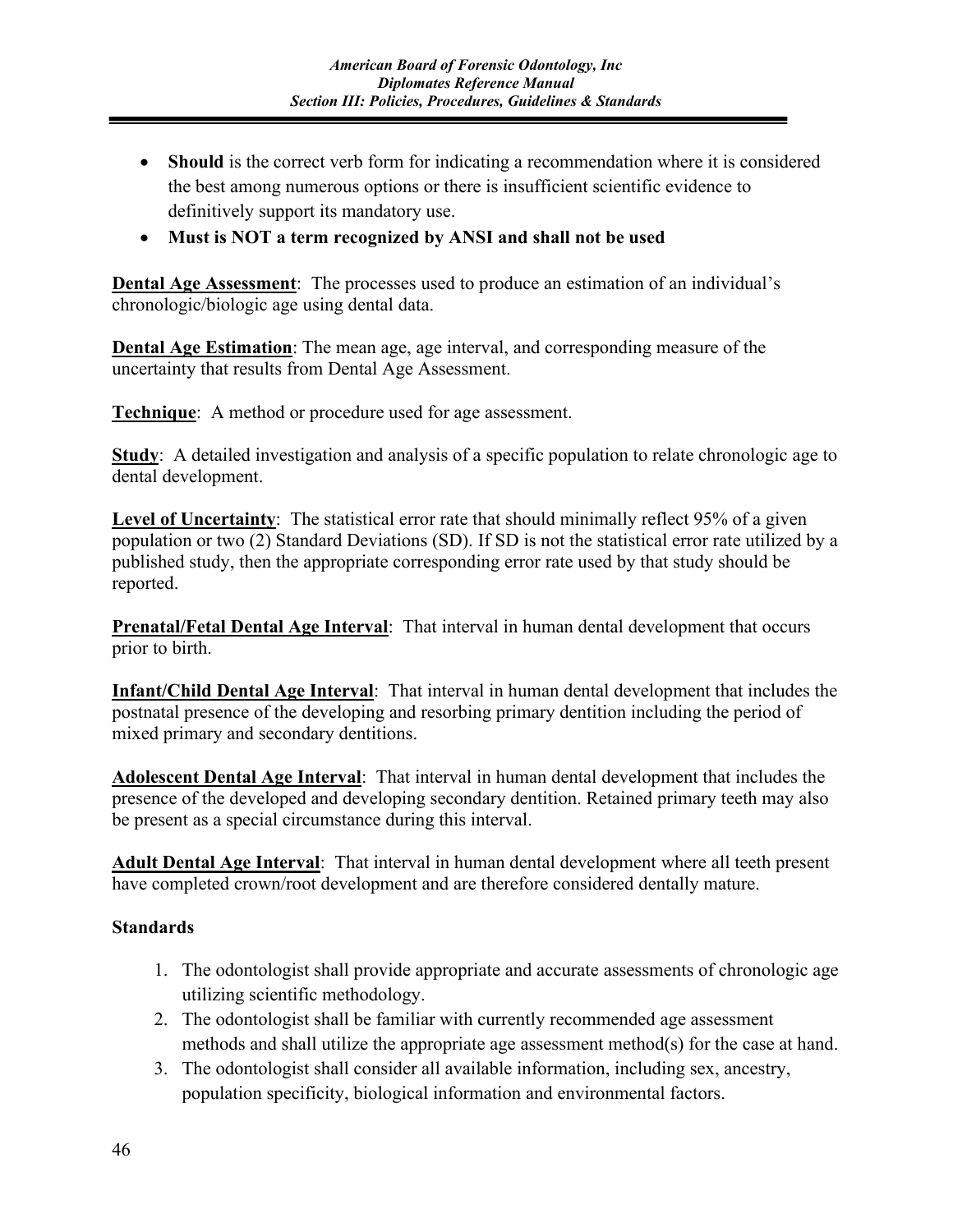- **Should** is the correct verb form for indicating a recommendation where it is considered the best among numerous options or there is insufficient scientific evidence to definitively support its mandatory use.
- **Must is NOT a term recognized by ANSI and shall not be used**

**Dental Age Assessment**: The processes used to produce an estimation of an individual's chronologic/biologic age using dental data.

**Dental Age Estimation**: The mean age, age interval, and corresponding measure of the uncertainty that results from Dental Age Assessment.

**Technique**: A method or procedure used for age assessment.

**Study**: A detailed investigation and analysis of a specific population to relate chronologic age to dental development.

**Level of Uncertainty**: The statistical error rate that should minimally reflect 95% of a given population or two (2) Standard Deviations (SD). If SD is not the statistical error rate utilized by a published study, then the appropriate corresponding error rate used by that study should be reported.

**Prenatal/Fetal Dental Age Interval**: That interval in human dental development that occurs prior to birth.

**Infant/Child Dental Age Interval**: That interval in human dental development that includes the postnatal presence of the developing and resorbing primary dentition including the period of mixed primary and secondary dentitions.

**Adolescent Dental Age Interval**: That interval in human dental development that includes the presence of the developed and developing secondary dentition. Retained primary teeth may also be present as a special circumstance during this interval.

**Adult Dental Age Interval**: That interval in human dental development where all teeth present have completed crown/root development and are therefore considered dentally mature.

**Standards**

1. The odontologist shall provide appropriate and accurate assessments of chronologic age utilizing scientific methodology.
2. The odontologist shall be familiar with currently recommended age assessment methods and shall utilize the appropriate age assessment method(s) for the case at hand.
3. The odontologist shall consider all available information, including sex, ancestry, population specificity, biological information and environmental factors.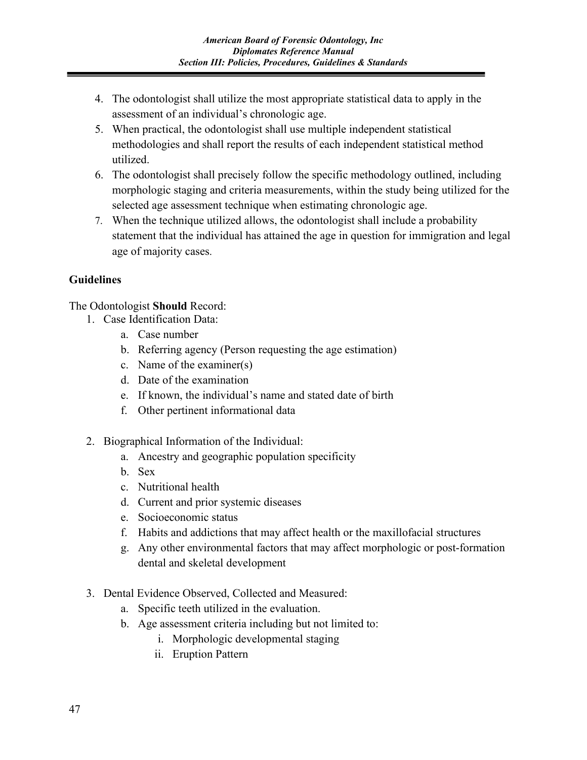4. The odontologist shall utilize the most appropriate statistical data to apply in the assessment of an individual's chronologic age.
5. When practical, the odontologist shall use multiple independent statistical methodologies and shall report the results of each independent statistical method utilized.
6. The odontologist shall precisely follow the specific methodology outlined, including morphologic staging and criteria measurements, within the study being utilized for the selected age assessment technique when estimating chronologic age.
7. When the technique utilized allows, the odontologist shall include a probability statement that the individual has attained the age in question for immigration and legal age of majority cases.

**Guidelines**

The Odontologist **Should** Record:

1. Case Identification Data:
    a. Case number
    b. Referring agency (Person requesting the age estimation)
    c. Name of the examiner(s)
    d. Date of the examination
    e. If known, the individual's name and stated date of birth
    f. Other pertinent informational data

2. Biographical Information of the Individual:
    a. Ancestry and geographic population specificity
    b. Sex
    c. Nutritional health
    d. Current and prior systemic diseases
    e. Socioeconomic status
    f. Habits and addictions that may affect health or the maxillofacial structures
    g. Any other environmental factors that may affect morphologic or post-formation dental and skeletal development

3. Dental Evidence Observed, Collected and Measured:
    a. Specific teeth utilized in the evaluation.
    b. Age assessment criteria including but not limited to:
        i. Morphologic developmental staging
        ii. Eruption Pattern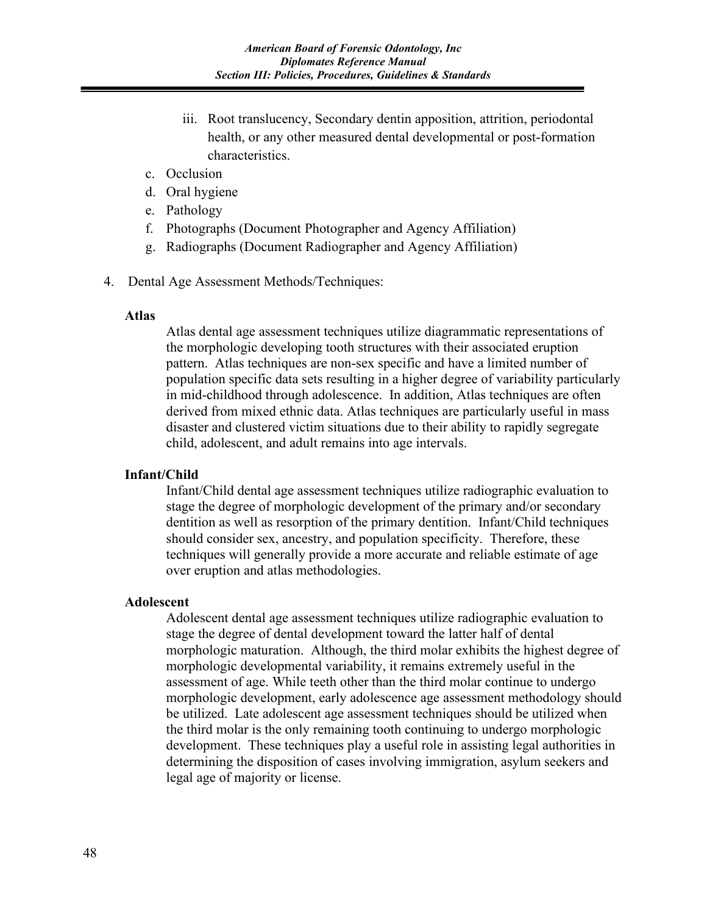iii. Root translucency, Secondary dentin apposition, attrition, periodontal health, or any other measured dental developmental or post-formation characteristics.

c. Occlusion
d. Oral hygiene
e. Pathology
f. Photographs (Document Photographer and Agency Affiliation)
g. Radiographs (Document Radiographer and Agency Affiliation)

4. Dental Age Assessment Methods/Techniques:

**Atlas**

Atlas dental age assessment techniques utilize diagrammatic representations of the morphologic developing tooth structures with their associated eruption pattern. Atlas techniques are non-sex specific and have a limited number of population specific data sets resulting in a higher degree of variability particularly in mid-childhood through adolescence. In addition, Atlas techniques are often derived from mixed ethnic data. Atlas techniques are particularly useful in mass disaster and clustered victim situations due to their ability to rapidly segregate child, adolescent, and adult remains into age intervals.

**Infant/Child**

Infant/Child dental age assessment techniques utilize radiographic evaluation to stage the degree of morphologic development of the primary and/or secondary dentition as well as resorption of the primary dentition. Infant/Child techniques should consider sex, ancestry, and population specificity. Therefore, these techniques will generally provide a more accurate and reliable estimate of age over eruption and atlas methodologies.

**Adolescent**

Adolescent dental age assessment techniques utilize radiographic evaluation to stage the degree of dental development toward the latter half of dental morphologic maturation. Although, the third molar exhibits the highest degree of morphologic developmental variability, it remains extremely useful in the assessment of age. While teeth other than the third molar continue to undergo morphologic development, early adolescence age assessment methodology should be utilized. Late adolescent age assessment techniques should be utilized when the third molar is the only remaining tooth continuing to undergo morphologic development. These techniques play a useful role in assisting legal authorities in determining the disposition of cases involving immigration, asylum seekers and legal age of majority or license.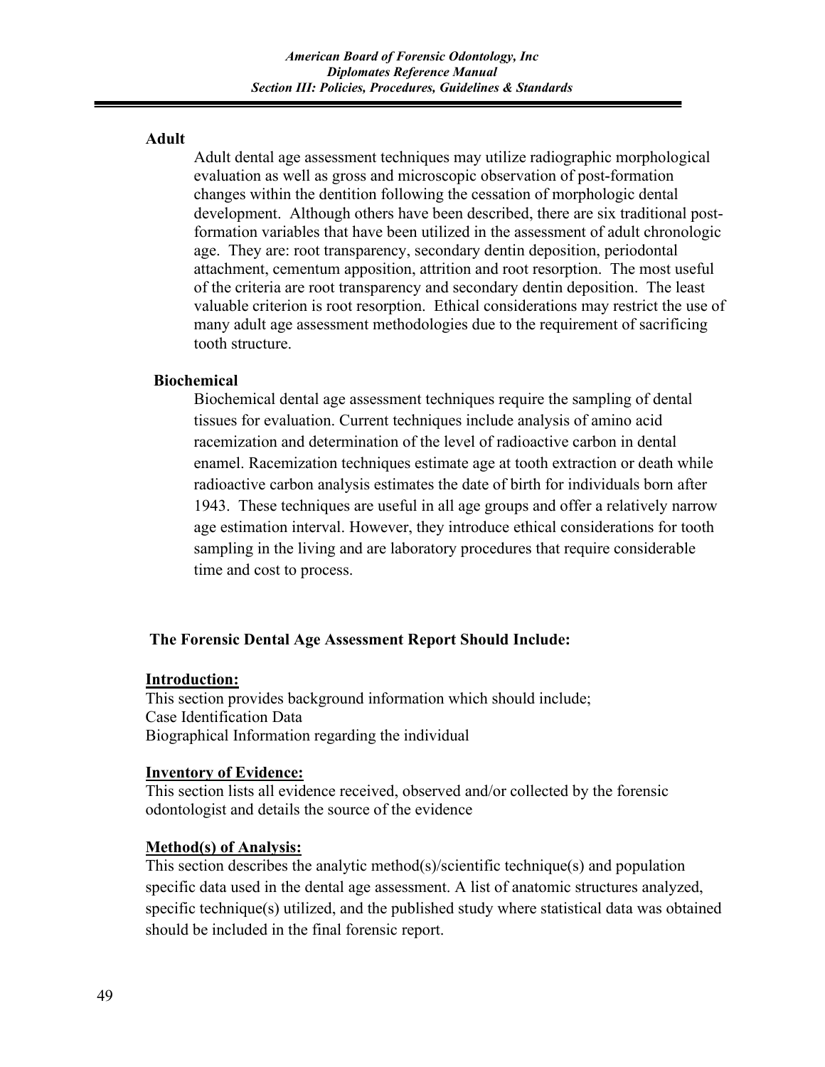### Adult

Adult dental age assessment techniques may utilize radiographic morphological evaluation as well as gross and microscopic observation of post-formation changes within the dentition following the cessation of morphologic dental development. Although others have been described, there are six traditional post-formation variables that have been utilized in the assessment of adult chronologic age. They are: root transparency, secondary dentin deposition, periodontal attachment, cementum apposition, attrition and root resorption. The most useful of the criteria are root transparency and secondary dentin deposition. The least valuable criterion is root resorption. Ethical considerations may restrict the use of many adult age assessment methodologies due to the requirement of sacrificing tooth structure.

### Biochemical

Biochemical dental age assessment techniques require the sampling of dental tissues for evaluation. Current techniques include analysis of amino acid racemization and determination of the level of radioactive carbon in dental enamel. Racemization techniques estimate age at tooth extraction or death while radioactive carbon analysis estimates the date of birth for individuals born after 1943. These techniques are useful in all age groups and offer a relatively narrow age estimation interval. However, they introduce ethical considerations for tooth sampling in the living and are laboratory procedures that require considerable time and cost to process.

## The Forensic Dental Age Assessment Report Should Include:

**Introduction:**

This section provides background information which should include;
Case Identification Data
Biographical Information regarding the individual

**Inventory of Evidence:**

This section lists all evidence received, observed and/or collected by the forensic odontologist and details the source of the evidence

**Method(s) of Analysis:**

This section describes the analytic method(s)/scientific technique(s) and population specific data used in the dental age assessment. A list of anatomic structures analyzed, specific technique(s) utilized, and the published study where statistical data was obtained should be included in the final forensic report.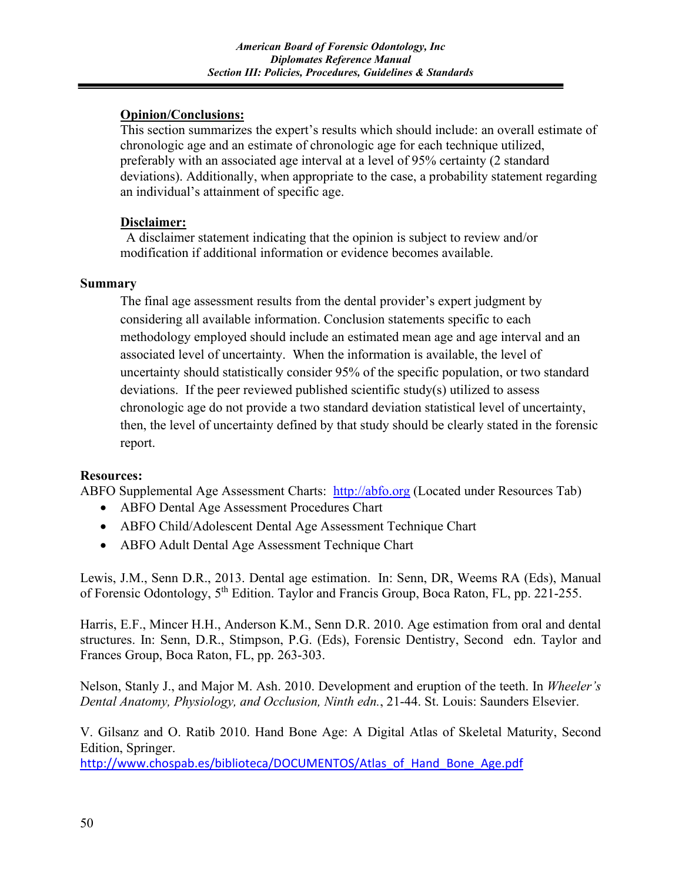**Opinion/Conclusions:**

This section summarizes the expert's results which should include: an overall estimate of chronologic age and an estimate of chronologic age for each technique utilized, preferably with an associated age interval at a level of 95% certainty (2 standard deviations). Additionally, when appropriate to the case, a probability statement regarding an individual's attainment of specific age.

**Disclaimer:**

A disclaimer statement indicating that the opinion is subject to review and/or modification if additional information or evidence becomes available.

## Summary

The final age assessment results from the dental provider's expert judgment by considering all available information. Conclusion statements specific to each methodology employed should include an estimated mean age and age interval and an associated level of uncertainty. When the information is available, the level of uncertainty should statistically consider 95% of the specific population, or two standard deviations. If the peer reviewed published scientific study(s) utilized to assess chronologic age do not provide a two standard deviation statistical level of uncertainty, then, the level of uncertainty defined by that study should be clearly stated in the forensic report.

## Resources:

ABFO Supplemental Age Assessment Charts: http://abfo.org (Located under Resources Tab)

- ABFO Dental Age Assessment Procedures Chart
- ABFO Child/Adolescent Dental Age Assessment Technique Chart
- ABFO Adult Dental Age Assessment Technique Chart

Lewis, J.M., Senn D.R., 2013. Dental age estimation. In: Senn, DR, Weems RA (Eds), Manual of Forensic Odontology, 5th Edition. Taylor and Francis Group, Boca Raton, FL, pp. 221-255.

Harris, E.F., Mincer H.H., Anderson K.M., Senn D.R. 2010. Age estimation from oral and dental structures. In: Senn, D.R., Stimpson, P.G. (Eds), Forensic Dentistry, Second edn. Taylor and Frances Group, Boca Raton, FL, pp. 263-303.

Nelson, Stanly J., and Major M. Ash. 2010. Development and eruption of the teeth. In *Wheeler's Dental Anatomy, Physiology, and Occlusion, Ninth edn.*, 21-44. St. Louis: Saunders Elsevier.

V. Gilsanz and O. Ratib 2010. Hand Bone Age: A Digital Atlas of Skeletal Maturity, Second Edition, Springer.
http://www.chospab.es/biblioteca/DOCUMENTOS/Atlas_of_Hand_Bone_Age.pdf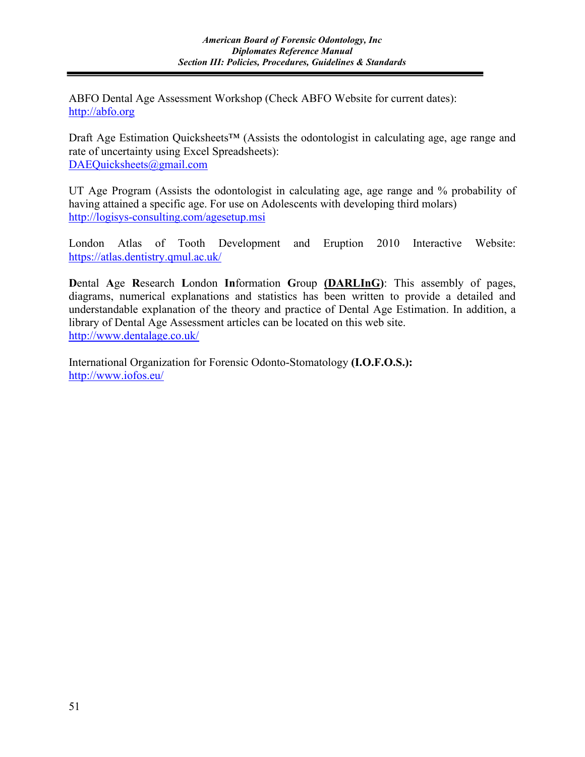ABFO Dental Age Assessment Workshop (Check ABFO Website for current dates):
http://abfo.org

Draft Age Estimation Quicksheets™ (Assists the odontologist in calculating age, age range and rate of uncertainty using Excel Spreadsheets):
DAEQuicksheets@gmail.com

UT Age Program (Assists the odontologist in calculating age, age range and % probability of having attained a specific age. For use on Adolescents with developing third molars)
http://logisys-consulting.com/agesetup.msi

London Atlas of Tooth Development and Eruption 2010 Interactive Website:
https://atlas.dentistry.qmul.ac.uk/

**D**ental **A**ge **R**esearch **L**ondon **In**formation **G**roup **(DARLInG)**: This assembly of pages, diagrams, numerical explanations and statistics has been written to provide a detailed and understandable explanation of the theory and practice of Dental Age Estimation. In addition, a library of Dental Age Assessment articles can be located on this web site.
http://www.dentalage.co.uk/

International Organization for Forensic Odonto-Stomatology **(I.O.F.O.S.):**
http://www.iofos.eu/